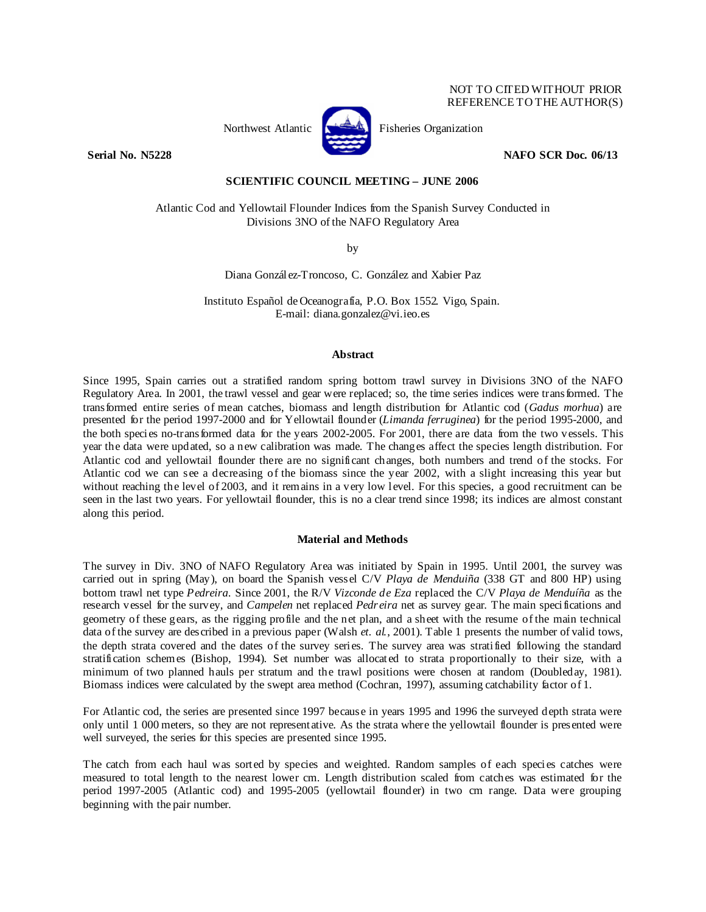NOT TO CITED WITHOUT PRIOR REFERENCE TO THE AUTHOR(S)

Northwest Atlantic Fisheries Organization

**Serial No. N5228** **NAFO SCR Doc. 06/13**

**SCIENTIFIC COUNCIL MEETING – JUNE 2006**

Atlantic Cod and Yellowtail Flounder Indices from the Spanish Survey Conducted in Divisions 3NO of the NAFO Regulatory Area

by

Diana González-Troncoso, C. González and Xabier Paz

Instituto Español de Oceanografía, P.O. Box 1552. Vigo, Spain.
E-mail: diana.gonzalez@vi.ieo.es

## Abstract

Since 1995, Spain carries out a stratified random spring bottom trawl survey in Divisions 3NO of the NAFO Regulatory Area. In 2001, the trawl vessel and gear were replaced; so, the time series indices were transformed. The transformed entire series of mean catches, biomass and length distribution for Atlantic cod (*Gadus morhua*) are presented for the period 1997-2000 and for Yellowtail flounder (*Limanda ferruginea*) for the period 1995-2000, and the both species no-transformed data for the years 2002-2005. For 2001, there are data from the two vessels. This year the data were updated, so a new calibration was made. The changes affect the species length distribution. For Atlantic cod and yellowtail flounder there are no significant changes, both numbers and trend of the stocks. For Atlantic cod we can see a decreasing of the biomass since the year 2002, with a slight increasing this year but without reaching the level of 2003, and it remains in a very low level. For this species, a good recruitment can be seen in the last two years. For yellowtail flounder, this is no a clear trend since 1998; its indices are almost constant along this period.

## Material and Methods

The survey in Div. 3NO of NAFO Regulatory Area was initiated by Spain in 1995. Until 2001, the survey was carried out in spring (May), on board the Spanish vessel C/V *Playa de Menduiña* (338 GT and 800 HP) using bottom trawl net type *Pedreira*. Since 2001, the R/V *Vizconde de Eza* replaced the C/V *Playa de Menduíña* as the research vessel for the survey, and *Campelen* net replaced *Pedreira* net as survey gear. The main specifications and geometry of these gears, as the rigging profile and the net plan, and a sheet with the resume of the main technical data of the survey are described in a previous paper (Walsh *et. al.*, 2001). Table 1 presents the number of valid tows, the depth strata covered and the dates of the survey series. The survey area was stratified following the standard stratification schemes (Bishop, 1994). Set number was allocated to strata proportionally to their size, with a minimum of two planned hauls per stratum and the trawl positions were chosen at random (Doubleday, 1981). Biomass indices were calculated by the swept area method (Cochran, 1997), assuming catchability factor of 1.

For Atlantic cod, the series are presented since 1997 because in years 1995 and 1996 the surveyed depth strata were only until 1 000 meters, so they are not representative. As the strata where the yellowtail flounder is presented were well surveyed, the series for this species are presented since 1995.

The catch from each haul was sorted by species and weighted. Random samples of each species catches were measured to total length to the nearest lower cm. Length distribution scaled from catches was estimated for the period 1997-2005 (Atlantic cod) and 1995-2005 (yellowtail flounder) in two cm range. Data were grouping beginning with the pair number.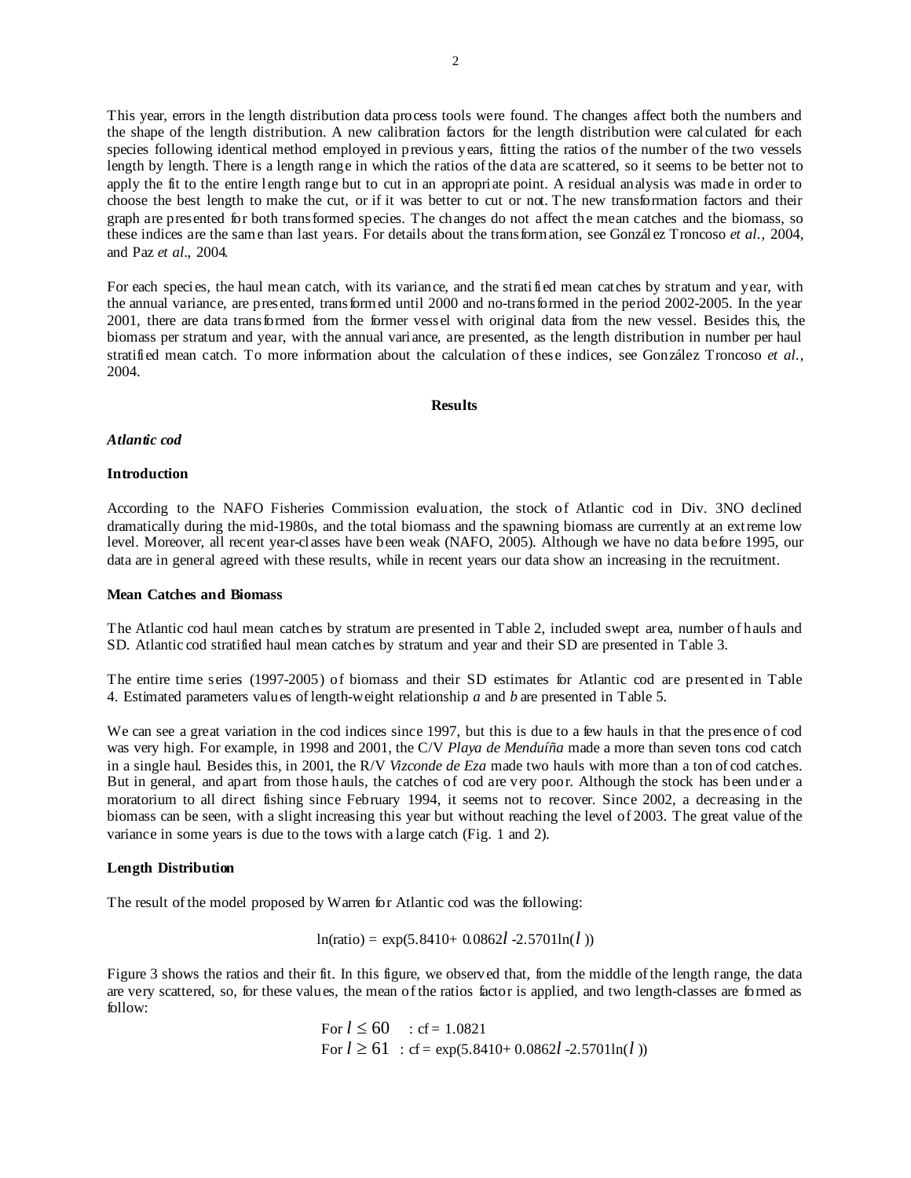This year, errors in the length distribution data process tools were found. The changes affect both the numbers and the shape of the length distribution. A new calibration factors for the length distribution were calculated for each species following identical method employed in previous years, fitting the ratios of the number of the two vessels length by length. There is a length range in which the ratios of the data are scattered, so it seems to be better not to apply the fit to the entire length range but to cut in an appropriate point. A residual analysis was made in order to choose the best length to make the cut, or if it was better to cut or not. The new transformation factors and their graph are presented for both transformed species. The changes do not affect the mean catches and the biomass, so these indices are the same than last years. For details about the transformation, see González Troncoso *et al.*, 2004, and Paz *et al.*, 2004.

For each species, the haul mean catch, with its variance, and the stratified mean catches by stratum and year, with the annual variance, are presented, transformed until 2000 and no-transformed in the period 2002-2005. In the year 2001, there are data transformed from the former vessel with original data from the new vessel. Besides this, the biomass per stratum and year, with the annual variance, are presented, as the length distribution in number per haul stratified mean catch. To more information about the calculation of these indices, see González Troncoso *et al.*, 2004.

## Results

### *Atlantic cod*

#### Introduction

According to the NAFO Fisheries Commission evaluation, the stock of Atlantic cod in Div. 3NO declined dramatically during the mid-1980s, and the total biomass and the spawning biomass are currently at an extreme low level. Moreover, all recent year-classes have been weak (NAFO, 2005). Although we have no data before 1995, our data are in general agreed with these results, while in recent years our data show an increasing in the recruitment.

#### Mean Catches and Biomass

The Atlantic cod haul mean catches by stratum are presented in Table 2, included swept area, number of hauls and SD. Atlantic cod stratified haul mean catches by stratum and year and their SD are presented in Table 3.

The entire time series (1997-2005) of biomass and their SD estimates for Atlantic cod are presented in Table 4. Estimated parameters values of length-weight relationship *a* and *b* are presented in Table 5.

We can see a great variation in the cod indices since 1997, but this is due to a few hauls in that the presence of cod was very high. For example, in 1998 and 2001, the C/V *Playa de Menduíña* made a more than seven tons cod catch in a single haul. Besides this, in 2001, the R/V *Vizconde de Eza* made two hauls with more than a ton of cod catches. But in general, and apart from those hauls, the catches of cod are very poor. Although the stock has been under a moratorium to all direct fishing since February 1994, it seems not to recover. Since 2002, a decreasing in the biomass can be seen, with a slight increasing this year but without reaching the level of 2003. The great value of the variance in some years is due to the tows with a large catch (Fig. 1 and 2).

#### Length Distribution

The result of the model proposed by Warren for Atlantic cod was the following:

$$\ln(\text{ratio}) = \exp(5.8410 + 0.0862l - 2.5701\ln(l))$$

Figure 3 shows the ratios and their fit. In this figure, we observed that, from the middle of the length range, the data are very scattered, so, for these values, the mean of the ratios factor is applied, and two length-classes are formed as follow:

For $l \leq 60$ : cf = 1.0821

For $l \geq 61$ : cf = $\exp(5.8410 + 0.0862l - 2.5701\ln(l))$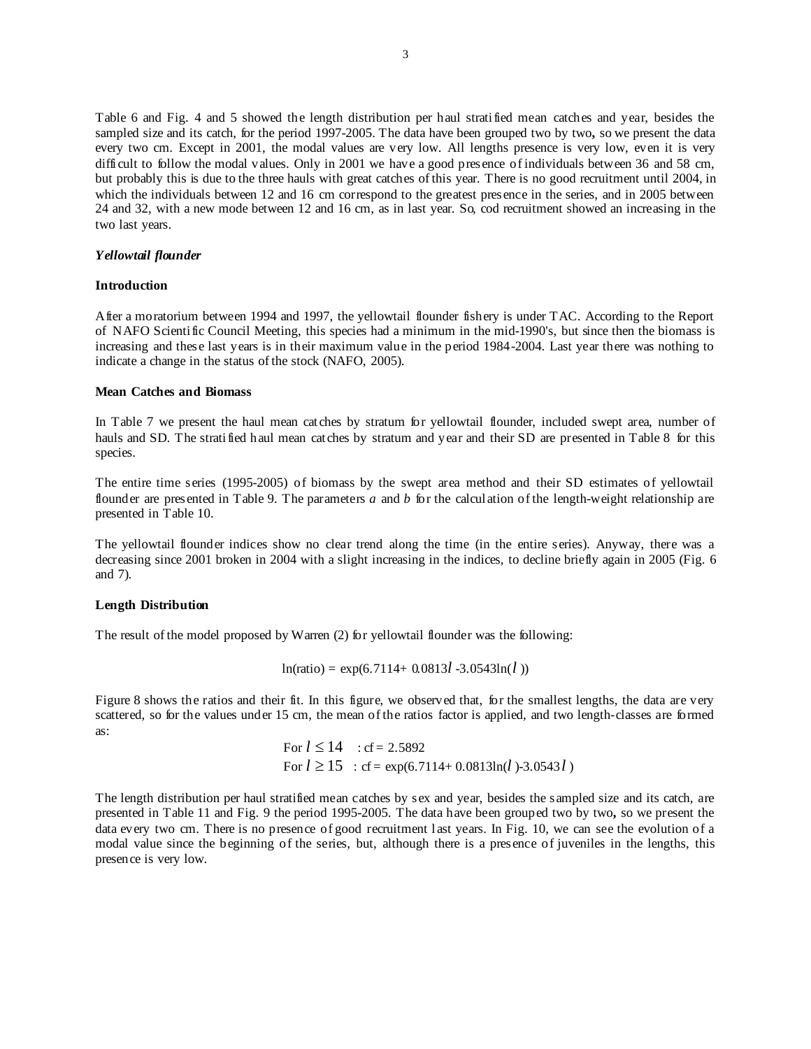Table 6 and Fig. 4 and 5 showed the length distribution per haul stratified mean catches and year, besides the sampled size and its catch, for the period 1997-2005. The data have been grouped two by two**,** so we present the data every two cm. Except in 2001, the modal values are very low. All lengths presence is very low, even it is very difficult to follow the modal values. Only in 2001 we have a good presence of individuals between 36 and 58 cm, but probably this is due to the three hauls with great catches of this year. There is no good recruitment until 2004, in which the individuals between 12 and 16 cm correspond to the greatest presence in the series, and in 2005 between 24 and 32, with a new mode between 12 and 16 cm, as in last year. So, cod recruitment showed an increasing in the two last years.

### *Yellowtail flounder*

#### Introduction

After a moratorium between 1994 and 1997, the yellowtail flounder fishery is under TAC. According to the Report of NAFO Scientific Council Meeting, this species had a minimum in the mid-1990's, but since then the biomass is increasing and these last years is in their maximum value in the period 1984-2004. Last year there was nothing to indicate a change in the status of the stock (NAFO, 2005).

#### Mean Catches and Biomass

In Table 7 we present the haul mean catches by stratum for yellowtail flounder, included swept area, number of hauls and SD. The stratified haul mean catches by stratum and year and their SD are presented in Table 8 for this species.

The entire time series (1995-2005) of biomass by the swept area method and their SD estimates of yellowtail flounder are presented in Table 9. The parameters *a* and *b* for the calculation of the length-weight relationship are presented in Table 10.

The yellowtail flounder indices show no clear trend along the time (in the entire series). Anyway, there was a decreasing since 2001 broken in 2004 with a slight increasing in the indices, to decline briefly again in 2005 (Fig. 6 and 7).

#### Length Distribution

The result of the model proposed by Warren (2) for yellowtail flounder was the following:

$$\ln(\text{ratio}) = \exp(6.7114 + 0.0813l - 3.0543\ln(l))$$

Figure 8 shows the ratios and their fit. In this figure, we observed that, for the smallest lengths, the data are very scattered, so for the values under 15 cm, the mean of the ratios factor is applied, and two length-classes are formed as:

For $l \leq 14$ : cf = 2.5892
For $l \geq 15$ : cf = $\exp(6.7114 + 0.0813\ln(l) - 3.0543l)$

The length distribution per haul stratified mean catches by sex and year, besides the sampled size and its catch, are presented in Table 11 and Fig. 9 the period 1995-2005. The data have been grouped two by two**,** so we present the data every two cm. There is no presence of good recruitment last years. In Fig. 10, we can see the evolution of a modal value since the beginning of the series, but, although there is a presence of juveniles in the lengths, this presence is very low.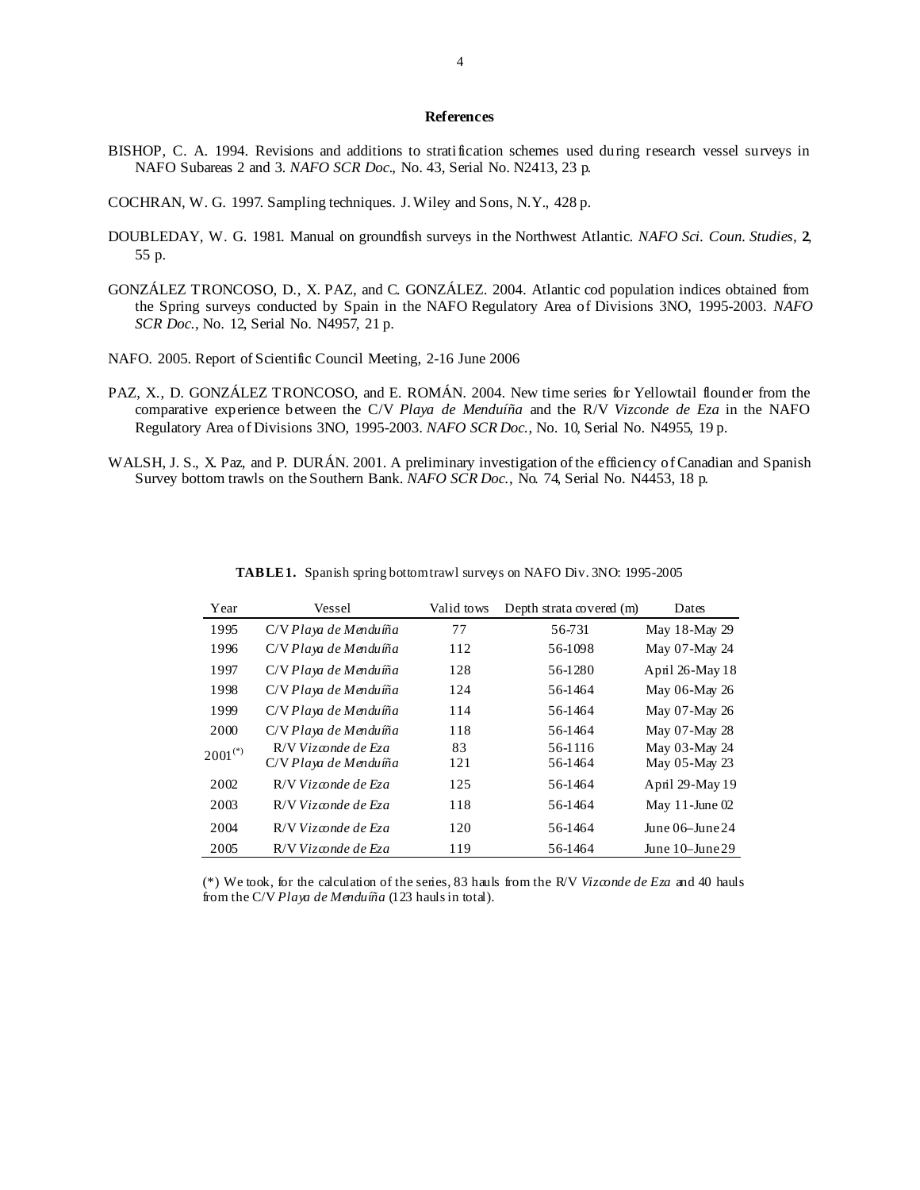## References

BISHOP, C. A. 1994. Revisions and additions to stratification schemes used during research vessel surveys in NAFO Subareas 2 and 3. *NAFO SCR Doc*., No. 43, Serial No. N2413, 23 p.

COCHRAN, W. G. 1997. Sampling techniques. J. Wiley and Sons, N.Y., 428 p.

DOUBLEDAY, W. G. 1981. Manual on groundfish surveys in the Northwest Atlantic. *NAFO Sci. Coun. Studies*, **2**, 55 p.

GONZÁLEZ TRONCOSO, D., X. PAZ, and C. GONZÁLEZ. 2004. Atlantic cod population indices obtained from the Spring surveys conducted by Spain in the NAFO Regulatory Area of Divisions 3NO, 1995-2003. *NAFO SCR Doc.*, No. 12, Serial No. N4957, 21 p.

NAFO. 2005. Report of Scientific Council Meeting, 2-16 June 2006

PAZ, X., D. GONZÁLEZ TRONCOSO, and E. ROMÁN. 2004. New time series for Yellowtail flounder from the comparative experience between the C/V *Playa de Menduíña* and the R/V *Vizconde de Eza* in the NAFO Regulatory Area of Divisions 3NO, 1995-2003. *NAFO SCR Doc.*, No. 10, Serial No. N4955, 19 p.

WALSH, J. S., X. Paz, and P. DURÁN. 2001. A preliminary investigation of the efficiency of Canadian and Spanish Survey bottom trawls on the Southern Bank. *NAFO SCR Doc.*, No. 74, Serial No. N4453, 18 p.

**TABLE 1.** Spanish spring bottom trawl surveys on NAFO Div. 3NO: 1995-2005

| Year | Vessel | Valid tows | Depth strata covered (m) | Dates |
|---|---|---|---|---|
| 1995 | C/V *Playa de Menduíña* | 77 | 56-731 | May 18-May 29 |
| 1996 | C/V *Playa de Menduíña* | 112 | 56-1098 | May 07-May 24 |
| 1997 | C/V *Playa de Menduíña* | 128 | 56-1280 | April 26-May 18 |
| 1998 | C/V *Playa de Menduíña* | 124 | 56-1464 | May 06-May 26 |
| 1999 | C/V *Playa de Menduíña* | 114 | 56-1464 | May 07-May 26 |
| 2000 | C/V *Playa de Menduíña* | 118 | 56-1464 | May 07-May 28 |
| 2001(*) | R/V *Vizconde de Eza* | 83 | 56-1116 | May 03-May 24 |
| | C/V *Playa de Menduíña* | 121 | 56-1464 | May 05-May 23 |
| 2002 | R/V *Vizconde de Eza* | 125 | 56-1464 | April 29-May 19 |
| 2003 | R/V *Vizconde de Eza* | 118 | 56-1464 | May 11-June 02 |
| 2004 | R/V *Vizconde de Eza* | 120 | 56-1464 | June 06–June 24 |
| 2005 | R/V *Vizconde de Eza* | 119 | 56-1464 | June 10–June 29 |

(*) We took, for the calculation of the series, 83 hauls from the R/V *Vizconde de Eza* and 40 hauls from the C/V *Playa de Menduíña* (123 hauls in total).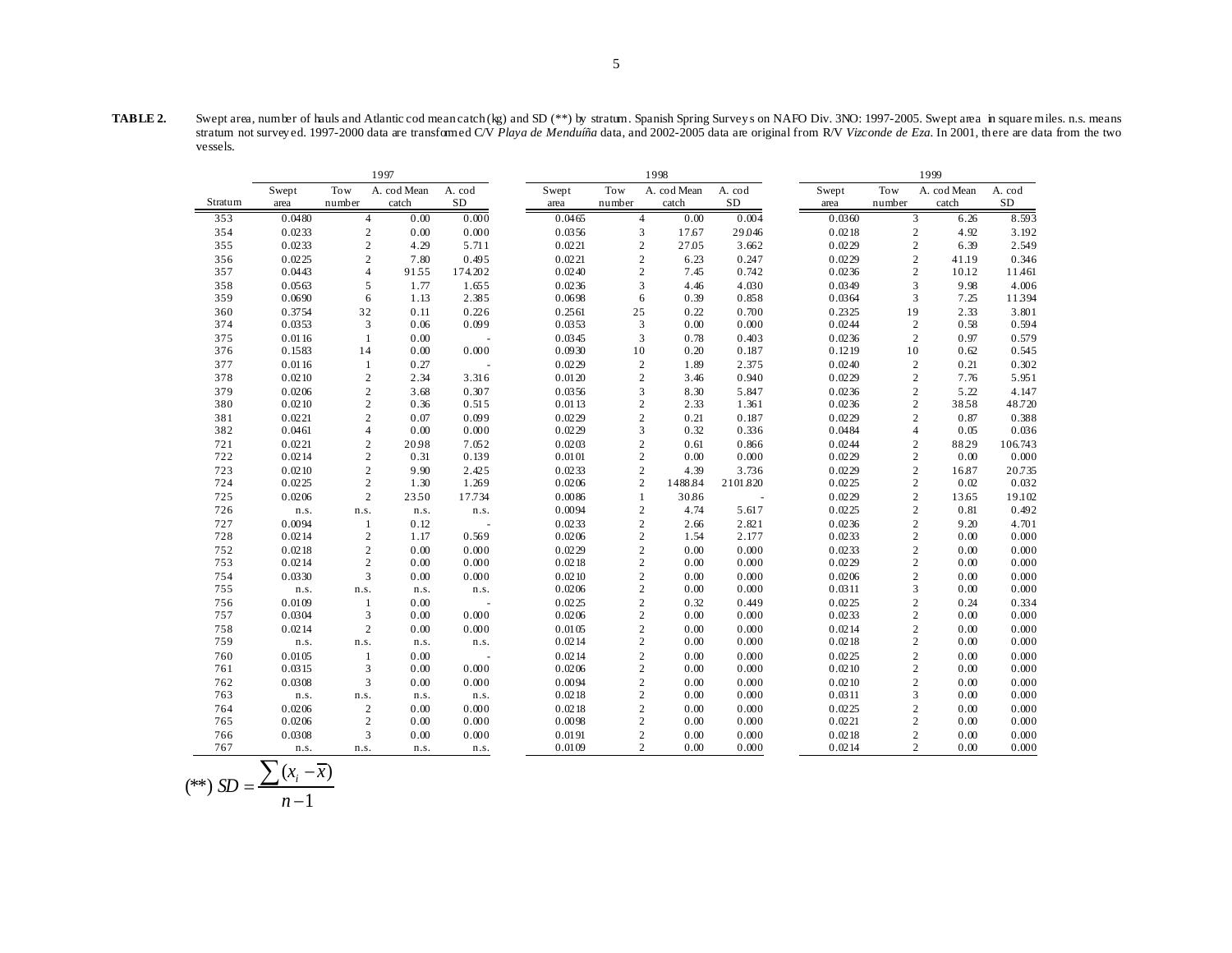**TABLE 2.** Swept area, number of hauls and Atlantic cod mean catch (kg) and SD (**) by stratum. Spanish Spring Surveys on NAFO Div. 3NO: 1997-2005. Swept area in square miles. n.s. means stratum not surveyed. 1997-2000 data are transformed C/V *Playa de Menduíña* data, and 2002-2005 data are original from R/V *Vizconde de Eza*. In 2001, there are data from the two vessels.

| | 1997 | | | | 1998 | | | | 1999 | | | |
|---|---|---|---|---|---|---|---|---|---|---|---|---|
| Stratum | Swept area | Tow number | A. cod Mean catch | A. cod SD | Swept area | Tow number | A. cod Mean catch | A. cod SD | Swept area | Tow number | A. cod Mean catch | A. cod SD |
| 353 | 0.0480 | 4 | 0.00 | 0.000 | 0.0465 | 4 | 0.00 | 0.004 | 0.0360 | 3 | 6.26 | 8.593 |
| 354 | 0.0233 | 2 | 0.00 | 0.000 | 0.0356 | 3 | 17.67 | 29.046 | 0.0218 | 2 | 4.92 | 3.192 |
| 355 | 0.0233 | 2 | 4.29 | 5.711 | 0.0221 | 2 | 27.05 | 3.662 | 0.0229 | 2 | 6.39 | 2.549 |
| 356 | 0.0225 | 2 | 7.80 | 0.495 | 0.0221 | 2 | 6.23 | 0.247 | 0.0229 | 2 | 41.19 | 0.346 |
| 357 | 0.0443 | 4 | 91.55 | 174.202 | 0.0240 | 2 | 7.45 | 0.742 | 0.0236 | 2 | 10.12 | 11.461 |
| 358 | 0.0563 | 5 | 1.77 | 1.655 | 0.0236 | 3 | 4.46 | 4.030 | 0.0349 | 3 | 9.98 | 4.006 |
| 359 | 0.0690 | 6 | 1.13 | 2.385 | 0.0698 | 6 | 0.39 | 0.858 | 0.0364 | 3 | 7.25 | 11.394 |
| 360 | 0.3754 | 32 | 0.11 | 0.226 | 0.2561 | 25 | 0.22 | 0.700 | 0.2325 | 19 | 2.33 | 3.801 |
| 374 | 0.0353 | 3 | 0.06 | 0.099 | 0.0353 | 3 | 0.00 | 0.000 | 0.0244 | 2 | 0.58 | 0.594 |
| 375 | 0.0116 | 1 | 0.00 | - | 0.0345 | 3 | 0.78 | 0.403 | 0.0236 | 2 | 0.97 | 0.579 |
| 376 | 0.1583 | 14 | 0.00 | 0.000 | 0.0930 | 10 | 0.20 | 0.187 | 0.1219 | 10 | 0.62 | 0.545 |
| 377 | 0.0116 | 1 | 0.27 | - | 0.0229 | 2 | 1.89 | 2.375 | 0.0240 | 2 | 0.21 | 0.302 |
| 378 | 0.0210 | 2 | 2.34 | 3.316 | 0.0120 | 2 | 3.46 | 0.940 | 0.0229 | 2 | 7.76 | 5.951 |
| 379 | 0.0206 | 2 | 3.68 | 0.307 | 0.0356 | 3 | 8.30 | 5.847 | 0.0236 | 2 | 5.22 | 4.147 |
| 380 | 0.0210 | 2 | 0.36 | 0.515 | 0.0113 | 2 | 2.33 | 1.361 | 0.0236 | 2 | 38.58 | 48.720 |
| 381 | 0.0221 | 2 | 0.07 | 0.099 | 0.0229 | 2 | 0.21 | 0.187 | 0.0229 | 2 | 0.87 | 0.388 |
| 382 | 0.0461 | 4 | 0.00 | 0.000 | 0.0229 | 3 | 0.32 | 0.336 | 0.0484 | 4 | 0.05 | 0.036 |
| 721 | 0.0221 | 2 | 20.98 | 7.052 | 0.0203 | 2 | 0.61 | 0.866 | 0.0244 | 2 | 88.29 | 106.743 |
| 722 | 0.0214 | 2 | 0.31 | 0.139 | 0.0101 | 2 | 0.00 | 0.000 | 0.0229 | 2 | 0.00 | 0.000 |
| 723 | 0.0210 | 2 | 9.90 | 2.425 | 0.0233 | 2 | 4.39 | 3.736 | 0.0229 | 2 | 16.87 | 20.735 |
| 724 | 0.0225 | 2 | 1.30 | 1.269 | 0.0206 | 2 | 1488.84 | 2101.820 | 0.0225 | 2 | 0.02 | 0.032 |
| 725 | 0.0206 | 2 | 23.50 | 17.734 | 0.0086 | 1 | 30.86 | - | 0.0229 | 2 | 13.65 | 19.102 |
| 726 | n.s. | n.s. | n.s. | n.s. | 0.0094 | 2 | 4.74 | 5.617 | 0.0225 | 2 | 0.81 | 0.492 |
| 727 | 0.0094 | 1 | 0.12 | - | 0.0233 | 2 | 2.66 | 2.821 | 0.0236 | 2 | 9.20 | 4.701 |
| 728 | 0.0214 | 2 | 1.17 | 0.569 | 0.0206 | 2 | 1.54 | 2.177 | 0.0233 | 2 | 0.00 | 0.000 |
| 752 | 0.0218 | 2 | 0.00 | 0.000 | 0.0229 | 2 | 0.00 | 0.000 | 0.0233 | 2 | 0.00 | 0.000 |
| 753 | 0.0214 | 2 | 0.00 | 0.000 | 0.0218 | 2 | 0.00 | 0.000 | 0.0229 | 2 | 0.00 | 0.000 |
| 754 | 0.0330 | 3 | 0.00 | 0.000 | 0.0210 | 2 | 0.00 | 0.000 | 0.0206 | 2 | 0.00 | 0.000 |
| 755 | n.s. | n.s. | n.s. | n.s. | 0.0206 | 2 | 0.00 | 0.000 | 0.0311 | 3 | 0.00 | 0.000 |
| 756 | 0.0109 | 1 | 0.00 | - | 0.0225 | 2 | 0.32 | 0.449 | 0.0225 | 2 | 0.24 | 0.334 |
| 757 | 0.0304 | 3 | 0.00 | 0.000 | 0.0206 | 2 | 0.00 | 0.000 | 0.0233 | 2 | 0.00 | 0.000 |
| 758 | 0.0214 | 2 | 0.00 | 0.000 | 0.0105 | 2 | 0.00 | 0.000 | 0.0214 | 2 | 0.00 | 0.000 |
| 759 | n.s. | n.s. | n.s. | n.s. | 0.0214 | 2 | 0.00 | 0.000 | 0.0218 | 2 | 0.00 | 0.000 |
| 760 | 0.0105 | 1 | 0.00 | - | 0.0214 | 2 | 0.00 | 0.000 | 0.0225 | 2 | 0.00 | 0.000 |
| 761 | 0.0315 | 3 | 0.00 | 0.000 | 0.0206 | 2 | 0.00 | 0.000 | 0.0210 | 2 | 0.00 | 0.000 |
| 762 | 0.0308 | 3 | 0.00 | 0.000 | 0.0094 | 2 | 0.00 | 0.000 | 0.0210 | 2 | 0.00 | 0.000 |
| 763 | n.s. | n.s. | n.s. | n.s. | 0.0218 | 2 | 0.00 | 0.000 | 0.0311 | 3 | 0.00 | 0.000 |
| 764 | 0.0206 | 2 | 0.00 | 0.000 | 0.0218 | 2 | 0.00 | 0.000 | 0.0225 | 2 | 0.00 | 0.000 |
| 765 | 0.0206 | 2 | 0.00 | 0.000 | 0.0098 | 2 | 0.00 | 0.000 | 0.0221 | 2 | 0.00 | 0.000 |
| 766 | 0.0308 | 3 | 0.00 | 0.000 | 0.0191 | 2 | 0.00 | 0.000 | 0.0218 | 2 | 0.00 | 0.000 |
| 767 | n.s. | n.s. | n.s. | n.s. | 0.0109 | 2 | 0.00 | 0.000 | 0.0214 | 2 | 0.00 | 0.000 |

$$(^{**})\ SD = \frac{\sum (x_i - \overline{x})}{n-1}$$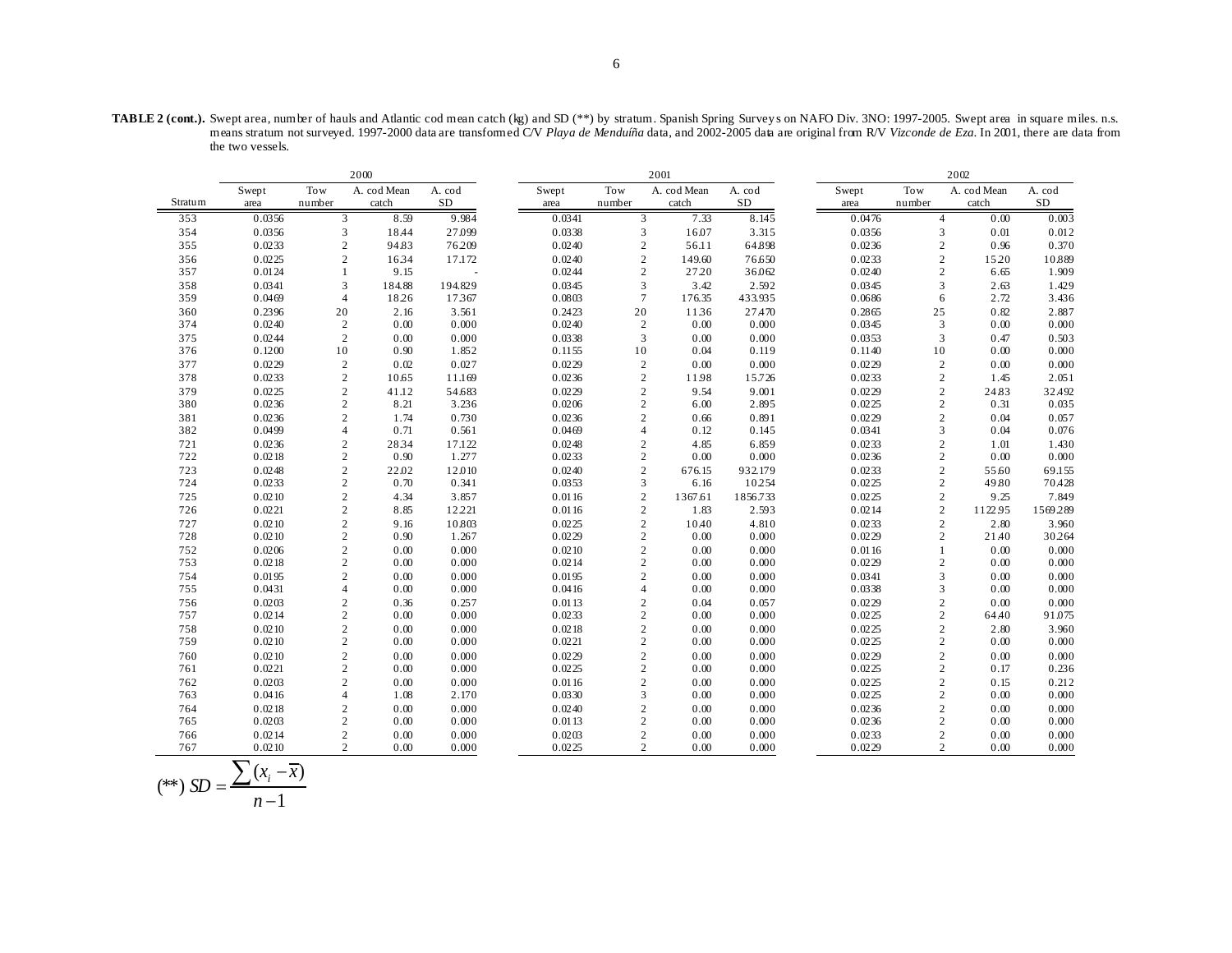**TABLE 2 (cont.).** Swept area, number of hauls and Atlantic cod mean catch (kg) and SD (**) by stratum. Spanish Spring Surveys on NAFO Div. 3NO: 1997-2005. Swept area in square miles. n.s. means stratum not surveyed. 1997-2000 data are transformed C/V *Playa de Menduíña* data, and 2002-2005 data are original from R/V *Vizconde de Eza*. In 2001, there are data from the two vessels.

| | 2000 | | | | 2001 | | | | 2002 | | | |
|---|---|---|---|---|---|---|---|---|---|---|---|---|
| Stratum | Swept area | Tow number | A. cod Mean catch | A. cod SD | Swept area | Tow number | A. cod Mean catch | A. cod SD | Swept area | Tow number | A. cod Mean catch | A. cod SD |
| 353 | 0.0356 | 3 | 8.59 | 9.984 | 0.0341 | 3 | 7.33 | 8.145 | 0.0476 | 4 | 0.00 | 0.003 |
| 354 | 0.0356 | 3 | 18.44 | 27.099 | 0.0338 | 3 | 16.07 | 3.315 | 0.0356 | 3 | 0.01 | 0.012 |
| 355 | 0.0233 | 2 | 94.83 | 76.209 | 0.0240 | 2 | 56.11 | 64.898 | 0.0236 | 2 | 0.96 | 0.370 |
| 356 | 0.0225 | 2 | 16.34 | 17.172 | 0.0240 | 2 | 149.60 | 76.650 | 0.0233 | 2 | 15.20 | 10.889 |
| 357 | 0.0124 | 1 | 9.15 | - | 0.0244 | 2 | 27.20 | 36.062 | 0.0240 | 2 | 6.65 | 1.909 |
| 358 | 0.0341 | 3 | 184.88 | 194.829 | 0.0345 | 3 | 3.42 | 2.592 | 0.0345 | 3 | 2.63 | 1.429 |
| 359 | 0.0469 | 4 | 18.26 | 17.367 | 0.0803 | 7 | 176.35 | 433.935 | 0.0686 | 6 | 2.72 | 3.436 |
| 360 | 0.2396 | 20 | 2.16 | 3.561 | 0.2423 | 20 | 11.36 | 27.470 | 0.2865 | 25 | 0.82 | 2.887 |
| 374 | 0.0240 | 2 | 0.00 | 0.000 | 0.0240 | 2 | 0.00 | 0.000 | 0.0345 | 3 | 0.00 | 0.000 |
| 375 | 0.0244 | 2 | 0.00 | 0.000 | 0.0338 | 3 | 0.00 | 0.000 | 0.0353 | 3 | 0.47 | 0.503 |
| 376 | 0.1200 | 10 | 0.90 | 1.852 | 0.1155 | 10 | 0.04 | 0.119 | 0.1140 | 10 | 0.00 | 0.000 |
| 377 | 0.0229 | 2 | 0.02 | 0.027 | 0.0229 | 2 | 0.00 | 0.000 | 0.0229 | 2 | 0.00 | 0.000 |
| 378 | 0.0233 | 2 | 10.65 | 11.169 | 0.0236 | 2 | 11.98 | 15.726 | 0.0233 | 2 | 1.45 | 2.051 |
| 379 | 0.0225 | 2 | 41.12 | 54.683 | 0.0229 | 2 | 9.54 | 9.001 | 0.0229 | 2 | 24.83 | 32.492 |
| 380 | 0.0236 | 2 | 8.21 | 3.236 | 0.0206 | 2 | 6.00 | 2.895 | 0.0225 | 2 | 0.31 | 0.035 |
| 381 | 0.0236 | 2 | 1.74 | 0.730 | 0.0236 | 2 | 0.66 | 0.891 | 0.0229 | 2 | 0.04 | 0.057 |
| 382 | 0.0499 | 4 | 0.71 | 0.561 | 0.0469 | 4 | 0.12 | 0.145 | 0.0341 | 3 | 0.04 | 0.076 |
| 721 | 0.0236 | 2 | 28.34 | 17.122 | 0.0248 | 2 | 4.85 | 6.859 | 0.0233 | 2 | 1.01 | 1.430 |
| 722 | 0.0218 | 2 | 0.90 | 1.277 | 0.0233 | 2 | 0.00 | 0.000 | 0.0236 | 2 | 0.00 | 0.000 |
| 723 | 0.0248 | 2 | 22.02 | 12.010 | 0.0240 | 2 | 676.15 | 932.179 | 0.0233 | 2 | 55.60 | 69.155 |
| 724 | 0.0233 | 2 | 0.70 | 0.341 | 0.0353 | 3 | 6.16 | 10.254 | 0.0225 | 2 | 49.80 | 70.428 |
| 725 | 0.0210 | 2 | 4.34 | 3.857 | 0.0116 | 2 | 1367.61 | 1856.733 | 0.0225 | 2 | 9.25 | 7.849 |
| 726 | 0.0221 | 2 | 8.85 | 12.221 | 0.0116 | 2 | 1.83 | 2.593 | 0.0214 | 2 | 1122.95 | 1569.289 |
| 727 | 0.0210 | 2 | 9.16 | 10.803 | 0.0225 | 2 | 10.40 | 4.810 | 0.0233 | 2 | 2.80 | 3.960 |
| 728 | 0.0210 | 2 | 0.90 | 1.267 | 0.0229 | 2 | 0.00 | 0.000 | 0.0229 | 2 | 21.40 | 30.264 |
| 752 | 0.0206 | 2 | 0.00 | 0.000 | 0.0210 | 2 | 0.00 | 0.000 | 0.0116 | 1 | 0.00 | 0.000 |
| 753 | 0.0218 | 2 | 0.00 | 0.000 | 0.0214 | 2 | 0.00 | 0.000 | 0.0229 | 2 | 0.00 | 0.000 |
| 754 | 0.0195 | 2 | 0.00 | 0.000 | 0.0195 | 2 | 0.00 | 0.000 | 0.0341 | 3 | 0.00 | 0.000 |
| 755 | 0.0431 | 4 | 0.00 | 0.000 | 0.0416 | 4 | 0.00 | 0.000 | 0.0338 | 3 | 0.00 | 0.000 |
| 756 | 0.0203 | 2 | 0.36 | 0.257 | 0.0113 | 2 | 0.04 | 0.057 | 0.0229 | 2 | 0.00 | 0.000 |
| 757 | 0.0214 | 2 | 0.00 | 0.000 | 0.0233 | 2 | 0.00 | 0.000 | 0.0225 | 2 | 64.40 | 91.075 |
| 758 | 0.0210 | 2 | 0.00 | 0.000 | 0.0218 | 2 | 0.00 | 0.000 | 0.0225 | 2 | 2.80 | 3.960 |
| 759 | 0.0210 | 2 | 0.00 | 0.000 | 0.0221 | 2 | 0.00 | 0.000 | 0.0225 | 2 | 0.00 | 0.000 |
| 760 | 0.0210 | 2 | 0.00 | 0.000 | 0.0229 | 2 | 0.00 | 0.000 | 0.0229 | 2 | 0.00 | 0.000 |
| 761 | 0.0221 | 2 | 0.00 | 0.000 | 0.0225 | 2 | 0.00 | 0.000 | 0.0225 | 2 | 0.17 | 0.236 |
| 762 | 0.0203 | 2 | 0.00 | 0.000 | 0.0116 | 2 | 0.00 | 0.000 | 0.0225 | 2 | 0.15 | 0.212 |
| 763 | 0.0416 | 4 | 1.08 | 2.170 | 0.0330 | 3 | 0.00 | 0.000 | 0.0225 | 2 | 0.00 | 0.000 |
| 764 | 0.0218 | 2 | 0.00 | 0.000 | 0.0240 | 2 | 0.00 | 0.000 | 0.0236 | 2 | 0.00 | 0.000 |
| 765 | 0.0203 | 2 | 0.00 | 0.000 | 0.0113 | 2 | 0.00 | 0.000 | 0.0236 | 2 | 0.00 | 0.000 |
| 766 | 0.0214 | 2 | 0.00 | 0.000 | 0.0203 | 2 | 0.00 | 0.000 | 0.0233 | 2 | 0.00 | 0.000 |
| 767 | 0.0210 | 2 | 0.00 | 0.000 | 0.0225 | 2 | 0.00 | 0.000 | 0.0229 | 2 | 0.00 | 0.000 |

$$(^{**})\ SD = \frac{\sum (x_i - \overline{x})}{n-1}$$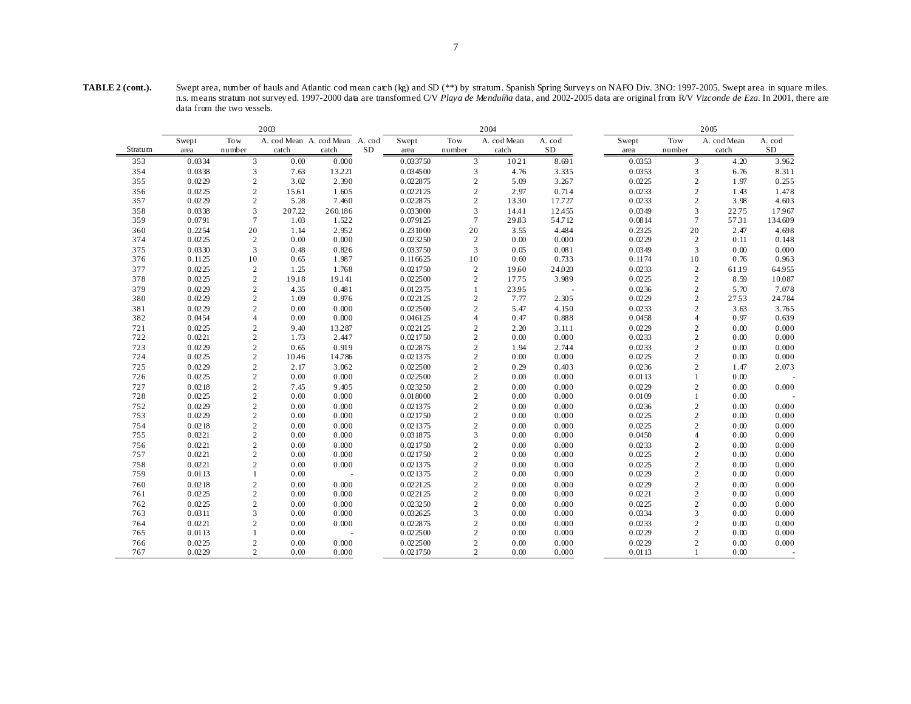**TABLE 2 (cont.).** Swept area, number of hauls and Atlantic cod mean catch (kg) and SD (**) by stratum. Spanish Spring Surveys on NAFO Div. 3NO: 1997-2005. Swept area in square miles. n.s. means stratum not surveyed. 1997-2000 data are transformed C/V *Playa de Menduíña* data, and 2002-2005 data are original from R/V *Vizconde de Eza*. In 2001, there are data from the two vessels.

| | 2003 | | | | 2004 | | | | 2005 | | | |
|---|---|---|---|---|---|---|---|---|---|---|---|---|
| Stratum | Swept area | Tow number | A. cod Mean catch | A. cod Mean catch A. cod SD | Swept area | Tow number | A. cod Mean catch | A. cod SD | Swept area | Tow number | A. cod Mean catch | A. cod SD |
| 353 | 0.0334 | 3 | 0.00 | 0.000 | 0.033750 | 3 | 10.21 | 8.691 | 0.0353 | 3 | 4.20 | 3.962 |
| 354 | 0.0338 | 3 | 7.63 | 13.221 | 0.034500 | 3 | 4.76 | 3.335 | 0.0353 | 3 | 6.76 | 8.311 |
| 355 | 0.0229 | 2 | 3.02 | 2.390 | 0.022875 | 2 | 5.09 | 3.267 | 0.0225 | 2 | 1.97 | 0.255 |
| 356 | 0.0225 | 2 | 15.61 | 1.605 | 0.022125 | 2 | 2.97 | 0.714 | 0.0233 | 2 | 1.43 | 1.478 |
| 357 | 0.0229 | 2 | 5.28 | 7.460 | 0.022875 | 2 | 13.30 | 17.727 | 0.0233 | 2 | 3.98 | 4.603 |
| 358 | 0.0338 | 3 | 207.22 | 260.186 | 0.033000 | 3 | 14.41 | 12.455 | 0.0349 | 3 | 22.75 | 17.967 |
| 359 | 0.0791 | 7 | 1.03 | 1.522 | 0.079125 | 7 | 29.83 | 54.712 | 0.0814 | 7 | 57.31 | 134.609 |
| 360 | 0.2254 | 20 | 1.14 | 2.952 | 0.231000 | 20 | 3.55 | 4.484 | 0.2325 | 20 | 2.47 | 4.698 |
| 374 | 0.0225 | 2 | 0.00 | 0.000 | 0.023250 | 2 | 0.00 | 0.000 | 0.0229 | 2 | 0.11 | 0.148 |
| 375 | 0.0330 | 3 | 0.48 | 0.826 | 0.033750 | 3 | 0.05 | 0.081 | 0.0349 | 3 | 0.00 | 0.000 |
| 376 | 0.1125 | 10 | 0.65 | 1.987 | 0.116625 | 10 | 0.60 | 0.733 | 0.1174 | 10 | 0.76 | 0.963 |
| 377 | 0.0225 | 2 | 1.25 | 1.768 | 0.021750 | 2 | 19.60 | 24.020 | 0.0233 | 2 | 61.19 | 64.955 |
| 378 | 0.0225 | 2 | 19.18 | 19.141 | 0.022500 | 2 | 17.75 | 3.989 | 0.0225 | 2 | 8.59 | 10.087 |
| 379 | 0.0229 | 2 | 4.35 | 0.481 | 0.012375 | 1 | 23.95 | - | 0.0236 | 2 | 5.70 | 7.078 |
| 380 | 0.0229 | 2 | 1.09 | 0.976 | 0.022125 | 2 | 7.77 | 2.305 | 0.0229 | 2 | 27.53 | 24.784 |
| 381 | 0.0229 | 2 | 0.00 | 0.000 | 0.022500 | 2 | 5.47 | 4.150 | 0.0233 | 2 | 3.63 | 3.765 |
| 382 | 0.0454 | 4 | 0.00 | 0.000 | 0.046125 | 4 | 0.47 | 0.888 | 0.0458 | 4 | 0.97 | 0.639 |
| 721 | 0.0225 | 2 | 9.40 | 13.287 | 0.022125 | 2 | 2.20 | 3.111 | 0.0229 | 2 | 0.00 | 0.000 |
| 722 | 0.0221 | 2 | 1.73 | 2.447 | 0.021750 | 2 | 0.00 | 0.000 | 0.0233 | 2 | 0.00 | 0.000 |
| 723 | 0.0229 | 2 | 0.65 | 0.919 | 0.022875 | 2 | 1.94 | 2.744 | 0.0233 | 2 | 0.00 | 0.000 |
| 724 | 0.0225 | 2 | 10.46 | 14.786 | 0.021375 | 2 | 0.00 | 0.000 | 0.0225 | 2 | 0.00 | 0.000 |
| 725 | 0.0229 | 2 | 2.17 | 3.062 | 0.022500 | 2 | 0.29 | 0.403 | 0.0236 | 2 | 1.47 | 2.073 |
| 726 | 0.0225 | 2 | 0.00 | 0.000 | 0.022500 | 2 | 0.00 | 0.000 | 0.0113 | 1 | 0.00 | - |
| 727 | 0.0218 | 2 | 7.45 | 9.405 | 0.023250 | 2 | 0.00 | 0.000 | 0.0229 | 2 | 0.00 | 0.000 |
| 728 | 0.0225 | 2 | 0.00 | 0.000 | 0.018000 | 2 | 0.00 | 0.000 | 0.0109 | 1 | 0.00 | - |
| 752 | 0.0229 | 2 | 0.00 | 0.000 | 0.021375 | 2 | 0.00 | 0.000 | 0.0236 | 2 | 0.00 | 0.000 |
| 753 | 0.0229 | 2 | 0.00 | 0.000 | 0.021750 | 2 | 0.00 | 0.000 | 0.0225 | 2 | 0.00 | 0.000 |
| 754 | 0.0218 | 2 | 0.00 | 0.000 | 0.021375 | 2 | 0.00 | 0.000 | 0.0225 | 2 | 0.00 | 0.000 |
| 755 | 0.0221 | 2 | 0.00 | 0.000 | 0.031875 | 3 | 0.00 | 0.000 | 0.0450 | 4 | 0.00 | 0.000 |
| 756 | 0.0221 | 2 | 0.00 | 0.000 | 0.021750 | 2 | 0.00 | 0.000 | 0.0233 | 2 | 0.00 | 0.000 |
| 757 | 0.0221 | 2 | 0.00 | 0.000 | 0.021750 | 2 | 0.00 | 0.000 | 0.0225 | 2 | 0.00 | 0.000 |
| 758 | 0.0221 | 2 | 0.00 | 0.000 | 0.021375 | 2 | 0.00 | 0.000 | 0.0225 | 2 | 0.00 | 0.000 |
| 759 | 0.0113 | 1 | 0.00 | - | 0.021375 | 2 | 0.00 | 0.000 | 0.0229 | 2 | 0.00 | 0.000 |
| 760 | 0.0218 | 2 | 0.00 | 0.000 | 0.022125 | 2 | 0.00 | 0.000 | 0.0229 | 2 | 0.00 | 0.000 |
| 761 | 0.0225 | 2 | 0.00 | 0.000 | 0.022125 | 2 | 0.00 | 0.000 | 0.0221 | 2 | 0.00 | 0.000 |
| 762 | 0.0225 | 2 | 0.00 | 0.000 | 0.023250 | 2 | 0.00 | 0.000 | 0.0225 | 2 | 0.00 | 0.000 |
| 763 | 0.0311 | 3 | 0.00 | 0.000 | 0.032625 | 3 | 0.00 | 0.000 | 0.0334 | 3 | 0.00 | 0.000 |
| 764 | 0.0221 | 2 | 0.00 | 0.000 | 0.022875 | 2 | 0.00 | 0.000 | 0.0233 | 2 | 0.00 | 0.000 |
| 765 | 0.0113 | 1 | 0.00 | - | 0.022500 | 2 | 0.00 | 0.000 | 0.0229 | 2 | 0.00 | 0.000 |
| 766 | 0.0225 | 2 | 0.00 | 0.000 | 0.022500 | 2 | 0.00 | 0.000 | 0.0229 | 2 | 0.00 | 0.000 |
| 767 | 0.0229 | 2 | 0.00 | 0.000 | 0.021750 | 2 | 0.00 | 0.000 | 0.0113 | 1 | 0.00 | - |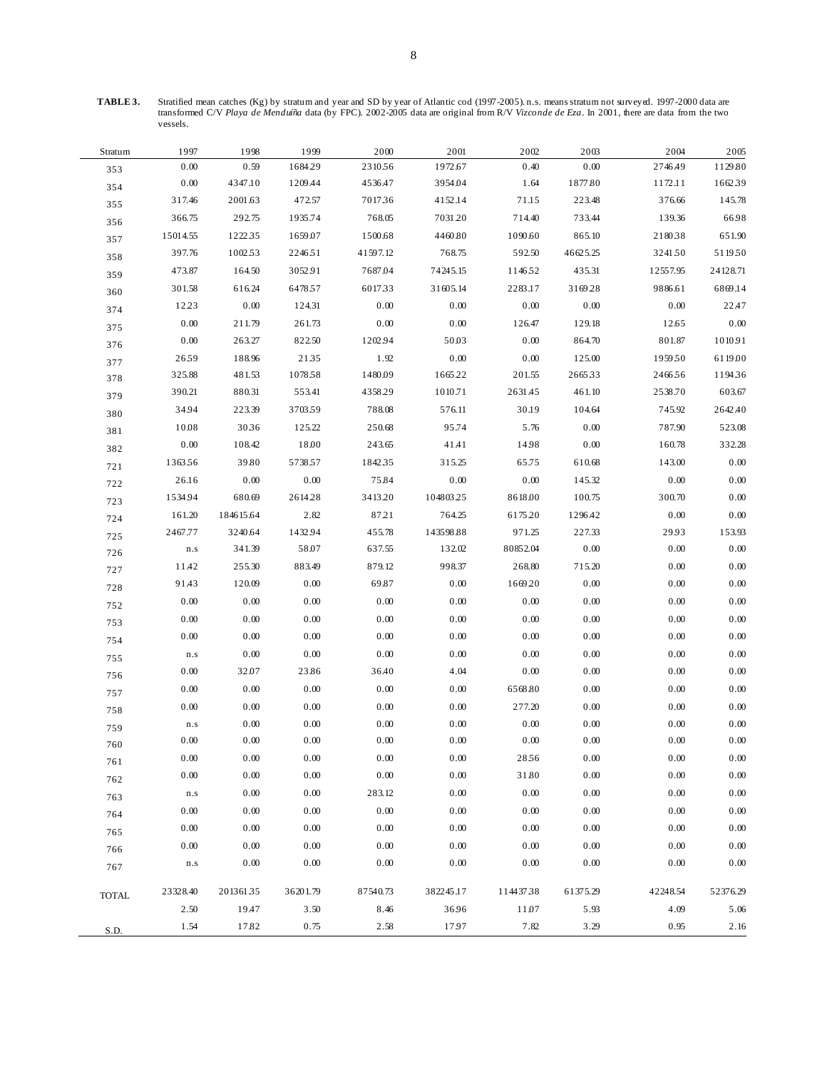**TABLE 3.** Stratified mean catches (Kg) by stratum and year and SD by year of Atlantic cod (1997-2005). n.s. means stratum not surveyed. 1997-2000 data are transformed C/V *Playa de Menduíña* data (by FPC). 2002-2005 data are original from R/V *Vizconde de Eza*. In 2001, there are data from the two vessels.

| Stratum | 1997 | 1998 | 1999 | 2000 | 2001 | 2002 | 2003 | 2004 | 2005 |
|---|---|---|---|---|---|---|---|---|---|
| 353 | 0.00 | 0.59 | 1684.29 | 2310.56 | 1972.67 | 0.40 | 0.00 | 2746.49 | 1129.80 |
| 354 | 0.00 | 4347.10 | 1209.44 | 4536.47 | 3954.04 | 1.64 | 1877.80 | 1172.11 | 1662.39 |
| 355 | 317.46 | 2001.63 | 472.57 | 7017.36 | 4152.14 | 71.15 | 223.48 | 376.66 | 145.78 |
| 356 | 366.75 | 292.75 | 1935.74 | 768.05 | 7031.20 | 714.40 | 733.44 | 139.36 | 66.98 |
| 357 | 15014.55 | 1222.35 | 1659.07 | 1500.68 | 4460.80 | 1090.60 | 865.10 | 2180.38 | 651.90 |
| 358 | 397.76 | 1002.53 | 2246.51 | 41597.12 | 768.75 | 592.50 | 46625.25 | 3241.50 | 5119.50 |
| 359 | 473.87 | 164.50 | 3052.91 | 7687.04 | 74245.15 | 1146.52 | 435.31 | 12557.95 | 24128.71 |
| 360 | 301.58 | 616.24 | 6478.57 | 6017.33 | 31605.14 | 2283.17 | 3169.28 | 9886.61 | 6869.14 |
| 374 | 12.23 | 0.00 | 124.31 | 0.00 | 0.00 | 0.00 | 0.00 | 0.00 | 22.47 |
| 375 | 0.00 | 211.79 | 261.73 | 0.00 | 0.00 | 126.47 | 129.18 | 12.65 | 0.00 |
| 376 | 0.00 | 263.27 | 822.50 | 1202.94 | 50.03 | 0.00 | 864.70 | 801.87 | 1010.91 |
| 377 | 26.59 | 188.96 | 21.35 | 1.92 | 0.00 | 0.00 | 125.00 | 1959.50 | 6119.00 |
| 378 | 325.88 | 481.53 | 1078.58 | 1480.09 | 1665.22 | 201.55 | 2665.33 | 2466.56 | 1194.36 |
| 379 | 390.21 | 880.31 | 553.41 | 4358.29 | 1010.71 | 2631.45 | 461.10 | 2538.70 | 603.67 |
| 380 | 34.94 | 223.39 | 3703.59 | 788.08 | 576.11 | 30.19 | 104.64 | 745.92 | 2642.40 |
| 381 | 10.08 | 30.36 | 125.22 | 250.68 | 95.74 | 5.76 | 0.00 | 787.90 | 523.08 |
| 382 | 0.00 | 108.42 | 18.00 | 243.65 | 41.41 | 14.98 | 0.00 | 160.78 | 332.28 |
| 721 | 1363.56 | 39.80 | 5738.57 | 1842.35 | 315.25 | 65.75 | 610.68 | 143.00 | 0.00 |
| 722 | 26.16 | 0.00 | 0.00 | 75.84 | 0.00 | 0.00 | 145.32 | 0.00 | 0.00 |
| 723 | 1534.94 | 680.69 | 2614.28 | 3413.20 | 104803.25 | 8618.00 | 100.75 | 300.70 | 0.00 |
| 724 | 161.20 | 184615.64 | 2.82 | 87.21 | 764.25 | 6175.20 | 1296.42 | 0.00 | 0.00 |
| 725 | 2467.77 | 3240.64 | 1432.94 | 455.78 | 143598.88 | 971.25 | 227.33 | 29.93 | 153.93 |
| 726 | n.s | 341.39 | 58.07 | 637.55 | 132.02 | 80852.04 | 0.00 | 0.00 | 0.00 |
| 727 | 11.42 | 255.30 | 883.49 | 879.12 | 998.37 | 268.80 | 715.20 | 0.00 | 0.00 |
| 728 | 91.43 | 120.09 | 0.00 | 69.87 | 0.00 | 1669.20 | 0.00 | 0.00 | 0.00 |
| 752 | 0.00 | 0.00 | 0.00 | 0.00 | 0.00 | 0.00 | 0.00 | 0.00 | 0.00 |
| 753 | 0.00 | 0.00 | 0.00 | 0.00 | 0.00 | 0.00 | 0.00 | 0.00 | 0.00 |
| 754 | 0.00 | 0.00 | 0.00 | 0.00 | 0.00 | 0.00 | 0.00 | 0.00 | 0.00 |
| 755 | n.s | 0.00 | 0.00 | 0.00 | 0.00 | 0.00 | 0.00 | 0.00 | 0.00 |
| 756 | 0.00 | 32.07 | 23.86 | 36.40 | 4.04 | 0.00 | 0.00 | 0.00 | 0.00 |
| 757 | 0.00 | 0.00 | 0.00 | 0.00 | 0.00 | 6568.80 | 0.00 | 0.00 | 0.00 |
| 758 | 0.00 | 0.00 | 0.00 | 0.00 | 0.00 | 277.20 | 0.00 | 0.00 | 0.00 |
| 759 | n.s | 0.00 | 0.00 | 0.00 | 0.00 | 0.00 | 0.00 | 0.00 | 0.00 |
| 760 | 0.00 | 0.00 | 0.00 | 0.00 | 0.00 | 0.00 | 0.00 | 0.00 | 0.00 |
| 761 | 0.00 | 0.00 | 0.00 | 0.00 | 0.00 | 28.56 | 0.00 | 0.00 | 0.00 |
| 762 | 0.00 | 0.00 | 0.00 | 0.00 | 0.00 | 31.80 | 0.00 | 0.00 | 0.00 |
| 763 | n.s | 0.00 | 0.00 | 283.12 | 0.00 | 0.00 | 0.00 | 0.00 | 0.00 |
| 764 | 0.00 | 0.00 | 0.00 | 0.00 | 0.00 | 0.00 | 0.00 | 0.00 | 0.00 |
| 765 | 0.00 | 0.00 | 0.00 | 0.00 | 0.00 | 0.00 | 0.00 | 0.00 | 0.00 |
| 766 | 0.00 | 0.00 | 0.00 | 0.00 | 0.00 | 0.00 | 0.00 | 0.00 | 0.00 |
| 767 | n.s | 0.00 | 0.00 | 0.00 | 0.00 | 0.00 | 0.00 | 0.00 | 0.00 |
| TOTAL | 23328.40 | 201361.35 | 36201.79 | 87540.73 | 382245.17 | 114437.38 | 61375.29 | 42248.54 | 52376.29 |
| | 2.50 | 19.47 | 3.50 | 8.46 | 36.96 | 11.07 | 5.93 | 4.09 | 5.06 |
| S.D. | 1.54 | 17.82 | 0.75 | 2.58 | 17.97 | 7.82 | 3.29 | 0.95 | 2.16 |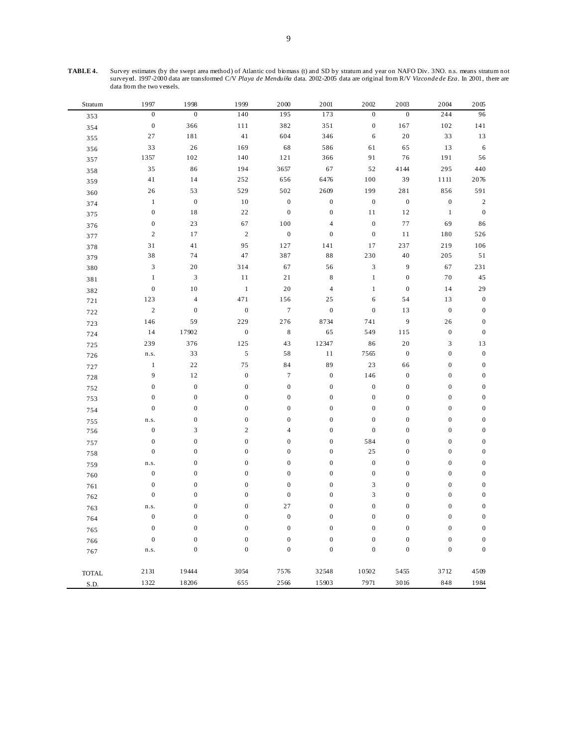**TABLE 4.** Survey estimates (by the swept area method) of Atlantic cod biomass (t) and SD by stratum and year on NAFO Div. 3NO. n.s. means stratum not surveyed. 1997-2000 data are transformed C/V *Playa de Menduíña* data. 2002-2005 data are original from R/V *Vizconde de Eza*. In 2001, there are data from the two vessels.

| Stratum | 1997 | 1998 | 1999 | 2000 | 2001 | 2002 | 2003 | 2004 | 2005 |
|---|---|---|---|---|---|---|---|---|---|
| 353 | 0 | 0 | 140 | 195 | 173 | 0 | 0 | 244 | 96 |
| 354 | 0 | 366 | 111 | 382 | 351 | 0 | 167 | 102 | 141 |
| 355 | 27 | 181 | 41 | 604 | 346 | 6 | 20 | 33 | 13 |
| 356 | 33 | 26 | 169 | 68 | 586 | 61 | 65 | 13 | 6 |
| 357 | 1357 | 102 | 140 | 121 | 366 | 91 | 76 | 191 | 56 |
| 358 | 35 | 86 | 194 | 3657 | 67 | 52 | 4144 | 295 | 440 |
| 359 | 41 | 14 | 252 | 656 | 6476 | 100 | 39 | 1111 | 2076 |
| 360 | 26 | 53 | 529 | 502 | 2609 | 199 | 281 | 856 | 591 |
| 374 | 1 | 0 | 10 | 0 | 0 | 0 | 0 | 0 | 2 |
| 375 | 0 | 18 | 22 | 0 | 0 | 11 | 12 | 1 | 0 |
| 376 | 0 | 23 | 67 | 100 | 4 | 0 | 77 | 69 | 86 |
| 377 | 2 | 17 | 2 | 0 | 0 | 0 | 11 | 180 | 526 |
| 378 | 31 | 41 | 95 | 127 | 141 | 17 | 237 | 219 | 106 |
| 379 | 38 | 74 | 47 | 387 | 88 | 230 | 40 | 205 | 51 |
| 380 | 3 | 20 | 314 | 67 | 56 | 3 | 9 | 67 | 231 |
| 381 | 1 | 3 | 11 | 21 | 8 | 1 | 0 | 70 | 45 |
| 382 | 0 | 10 | 1 | 20 | 4 | 1 | 0 | 14 | 29 |
| 721 | 123 | 4 | 471 | 156 | 25 | 6 | 54 | 13 | 0 |
| 722 | 2 | 0 | 0 | 7 | 0 | 0 | 13 | 0 | 0 |
| 723 | 146 | 59 | 229 | 276 | 8734 | 741 | 9 | 26 | 0 |
| 724 | 14 | 17902 | 0 | 8 | 65 | 549 | 115 | 0 | 0 |
| 725 | 239 | 376 | 125 | 43 | 12347 | 86 | 20 | 3 | 13 |
| 726 | n.s. | 33 | 5 | 58 | 11 | 7565 | 0 | 0 | 0 |
| 727 | 1 | 22 | 75 | 84 | 89 | 23 | 66 | 0 | 0 |
| 728 | 9 | 12 | 0 | 7 | 0 | 146 | 0 | 0 | 0 |
| 752 | 0 | 0 | 0 | 0 | 0 | 0 | 0 | 0 | 0 |
| 753 | 0 | 0 | 0 | 0 | 0 | 0 | 0 | 0 | 0 |
| 754 | 0 | 0 | 0 | 0 | 0 | 0 | 0 | 0 | 0 |
| 755 | n.s. | 0 | 0 | 0 | 0 | 0 | 0 | 0 | 0 |
| 756 | 0 | 3 | 2 | 4 | 0 | 0 | 0 | 0 | 0 |
| 757 | 0 | 0 | 0 | 0 | 0 | 584 | 0 | 0 | 0 |
| 758 | 0 | 0 | 0 | 0 | 0 | 25 | 0 | 0 | 0 |
| 759 | n.s. | 0 | 0 | 0 | 0 | 0 | 0 | 0 | 0 |
| 760 | 0 | 0 | 0 | 0 | 0 | 0 | 0 | 0 | 0 |
| 761 | 0 | 0 | 0 | 0 | 0 | 3 | 0 | 0 | 0 |
| 762 | 0 | 0 | 0 | 0 | 0 | 3 | 0 | 0 | 0 |
| 763 | n.s. | 0 | 0 | 27 | 0 | 0 | 0 | 0 | 0 |
| 764 | 0 | 0 | 0 | 0 | 0 | 0 | 0 | 0 | 0 |
| 765 | 0 | 0 | 0 | 0 | 0 | 0 | 0 | 0 | 0 |
| 766 | 0 | 0 | 0 | 0 | 0 | 0 | 0 | 0 | 0 |
| 767 | n.s. | 0 | 0 | 0 | 0 | 0 | 0 | 0 | 0 |
| TOTAL | 2131 | 19444 | 3054 | 7576 | 32548 | 10502 | 5455 | 3712 | 4509 |
| S.D. | 1322 | 18206 | 655 | 2566 | 15903 | 7971 | 3016 | 848 | 1984 |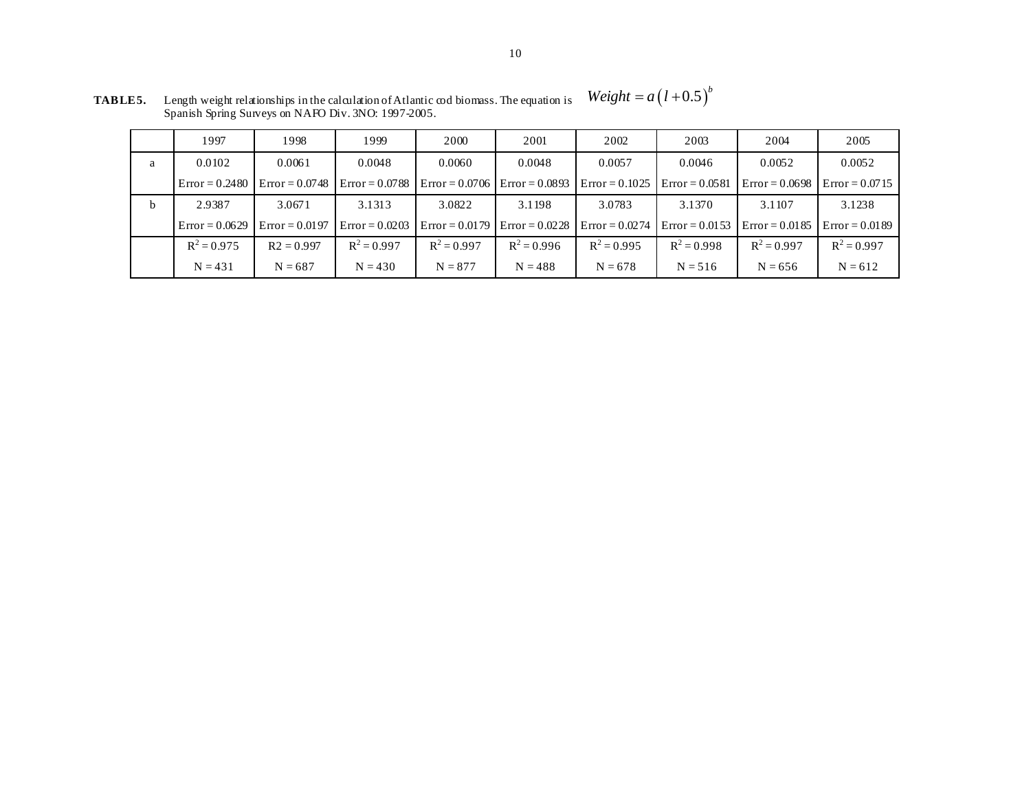**TABLE 5.** Length weight relationships in the calculation of Atlantic cod biomass. The equation is $Weight = a\left(l + 0.5\right)^{b}$ Spanish Spring Surveys on NAFO Div. 3NO: 1997-2005.

| | 1997 | 1998 | 1999 | 2000 | 2001 | 2002 | 2003 | 2004 | 2005 |
|---|---|---|---|---|---|---|---|---|---|
| a | 0.0102 | 0.0061 | 0.0048 | 0.0060 | 0.0048 | 0.0057 | 0.0046 | 0.0052 | 0.0052 |
| | Error = 0.2480 | Error = 0.0748 | Error = 0.0788 | Error = 0.0706 | Error = 0.0893 | Error = 0.1025 | Error = 0.0581 | Error = 0.0698 | Error = 0.0715 |
| b | 2.9387 | 3.0671 | 3.1313 | 3.0822 | 3.1198 | 3.0783 | 3.1370 | 3.1107 | 3.1238 |
| | Error = 0.0629 | Error = 0.0197 | Error = 0.0203 | Error = 0.0179 | Error = 0.0228 | Error = 0.0274 | Error = 0.0153 | Error = 0.0185 | Error = 0.0189 |
| | $R^2 = 0.975$ | R2 = 0.997 | $R^2 = 0.997$ | $R^2 = 0.997$ | $R^2 = 0.996$ | $R^2 = 0.995$ | $R^2 = 0.998$ | $R^2 = 0.997$ | $R^2 = 0.997$ |
| | N = 431 | N = 687 | N = 430 | N = 877 | N = 488 | N = 678 | N = 516 | N = 656 | N = 612 |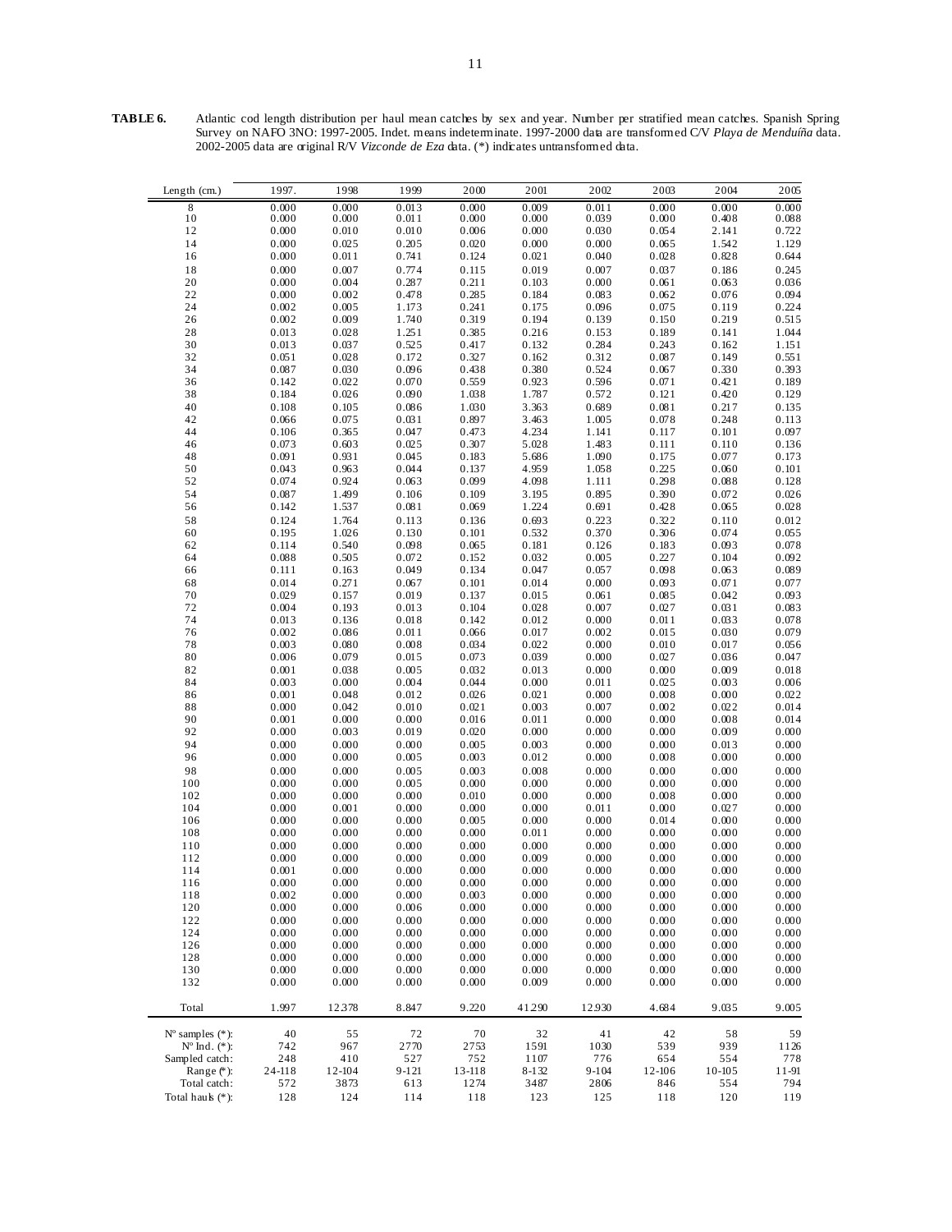**TABLE 6.** Atlantic cod length distribution per haul mean catches by sex and year. Number per stratified mean catches. Spanish Spring Survey on NAFO 3NO: 1997-2005. Indet. means indeterminate. 1997-2000 data are transformed C/V *Playa de Menduíña* data. 2002-2005 data are original R/V *Vizconde de Eza* data. (*) indicates untransformed data.

| Length (cm.) | 1997. | 1998 | 1999 | 2000 | 2001 | 2002 | 2003 | 2004 | 2005 |
|---|---|---|---|---|---|---|---|---|---|
| 8 | 0.000 | 0.000 | 0.013 | 0.000 | 0.009 | 0.011 | 0.000 | 0.000 | 0.000 |
| 10 | 0.000 | 0.000 | 0.011 | 0.000 | 0.000 | 0.039 | 0.000 | 0.408 | 0.088 |
| 12 | 0.000 | 0.010 | 0.010 | 0.006 | 0.000 | 0.030 | 0.054 | 2.141 | 0.722 |
| 14 | 0.000 | 0.025 | 0.205 | 0.020 | 0.000 | 0.000 | 0.065 | 1.542 | 1.129 |
| 16 | 0.000 | 0.011 | 0.741 | 0.124 | 0.021 | 0.040 | 0.028 | 0.828 | 0.644 |
| 18 | 0.000 | 0.007 | 0.774 | 0.115 | 0.019 | 0.007 | 0.037 | 0.186 | 0.245 |
| 20 | 0.000 | 0.004 | 0.287 | 0.211 | 0.103 | 0.000 | 0.061 | 0.063 | 0.036 |
| 22 | 0.000 | 0.002 | 0.478 | 0.285 | 0.184 | 0.083 | 0.062 | 0.076 | 0.094 |
| 24 | 0.002 | 0.005 | 1.173 | 0.241 | 0.175 | 0.096 | 0.075 | 0.119 | 0.224 |
| 26 | 0.002 | 0.009 | 1.740 | 0.319 | 0.194 | 0.139 | 0.150 | 0.219 | 0.515 |
| 28 | 0.013 | 0.028 | 1.251 | 0.385 | 0.216 | 0.153 | 0.189 | 0.141 | 1.044 |
| 30 | 0.013 | 0.037 | 0.525 | 0.417 | 0.132 | 0.284 | 0.243 | 0.162 | 1.151 |
| 32 | 0.051 | 0.028 | 0.172 | 0.327 | 0.162 | 0.312 | 0.087 | 0.149 | 0.551 |
| 34 | 0.087 | 0.030 | 0.096 | 0.438 | 0.380 | 0.524 | 0.067 | 0.330 | 0.393 |
| 36 | 0.142 | 0.022 | 0.070 | 0.559 | 0.923 | 0.596 | 0.071 | 0.421 | 0.189 |
| 38 | 0.184 | 0.026 | 0.090 | 1.038 | 1.787 | 0.572 | 0.121 | 0.420 | 0.129 |
| 40 | 0.108 | 0.105 | 0.086 | 1.030 | 3.363 | 0.689 | 0.081 | 0.217 | 0.135 |
| 42 | 0.066 | 0.075 | 0.031 | 0.897 | 3.463 | 1.005 | 0.078 | 0.248 | 0.113 |
| 44 | 0.106 | 0.365 | 0.047 | 0.473 | 4.234 | 1.141 | 0.117 | 0.101 | 0.097 |
| 46 | 0.073 | 0.603 | 0.025 | 0.307 | 5.028 | 1.483 | 0.111 | 0.110 | 0.136 |
| 48 | 0.091 | 0.931 | 0.045 | 0.183 | 5.686 | 1.090 | 0.175 | 0.077 | 0.173 |
| 50 | 0.043 | 0.963 | 0.044 | 0.137 | 4.959 | 1.058 | 0.225 | 0.060 | 0.101 |
| 52 | 0.074 | 0.924 | 0.063 | 0.099 | 4.098 | 1.111 | 0.298 | 0.088 | 0.128 |
| 54 | 0.087 | 1.499 | 0.106 | 0.109 | 3.195 | 0.895 | 0.390 | 0.072 | 0.026 |
| 56 | 0.142 | 1.537 | 0.081 | 0.069 | 1.224 | 0.691 | 0.428 | 0.065 | 0.028 |
| 58 | 0.124 | 1.764 | 0.113 | 0.136 | 0.693 | 0.223 | 0.322 | 0.110 | 0.012 |
| 60 | 0.195 | 1.026 | 0.130 | 0.101 | 0.532 | 0.370 | 0.306 | 0.074 | 0.055 |
| 62 | 0.114 | 0.540 | 0.098 | 0.065 | 0.181 | 0.126 | 0.183 | 0.093 | 0.078 |
| 64 | 0.088 | 0.505 | 0.072 | 0.152 | 0.032 | 0.005 | 0.227 | 0.104 | 0.092 |
| 66 | 0.111 | 0.163 | 0.049 | 0.134 | 0.047 | 0.057 | 0.098 | 0.063 | 0.089 |
| 68 | 0.014 | 0.271 | 0.067 | 0.101 | 0.014 | 0.000 | 0.093 | 0.071 | 0.077 |
| 70 | 0.029 | 0.157 | 0.019 | 0.137 | 0.015 | 0.061 | 0.085 | 0.042 | 0.093 |
| 72 | 0.004 | 0.193 | 0.013 | 0.104 | 0.028 | 0.007 | 0.027 | 0.031 | 0.083 |
| 74 | 0.013 | 0.136 | 0.018 | 0.142 | 0.012 | 0.000 | 0.011 | 0.033 | 0.078 |
| 76 | 0.002 | 0.086 | 0.011 | 0.066 | 0.017 | 0.002 | 0.015 | 0.030 | 0.079 |
| 78 | 0.003 | 0.080 | 0.008 | 0.034 | 0.022 | 0.000 | 0.010 | 0.017 | 0.056 |
| 80 | 0.006 | 0.079 | 0.015 | 0.073 | 0.039 | 0.000 | 0.027 | 0.036 | 0.047 |
| 82 | 0.001 | 0.038 | 0.005 | 0.032 | 0.013 | 0.000 | 0.000 | 0.009 | 0.018 |
| 84 | 0.003 | 0.000 | 0.004 | 0.044 | 0.000 | 0.011 | 0.025 | 0.003 | 0.006 |
| 86 | 0.001 | 0.048 | 0.012 | 0.026 | 0.021 | 0.000 | 0.008 | 0.000 | 0.022 |
| 88 | 0.000 | 0.042 | 0.010 | 0.021 | 0.003 | 0.007 | 0.002 | 0.022 | 0.014 |
| 90 | 0.001 | 0.000 | 0.000 | 0.016 | 0.011 | 0.000 | 0.000 | 0.008 | 0.014 |
| 92 | 0.000 | 0.003 | 0.019 | 0.020 | 0.000 | 0.000 | 0.000 | 0.009 | 0.000 |
| 94 | 0.000 | 0.000 | 0.000 | 0.005 | 0.003 | 0.000 | 0.000 | 0.013 | 0.000 |
| 96 | 0.000 | 0.000 | 0.005 | 0.003 | 0.012 | 0.000 | 0.008 | 0.000 | 0.000 |
| 98 | 0.000 | 0.000 | 0.005 | 0.003 | 0.008 | 0.000 | 0.000 | 0.000 | 0.000 |
| 100 | 0.000 | 0.000 | 0.005 | 0.000 | 0.000 | 0.000 | 0.000 | 0.000 | 0.000 |
| 102 | 0.000 | 0.000 | 0.000 | 0.010 | 0.000 | 0.000 | 0.008 | 0.000 | 0.000 |
| 104 | 0.000 | 0.001 | 0.000 | 0.000 | 0.000 | 0.011 | 0.000 | 0.027 | 0.000 |
| 106 | 0.000 | 0.000 | 0.000 | 0.005 | 0.000 | 0.000 | 0.014 | 0.000 | 0.000 |
| 108 | 0.000 | 0.000 | 0.000 | 0.000 | 0.011 | 0.000 | 0.000 | 0.000 | 0.000 |
| 110 | 0.000 | 0.000 | 0.000 | 0.000 | 0.000 | 0.000 | 0.000 | 0.000 | 0.000 |
| 112 | 0.000 | 0.000 | 0.000 | 0.000 | 0.009 | 0.000 | 0.000 | 0.000 | 0.000 |
| 114 | 0.001 | 0.000 | 0.000 | 0.000 | 0.000 | 0.000 | 0.000 | 0.000 | 0.000 |
| 116 | 0.000 | 0.000 | 0.000 | 0.000 | 0.000 | 0.000 | 0.000 | 0.000 | 0.000 |
| 118 | 0.002 | 0.000 | 0.000 | 0.003 | 0.000 | 0.000 | 0.000 | 0.000 | 0.000 |
| 120 | 0.000 | 0.000 | 0.006 | 0.000 | 0.000 | 0.000 | 0.000 | 0.000 | 0.000 |
| 122 | 0.000 | 0.000 | 0.000 | 0.000 | 0.000 | 0.000 | 0.000 | 0.000 | 0.000 |
| 124 | 0.000 | 0.000 | 0.000 | 0.000 | 0.000 | 0.000 | 0.000 | 0.000 | 0.000 |
| 126 | 0.000 | 0.000 | 0.000 | 0.000 | 0.000 | 0.000 | 0.000 | 0.000 | 0.000 |
| 128 | 0.000 | 0.000 | 0.000 | 0.000 | 0.000 | 0.000 | 0.000 | 0.000 | 0.000 |
| 130 | 0.000 | 0.000 | 0.000 | 0.000 | 0.000 | 0.000 | 0.000 | 0.000 | 0.000 |
| 132 | 0.000 | 0.000 | 0.000 | 0.000 | 0.009 | 0.000 | 0.000 | 0.000 | 0.000 |
| Total | 1.997 | 12.378 | 8.847 | 9.220 | 41.290 | 12.930 | 4.684 | 9.035 | 9.005 |
| Nº samples (*): | 40 | 55 | 72 | 70 | 32 | 41 | 42 | 58 | 59 |
| Nº Ind. (*): | 742 | 967 | 2770 | 2753 | 1591 | 1030 | 539 | 939 | 1126 |
| Sampled catch: | 248 | 410 | 527 | 752 | 1107 | 776 | 654 | 554 | 778 |
| Range (*): | 24-118 | 12-104 | 9-121 | 13-118 | 8-132 | 9-104 | 12-106 | 10-105 | 11-91 |
| Total catch: | 572 | 3873 | 613 | 1274 | 3487 | 2806 | 846 | 554 | 794 |
| Total hauls (*): | 128 | 124 | 114 | 118 | 123 | 125 | 118 | 120 | 119 |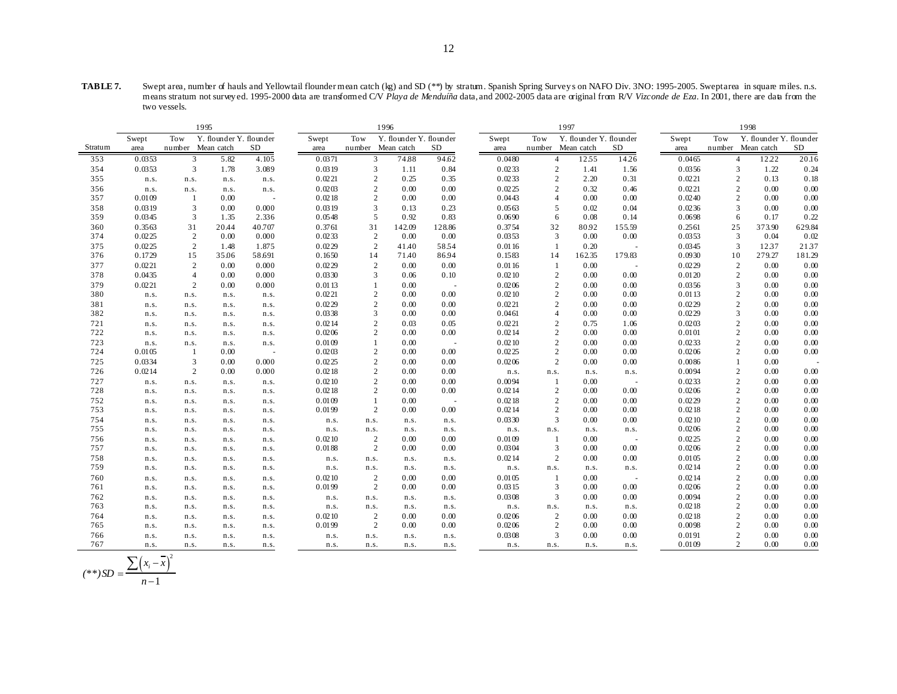**TABLE 7.** Swept area, number of hauls and Yellowtail flounder mean catch (kg) and SD (**) by stratum. Spanish Spring Surveys on NAFO Div. 3NO: 1995-2005. Swept area in square miles. n.s. means stratum not surveyed. 1995-2000 data are transformed C/V *Playa de Menduíña* data, and 2002-2005 data are original from R/V *Vizconde de Eza*. In 2001, there are data from the two vessels.

| | 1995 | | | | 1996 | | | | 1997 | | | | 1998 | | | |
|---|---|---|---|---|---|---|---|---|---|---|---|---|---|---|---|---|
| Stratum | Swept area | Tow number | Y. flounder Mean catch | Y. flounder SD | Swept area | Tow number | Y. flounder Mean catch | Y. flounder SD | Swept area | Tow number | Y. flounder Mean catch | Y. flounder SD | Swept area | Tow number | Y. flounder Mean catch | Y. flounder SD |
| 353 | 0.0353 | 3 | 5.82 | 4.105 | 0.0371 | 3 | 74.88 | 94.62 | 0.0480 | 4 | 12.55 | 14.26 | 0.0465 | 4 | 12.22 | 20.16 |
| 354 | 0.0353 | 3 | 1.78 | 3.089 | 0.0319 | 3 | 1.11 | 0.84 | 0.0233 | 2 | 1.41 | 1.56 | 0.0356 | 3 | 1.22 | 0.24 |
| 355 | n.s. | n.s. | n.s. | n.s. | 0.0221 | 2 | 0.25 | 0.35 | 0.0233 | 2 | 2.20 | 0.31 | 0.0221 | 2 | 0.13 | 0.18 |
| 356 | n.s. | n.s. | n.s. | n.s. | 0.0203 | 2 | 0.00 | 0.00 | 0.0225 | 2 | 0.32 | 0.46 | 0.0221 | 2 | 0.00 | 0.00 |
| 357 | 0.0109 | 1 | 0.00 | - | 0.0218 | 2 | 0.00 | 0.00 | 0.0443 | 4 | 0.00 | 0.00 | 0.0240 | 2 | 0.00 | 0.00 |
| 358 | 0.0319 | 3 | 0.00 | 0.000 | 0.0319 | 3 | 0.13 | 0.23 | 0.0563 | 5 | 0.02 | 0.04 | 0.0236 | 3 | 0.00 | 0.00 |
| 359 | 0.0345 | 3 | 1.35 | 2.336 | 0.0548 | 5 | 0.92 | 0.83 | 0.0690 | 6 | 0.08 | 0.14 | 0.0698 | 6 | 0.17 | 0.22 |
| 360 | 0.3563 | 31 | 20.44 | 40.707 | 0.3761 | 31 | 142.09 | 128.86 | 0.3754 | 32 | 80.92 | 155.59 | 0.2561 | 25 | 373.90 | 629.84 |
| 374 | 0.0225 | 2 | 0.00 | 0.000 | 0.0233 | 2 | 0.00 | 0.00 | 0.0353 | 3 | 0.00 | 0.00 | 0.0353 | 3 | 0.04 | 0.02 |
| 375 | 0.0225 | 2 | 1.48 | 1.875 | 0.0229 | 2 | 41.40 | 58.54 | 0.0116 | 1 | 0.20 | - | 0.0345 | 3 | 12.37 | 21.37 |
| 376 | 0.1729 | 15 | 35.06 | 58.691 | 0.1650 | 14 | 71.40 | 86.94 | 0.1583 | 14 | 162.35 | 179.83 | 0.0930 | 10 | 279.27 | 181.29 |
| 377 | 0.0221 | 2 | 0.00 | 0.000 | 0.0229 | 2 | 0.00 | 0.00 | 0.0116 | 1 | 0.00 | - | 0.0229 | 2 | 0.00 | 0.00 |
| 378 | 0.0435 | 4 | 0.00 | 0.000 | 0.0330 | 3 | 0.06 | 0.10 | 0.0210 | 2 | 0.00 | 0.00 | 0.0120 | 2 | 0.00 | 0.00 |
| 379 | 0.0221 | 2 | 0.00 | 0.000 | 0.0113 | 1 | 0.00 | - | 0.0206 | 2 | 0.00 | 0.00 | 0.0356 | 3 | 0.00 | 0.00 |
| 380 | n.s. | n.s. | n.s. | n.s. | 0.0221 | 2 | 0.00 | 0.00 | 0.0210 | 2 | 0.00 | 0.00 | 0.0113 | 2 | 0.00 | 0.00 |
| 381 | n.s. | n.s. | n.s. | n.s. | 0.0229 | 2 | 0.00 | 0.00 | 0.0221 | 2 | 0.00 | 0.00 | 0.0229 | 2 | 0.00 | 0.00 |
| 382 | n.s. | n.s. | n.s. | n.s. | 0.0338 | 3 | 0.00 | 0.00 | 0.0461 | 4 | 0.00 | 0.00 | 0.0229 | 3 | 0.00 | 0.00 |
| 721 | n.s. | n.s. | n.s. | n.s. | 0.0214 | 2 | 0.03 | 0.05 | 0.0221 | 2 | 0.75 | 1.06 | 0.0203 | 2 | 0.00 | 0.00 |
| 722 | n.s. | n.s. | n.s. | n.s. | 0.0206 | 2 | 0.00 | 0.00 | 0.0214 | 2 | 0.00 | 0.00 | 0.0101 | 2 | 0.00 | 0.00 |
| 723 | n.s. | n.s. | n.s. | n.s. | 0.0109 | 1 | 0.00 | - | 0.0210 | 2 | 0.00 | 0.00 | 0.0233 | 2 | 0.00 | 0.00 |
| 724 | 0.0105 | 1 | 0.00 | - | 0.0203 | 2 | 0.00 | 0.00 | 0.0225 | 2 | 0.00 | 0.00 | 0.0206 | 2 | 0.00 | 0.00 |
| 725 | 0.0334 | 3 | 0.00 | 0.000 | 0.0225 | 2 | 0.00 | 0.00 | 0.0206 | 2 | 0.00 | 0.00 | 0.0086 | 1 | 0.00 | - |
| 726 | 0.0214 | 2 | 0.00 | 0.000 | 0.0218 | 2 | 0.00 | 0.00 | n.s. | n.s. | n.s. | n.s. | 0.0094 | 2 | 0.00 | 0.00 |
| 727 | n.s. | n.s. | n.s. | n.s. | 0.0210 | 2 | 0.00 | 0.00 | 0.0094 | 1 | 0.00 | - | 0.0233 | 2 | 0.00 | 0.00 |
| 728 | n.s. | n.s. | n.s. | n.s. | 0.0218 | 2 | 0.00 | 0.00 | 0.0214 | 2 | 0.00 | 0.00 | 0.0206 | 2 | 0.00 | 0.00 |
| 752 | n.s. | n.s. | n.s. | n.s. | 0.0109 | 1 | 0.00 | - | 0.0218 | 2 | 0.00 | 0.00 | 0.0229 | 2 | 0.00 | 0.00 |
| 753 | n.s. | n.s. | n.s. | n.s. | 0.0199 | 2 | 0.00 | 0.00 | 0.0214 | 2 | 0.00 | 0.00 | 0.0218 | 2 | 0.00 | 0.00 |
| 754 | n.s. | n.s. | n.s. | n.s. | n.s. | n.s. | n.s. | n.s. | 0.0330 | 3 | 0.00 | 0.00 | 0.0210 | 2 | 0.00 | 0.00 |
| 755 | n.s. | n.s. | n.s. | n.s. | n.s. | n.s. | n.s. | n.s. | n.s. | n.s. | n.s. | n.s. | 0.0206 | 2 | 0.00 | 0.00 |
| 756 | n.s. | n.s. | n.s. | n.s. | 0.0210 | 2 | 0.00 | 0.00 | 0.0109 | 1 | 0.00 | - | 0.0225 | 2 | 0.00 | 0.00 |
| 757 | n.s. | n.s. | n.s. | n.s. | 0.0188 | 2 | 0.00 | 0.00 | 0.0304 | 3 | 0.00 | 0.00 | 0.0206 | 2 | 0.00 | 0.00 |
| 758 | n.s. | n.s. | n.s. | n.s. | n.s. | n.s. | n.s. | n.s. | 0.0214 | 2 | 0.00 | 0.00 | 0.0105 | 2 | 0.00 | 0.00 |
| 759 | n.s. | n.s. | n.s. | n.s. | n.s. | n.s. | n.s. | n.s. | n.s. | n.s. | n.s. | n.s. | 0.0214 | 2 | 0.00 | 0.00 |
| 760 | n.s. | n.s. | n.s. | n.s. | 0.0210 | 2 | 0.00 | 0.00 | 0.0105 | 1 | 0.00 | - | 0.0214 | 2 | 0.00 | 0.00 |
| 761 | n.s. | n.s. | n.s. | n.s. | 0.0199 | 2 | 0.00 | 0.00 | 0.0315 | 3 | 0.00 | 0.00 | 0.0206 | 2 | 0.00 | 0.00 |
| 762 | n.s. | n.s. | n.s. | n.s. | n.s. | n.s. | n.s. | n.s. | 0.0308 | 3 | 0.00 | 0.00 | 0.0094 | 2 | 0.00 | 0.00 |
| 763 | n.s. | n.s. | n.s. | n.s. | n.s. | n.s. | n.s. | n.s. | n.s. | n.s. | n.s. | n.s. | 0.0218 | 2 | 0.00 | 0.00 |
| 764 | n.s. | n.s. | n.s. | n.s. | 0.0210 | 2 | 0.00 | 0.00 | 0.0206 | 2 | 0.00 | 0.00 | 0.0218 | 2 | 0.00 | 0.00 |
| 765 | n.s. | n.s. | n.s. | n.s. | 0.0199 | 2 | 0.00 | 0.00 | 0.0206 | 2 | 0.00 | 0.00 | 0.0098 | 2 | 0.00 | 0.00 |
| 766 | n.s. | n.s. | n.s. | n.s. | n.s. | n.s. | n.s. | n.s. | 0.0308 | 3 | 0.00 | 0.00 | 0.0191 | 2 | 0.00 | 0.00 |
| 767 | n.s. | n.s. | n.s. | n.s. | n.s. | n.s. | n.s. | n.s. | n.s. | n.s. | n.s. | n.s. | 0.0109 | 2 | 0.00 | 0.00 |

$$(**) SD = \frac{\sum \left(x_i - \overline{x}\right)^2}{n-1}$$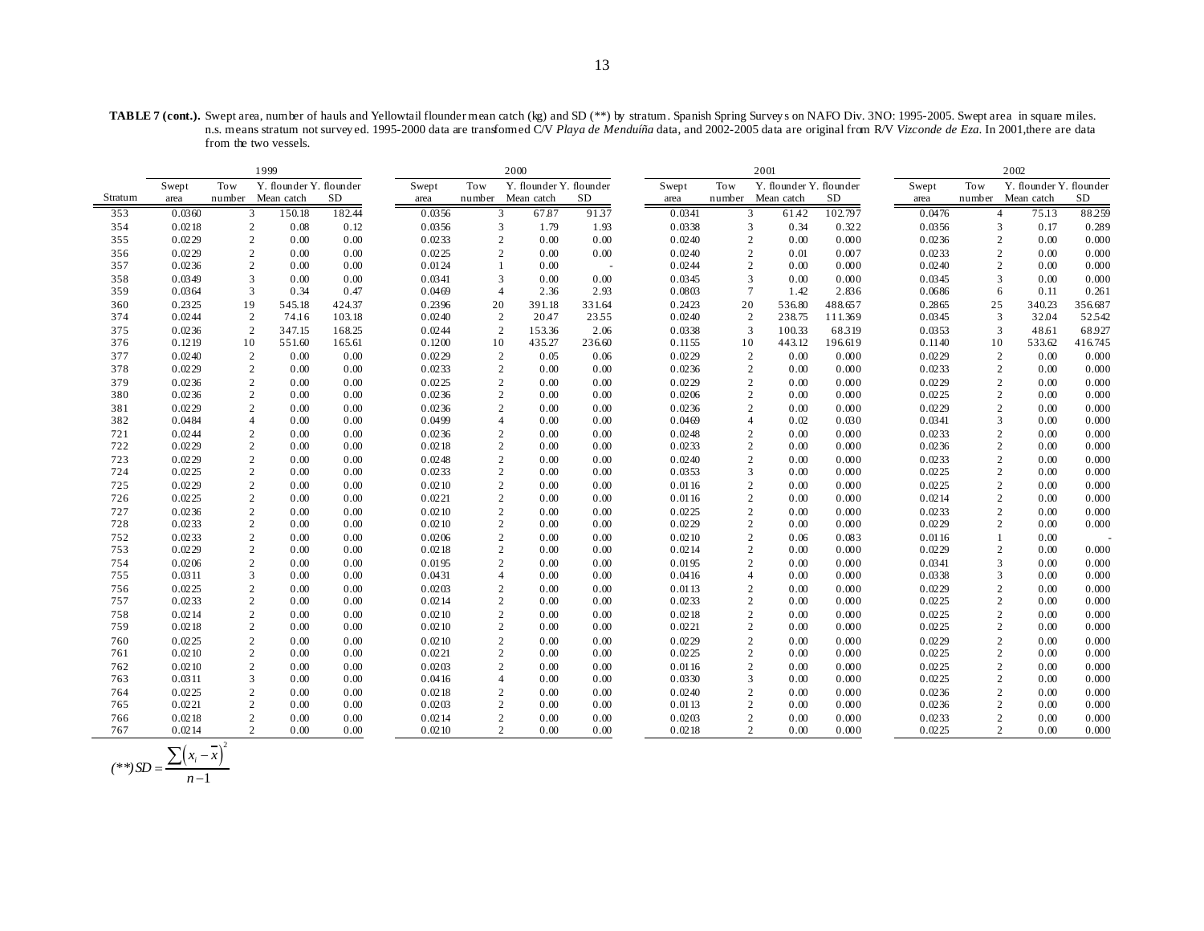**TABLE 7 (cont.).** Swept area, number of hauls and Yellowtail flounder mean catch (kg) and SD (**) by stratum. Spanish Spring Surveys on NAFO Div. 3NO: 1995-2005. Swept area in square miles. n.s. means stratum not surveyed. 1995-2000 data are transformed C/V *Playa de Menduíña* data, and 2002-2005 data are original from R/V *Vizconde de Eza*. In 2001,there are data from the two vessels.

| | 1999 | | | | 2000 | | | | 2001 | | | | 2002 | | | |
|---|---|---|---|---|---|---|---|---|---|---|---|---|---|---|---|---|
| Stratum | Swept area | Tow number | Y. flounder Mean catch | Y. flounder SD | Swept area | Tow number | Y. flounder Mean catch | Y. flounder SD | Swept area | Tow number | Y. flounder Mean catch | Y. flounder SD | Swept area | Tow number | Y. flounder Mean catch | Y. flounder SD |
| 353 | 0.0360 | 3 | 150.18 | 182.44 | 0.0356 | 3 | 67.87 | 91.37 | 0.0341 | 3 | 61.42 | 102.797 | 0.0476 | 4 | 75.13 | 88.259 |
| 354 | 0.0218 | 2 | 0.08 | 0.12 | 0.0356 | 3 | 1.79 | 1.93 | 0.0338 | 3 | 0.34 | 0.322 | 0.0356 | 3 | 0.17 | 0.289 |
| 355 | 0.0229 | 2 | 0.00 | 0.00 | 0.0233 | 2 | 0.00 | 0.00 | 0.0240 | 2 | 0.00 | 0.000 | 0.0236 | 2 | 0.00 | 0.000 |
| 356 | 0.0229 | 2 | 0.00 | 0.00 | 0.0225 | 2 | 0.00 | 0.00 | 0.0240 | 2 | 0.01 | 0.007 | 0.0233 | 2 | 0.00 | 0.000 |
| 357 | 0.0236 | 2 | 0.00 | 0.00 | 0.0124 | 1 | 0.00 | - | 0.0244 | 2 | 0.00 | 0.000 | 0.0240 | 2 | 0.00 | 0.000 |
| 358 | 0.0349 | 3 | 0.00 | 0.00 | 0.0341 | 3 | 0.00 | 0.00 | 0.0345 | 3 | 0.00 | 0.000 | 0.0345 | 3 | 0.00 | 0.000 |
| 359 | 0.0364 | 3 | 0.34 | 0.47 | 0.0469 | 4 | 2.36 | 2.93 | 0.0803 | 7 | 1.42 | 2.836 | 0.0686 | 6 | 0.11 | 0.261 |
| 360 | 0.2325 | 19 | 545.18 | 424.37 | 0.2396 | 20 | 391.18 | 331.64 | 0.2423 | 20 | 536.80 | 488.657 | 0.2865 | 25 | 340.23 | 356.687 |
| 374 | 0.0244 | 2 | 74.16 | 103.18 | 0.0240 | 2 | 20.47 | 23.55 | 0.0240 | 2 | 238.75 | 111.369 | 0.0345 | 3 | 32.04 | 52.542 |
| 375 | 0.0236 | 2 | 347.15 | 168.25 | 0.0244 | 2 | 153.36 | 2.06 | 0.0338 | 3 | 100.33 | 68.319 | 0.0353 | 3 | 48.61 | 68.927 |
| 376 | 0.1219 | 10 | 551.60 | 165.61 | 0.1200 | 10 | 435.27 | 236.60 | 0.1155 | 10 | 443.12 | 196.619 | 0.1140 | 10 | 533.62 | 416.745 |
| 377 | 0.0240 | 2 | 0.00 | 0.00 | 0.0229 | 2 | 0.05 | 0.06 | 0.0229 | 2 | 0.00 | 0.000 | 0.0229 | 2 | 0.00 | 0.000 |
| 378 | 0.0229 | 2 | 0.00 | 0.00 | 0.0233 | 2 | 0.00 | 0.00 | 0.0236 | 2 | 0.00 | 0.000 | 0.0233 | 2 | 0.00 | 0.000 |
| 379 | 0.0236 | 2 | 0.00 | 0.00 | 0.0225 | 2 | 0.00 | 0.00 | 0.0229 | 2 | 0.00 | 0.000 | 0.0229 | 2 | 0.00 | 0.000 |
| 380 | 0.0236 | 2 | 0.00 | 0.00 | 0.0236 | 2 | 0.00 | 0.00 | 0.0206 | 2 | 0.00 | 0.000 | 0.0225 | 2 | 0.00 | 0.000 |
| 381 | 0.0229 | 2 | 0.00 | 0.00 | 0.0236 | 2 | 0.00 | 0.00 | 0.0236 | 2 | 0.00 | 0.000 | 0.0229 | 2 | 0.00 | 0.000 |
| 382 | 0.0484 | 4 | 0.00 | 0.00 | 0.0499 | 4 | 0.00 | 0.00 | 0.0469 | 4 | 0.02 | 0.030 | 0.0341 | 3 | 0.00 | 0.000 |
| 721 | 0.0244 | 2 | 0.00 | 0.00 | 0.0236 | 2 | 0.00 | 0.00 | 0.0248 | 2 | 0.00 | 0.000 | 0.0233 | 2 | 0.00 | 0.000 |
| 722 | 0.0229 | 2 | 0.00 | 0.00 | 0.0218 | 2 | 0.00 | 0.00 | 0.0233 | 2 | 0.00 | 0.000 | 0.0236 | 2 | 0.00 | 0.000 |
| 723 | 0.0229 | 2 | 0.00 | 0.00 | 0.0248 | 2 | 0.00 | 0.00 | 0.0240 | 2 | 0.00 | 0.000 | 0.0233 | 2 | 0.00 | 0.000 |
| 724 | 0.0225 | 2 | 0.00 | 0.00 | 0.0233 | 2 | 0.00 | 0.00 | 0.0353 | 3 | 0.00 | 0.000 | 0.0225 | 2 | 0.00 | 0.000 |
| 725 | 0.0229 | 2 | 0.00 | 0.00 | 0.0210 | 2 | 0.00 | 0.00 | 0.0116 | 2 | 0.00 | 0.000 | 0.0225 | 2 | 0.00 | 0.000 |
| 726 | 0.0225 | 2 | 0.00 | 0.00 | 0.0221 | 2 | 0.00 | 0.00 | 0.0116 | 2 | 0.00 | 0.000 | 0.0214 | 2 | 0.00 | 0.000 |
| 727 | 0.0236 | 2 | 0.00 | 0.00 | 0.0210 | 2 | 0.00 | 0.00 | 0.0225 | 2 | 0.00 | 0.000 | 0.0233 | 2 | 0.00 | 0.000 |
| 728 | 0.0233 | 2 | 0.00 | 0.00 | 0.0210 | 2 | 0.00 | 0.00 | 0.0229 | 2 | 0.00 | 0.000 | 0.0229 | 2 | 0.00 | 0.000 |
| 752 | 0.0233 | 2 | 0.00 | 0.00 | 0.0206 | 2 | 0.00 | 0.00 | 0.0210 | 2 | 0.06 | 0.083 | 0.0116 | 1 | 0.00 | - |
| 753 | 0.0229 | 2 | 0.00 | 0.00 | 0.0218 | 2 | 0.00 | 0.00 | 0.0214 | 2 | 0.00 | 0.000 | 0.0229 | 2 | 0.00 | 0.000 |
| 754 | 0.0206 | 2 | 0.00 | 0.00 | 0.0195 | 2 | 0.00 | 0.00 | 0.0195 | 2 | 0.00 | 0.000 | 0.0341 | 3 | 0.00 | 0.000 |
| 755 | 0.0311 | 3 | 0.00 | 0.00 | 0.0431 | 4 | 0.00 | 0.00 | 0.0416 | 4 | 0.00 | 0.000 | 0.0338 | 3 | 0.00 | 0.000 |
| 756 | 0.0225 | 2 | 0.00 | 0.00 | 0.0203 | 2 | 0.00 | 0.00 | 0.0113 | 2 | 0.00 | 0.000 | 0.0229 | 2 | 0.00 | 0.000 |
| 757 | 0.0233 | 2 | 0.00 | 0.00 | 0.0214 | 2 | 0.00 | 0.00 | 0.0233 | 2 | 0.00 | 0.000 | 0.0225 | 2 | 0.00 | 0.000 |
| 758 | 0.0214 | 2 | 0.00 | 0.00 | 0.0210 | 2 | 0.00 | 0.00 | 0.0218 | 2 | 0.00 | 0.000 | 0.0225 | 2 | 0.00 | 0.000 |
| 759 | 0.0218 | 2 | 0.00 | 0.00 | 0.0210 | 2 | 0.00 | 0.00 | 0.0221 | 2 | 0.00 | 0.000 | 0.0225 | 2 | 0.00 | 0.000 |
| 760 | 0.0225 | 2 | 0.00 | 0.00 | 0.0210 | 2 | 0.00 | 0.00 | 0.0229 | 2 | 0.00 | 0.000 | 0.0229 | 2 | 0.00 | 0.000 |
| 761 | 0.0210 | 2 | 0.00 | 0.00 | 0.0221 | 2 | 0.00 | 0.00 | 0.0225 | 2 | 0.00 | 0.000 | 0.0225 | 2 | 0.00 | 0.000 |
| 762 | 0.0210 | 2 | 0.00 | 0.00 | 0.0203 | 2 | 0.00 | 0.00 | 0.0116 | 2 | 0.00 | 0.000 | 0.0225 | 2 | 0.00 | 0.000 |
| 763 | 0.0311 | 3 | 0.00 | 0.00 | 0.0416 | 4 | 0.00 | 0.00 | 0.0330 | 3 | 0.00 | 0.000 | 0.0225 | 2 | 0.00 | 0.000 |
| 764 | 0.0225 | 2 | 0.00 | 0.00 | 0.0218 | 2 | 0.00 | 0.00 | 0.0240 | 2 | 0.00 | 0.000 | 0.0236 | 2 | 0.00 | 0.000 |
| 765 | 0.0221 | 2 | 0.00 | 0.00 | 0.0203 | 2 | 0.00 | 0.00 | 0.0113 | 2 | 0.00 | 0.000 | 0.0236 | 2 | 0.00 | 0.000 |
| 766 | 0.0218 | 2 | 0.00 | 0.00 | 0.0214 | 2 | 0.00 | 0.00 | 0.0203 | 2 | 0.00 | 0.000 | 0.0233 | 2 | 0.00 | 0.000 |
| 767 | 0.0214 | 2 | 0.00 | 0.00 | 0.0210 | 2 | 0.00 | 0.00 | 0.0218 | 2 | 0.00 | 0.000 | 0.0225 | 2 | 0.00 | 0.000 |

$$(**) SD = \frac{\sum \left(x_i - \overline{x}\right)^2}{n-1}$$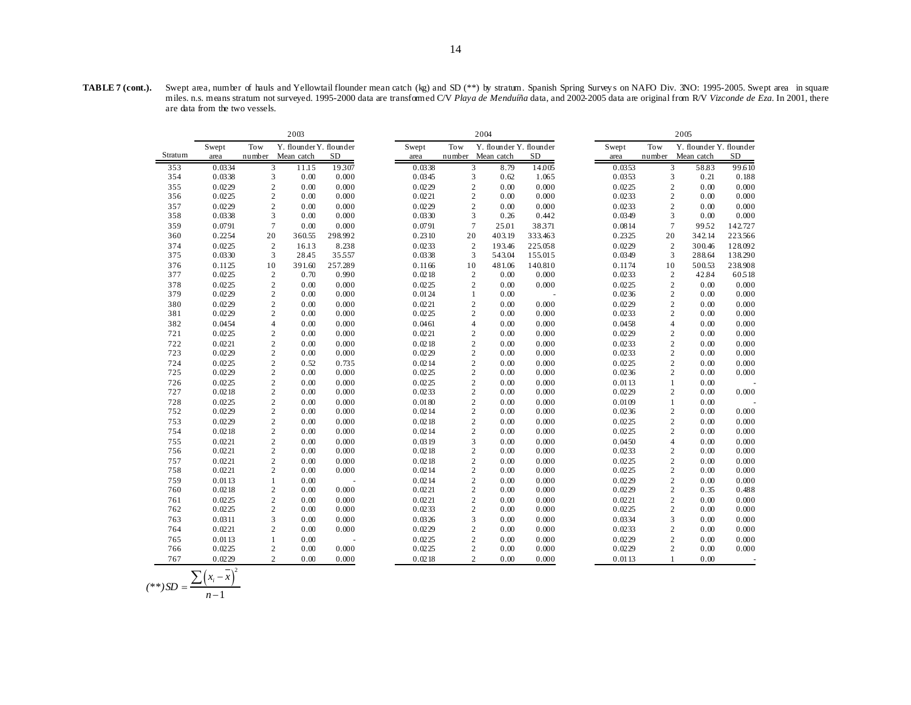**TABLE 7 (cont.).** Swept area, number of hauls and Yellowtail flounder mean catch (kg) and SD (**) by stratum. Spanish Spring Surveys on NAFO Div. 3NO: 1995-2005. Swept area in square miles. n.s. means stratum not surveyed. 1995-2000 data are transformed C/V *Playa de Menduíña* data, and 2002-2005 data are original from R/V *Vizconde de Eza*. In 2001, there are data from the two vessels.

| | 2003 | | | | 2004 | | | | 2005 | | | |
|---|---|---|---|---|---|---|---|---|---|---|---|---|
| Stratum | Swept area | Tow number | Y. flounder Mean catch | Y. flounder SD | Swept area | Tow number | Y. flounder Mean catch | Y. flounder SD | Swept area | Tow number | Y. flounder Mean catch | Y. flounder SD |
| 353 | 0.0334 | 3 | 11.15 | 19.307 | 0.0338 | 3 | 8.79 | 14.005 | 0.0353 | 3 | 58.83 | 99.610 |
| 354 | 0.0338 | 3 | 0.00 | 0.000 | 0.0345 | 3 | 0.62 | 1.065 | 0.0353 | 3 | 0.21 | 0.188 |
| 355 | 0.0229 | 2 | 0.00 | 0.000 | 0.0229 | 2 | 0.00 | 0.000 | 0.0225 | 2 | 0.00 | 0.000 |
| 356 | 0.0225 | 2 | 0.00 | 0.000 | 0.0221 | 2 | 0.00 | 0.000 | 0.0233 | 2 | 0.00 | 0.000 |
| 357 | 0.0229 | 2 | 0.00 | 0.000 | 0.0229 | 2 | 0.00 | 0.000 | 0.0233 | 2 | 0.00 | 0.000 |
| 358 | 0.0338 | 3 | 0.00 | 0.000 | 0.0330 | 3 | 0.26 | 0.442 | 0.0349 | 3 | 0.00 | 0.000 |
| 359 | 0.0791 | 7 | 0.00 | 0.000 | 0.0791 | 7 | 25.01 | 38.371 | 0.0814 | 7 | 99.52 | 142.727 |
| 360 | 0.2254 | 20 | 360.55 | 298.992 | 0.2310 | 20 | 403.19 | 333.463 | 0.2325 | 20 | 342.14 | 223.566 |
| 374 | 0.0225 | 2 | 16.13 | 8.238 | 0.0233 | 2 | 193.46 | 225.058 | 0.0229 | 2 | 300.46 | 128.092 |
| 375 | 0.0330 | 3 | 28.45 | 35.557 | 0.0338 | 3 | 543.04 | 155.015 | 0.0349 | 3 | 288.64 | 138.290 |
| 376 | 0.1125 | 10 | 391.60 | 257.289 | 0.1166 | 10 | 481.06 | 140.810 | 0.1174 | 10 | 500.53 | 238.908 |
| 377 | 0.0225 | 2 | 0.70 | 0.990 | 0.0218 | 2 | 0.00 | 0.000 | 0.0233 | 2 | 42.84 | 60.518 |
| 378 | 0.0225 | 2 | 0.00 | 0.000 | 0.0225 | 2 | 0.00 | 0.000 | 0.0225 | 2 | 0.00 | 0.000 |
| 379 | 0.0229 | 2 | 0.00 | 0.000 | 0.0124 | 1 | 0.00 | - | 0.0236 | 2 | 0.00 | 0.000 |
| 380 | 0.0229 | 2 | 0.00 | 0.000 | 0.0221 | 2 | 0.00 | 0.000 | 0.0229 | 2 | 0.00 | 0.000 |
| 381 | 0.0229 | 2 | 0.00 | 0.000 | 0.0225 | 2 | 0.00 | 0.000 | 0.0233 | 2 | 0.00 | 0.000 |
| 382 | 0.0454 | 4 | 0.00 | 0.000 | 0.0461 | 4 | 0.00 | 0.000 | 0.0458 | 4 | 0.00 | 0.000 |
| 721 | 0.0225 | 2 | 0.00 | 0.000 | 0.0221 | 2 | 0.00 | 0.000 | 0.0229 | 2 | 0.00 | 0.000 |
| 722 | 0.0221 | 2 | 0.00 | 0.000 | 0.0218 | 2 | 0.00 | 0.000 | 0.0233 | 2 | 0.00 | 0.000 |
| 723 | 0.0229 | 2 | 0.00 | 0.000 | 0.0229 | 2 | 0.00 | 0.000 | 0.0233 | 2 | 0.00 | 0.000 |
| 724 | 0.0225 | 2 | 0.52 | 0.735 | 0.0214 | 2 | 0.00 | 0.000 | 0.0225 | 2 | 0.00 | 0.000 |
| 725 | 0.0229 | 2 | 0.00 | 0.000 | 0.0225 | 2 | 0.00 | 0.000 | 0.0236 | 2 | 0.00 | 0.000 |
| 726 | 0.0225 | 2 | 0.00 | 0.000 | 0.0225 | 2 | 0.00 | 0.000 | 0.0113 | 1 | 0.00 | - |
| 727 | 0.0218 | 2 | 0.00 | 0.000 | 0.0233 | 2 | 0.00 | 0.000 | 0.0229 | 2 | 0.00 | 0.000 |
| 728 | 0.0225 | 2 | 0.00 | 0.000 | 0.0180 | 2 | 0.00 | 0.000 | 0.0109 | 1 | 0.00 | - |
| 752 | 0.0229 | 2 | 0.00 | 0.000 | 0.0214 | 2 | 0.00 | 0.000 | 0.0236 | 2 | 0.00 | 0.000 |
| 753 | 0.0229 | 2 | 0.00 | 0.000 | 0.0218 | 2 | 0.00 | 0.000 | 0.0225 | 2 | 0.00 | 0.000 |
| 754 | 0.0218 | 2 | 0.00 | 0.000 | 0.0214 | 2 | 0.00 | 0.000 | 0.0225 | 2 | 0.00 | 0.000 |
| 755 | 0.0221 | 2 | 0.00 | 0.000 | 0.0319 | 3 | 0.00 | 0.000 | 0.0450 | 4 | 0.00 | 0.000 |
| 756 | 0.0221 | 2 | 0.00 | 0.000 | 0.0218 | 2 | 0.00 | 0.000 | 0.0233 | 2 | 0.00 | 0.000 |
| 757 | 0.0221 | 2 | 0.00 | 0.000 | 0.0218 | 2 | 0.00 | 0.000 | 0.0225 | 2 | 0.00 | 0.000 |
| 758 | 0.0221 | 2 | 0.00 | 0.000 | 0.0214 | 2 | 0.00 | 0.000 | 0.0225 | 2 | 0.00 | 0.000 |
| 759 | 0.0113 | 1 | 0.00 | - | 0.0214 | 2 | 0.00 | 0.000 | 0.0229 | 2 | 0.00 | 0.000 |
| 760 | 0.0218 | 2 | 0.00 | 0.000 | 0.0221 | 2 | 0.00 | 0.000 | 0.0229 | 2 | 0.35 | 0.488 |
| 761 | 0.0225 | 2 | 0.00 | 0.000 | 0.0221 | 2 | 0.00 | 0.000 | 0.0221 | 2 | 0.00 | 0.000 |
| 762 | 0.0225 | 2 | 0.00 | 0.000 | 0.0233 | 2 | 0.00 | 0.000 | 0.0225 | 2 | 0.00 | 0.000 |
| 763 | 0.0311 | 3 | 0.00 | 0.000 | 0.0326 | 3 | 0.00 | 0.000 | 0.0334 | 3 | 0.00 | 0.000 |
| 764 | 0.0221 | 2 | 0.00 | 0.000 | 0.0229 | 2 | 0.00 | 0.000 | 0.0233 | 2 | 0.00 | 0.000 |
| 765 | 0.0113 | 1 | 0.00 | - | 0.0225 | 2 | 0.00 | 0.000 | 0.0229 | 2 | 0.00 | 0.000 |
| 766 | 0.0225 | 2 | 0.00 | 0.000 | 0.0225 | 2 | 0.00 | 0.000 | 0.0229 | 2 | 0.00 | 0.000 |
| 767 | 0.0229 | 2 | 0.00 | 0.000 | 0.0218 | 2 | 0.00 | 0.000 | 0.0113 | 1 | 0.00 | - |

$$(**)SD = \frac{\sum\left(x_i - \bar{x}\right)^2}{n-1}$$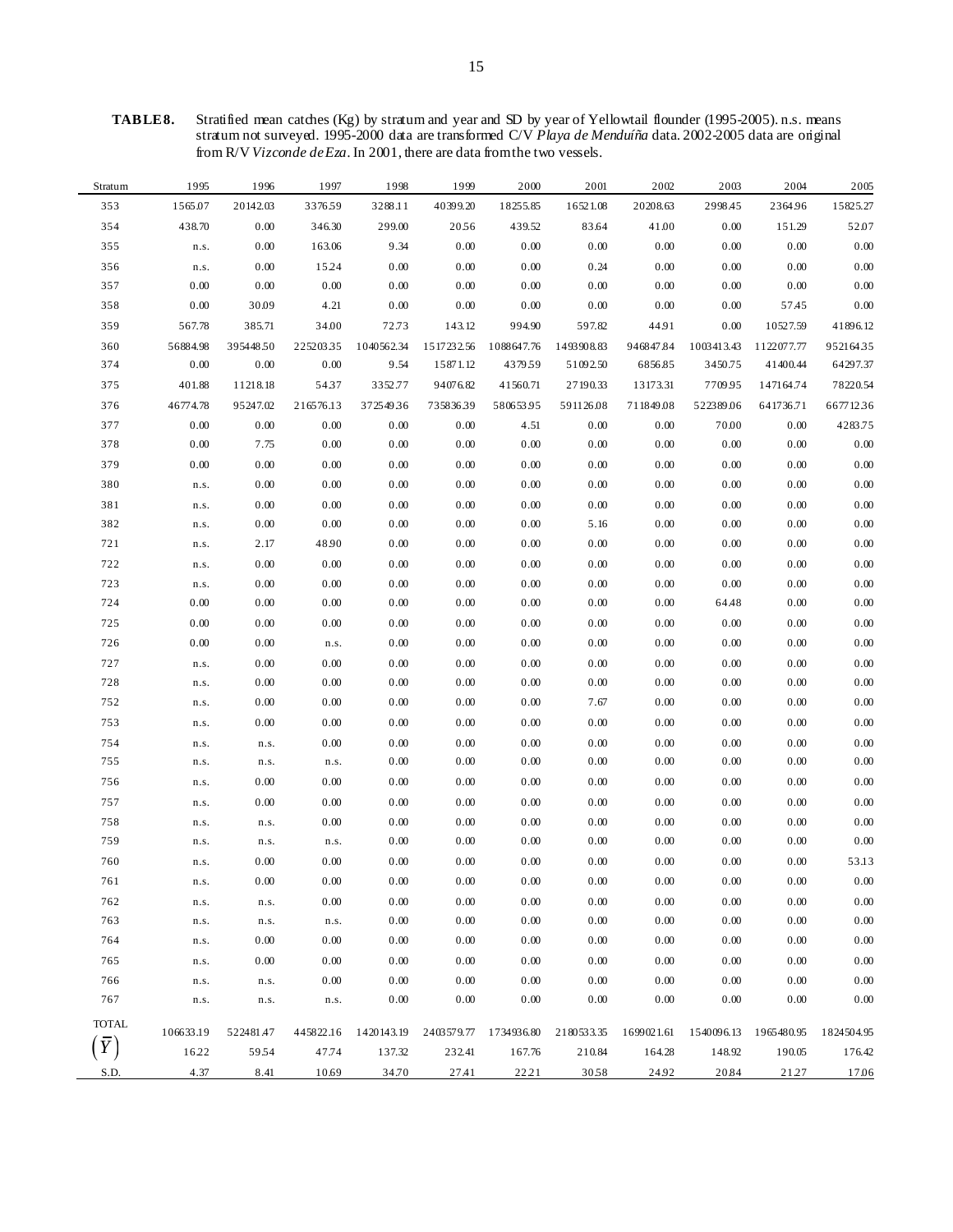**TABLE 8.** Stratified mean catches (Kg) by stratum and year and SD by year of Yellowtail flounder (1995-2005). n.s. means stratum not surveyed. 1995-2000 data are transformed C/V *Playa de Menduíña* data. 2002-2005 data are original from R/V *Vizconde de Eza*. In 2001, there are data from the two vessels.

| Stratum | 1995 | 1996 | 1997 | 1998 | 1999 | 2000 | 2001 | 2002 | 2003 | 2004 | 2005 |
|---|---|---|---|---|---|---|---|---|---|---|---|
| 353 | 1565.07 | 20142.03 | 3376.59 | 3288.11 | 40399.20 | 18255.85 | 16521.08 | 20208.63 | 2998.45 | 2364.96 | 15825.27 |
| 354 | 438.70 | 0.00 | 346.30 | 299.00 | 20.56 | 439.52 | 83.64 | 41.00 | 0.00 | 151.29 | 52.07 |
| 355 | n.s. | 0.00 | 163.06 | 9.34 | 0.00 | 0.00 | 0.00 | 0.00 | 0.00 | 0.00 | 0.00 |
| 356 | n.s. | 0.00 | 15.24 | 0.00 | 0.00 | 0.00 | 0.24 | 0.00 | 0.00 | 0.00 | 0.00 |
| 357 | 0.00 | 0.00 | 0.00 | 0.00 | 0.00 | 0.00 | 0.00 | 0.00 | 0.00 | 0.00 | 0.00 |
| 358 | 0.00 | 30.09 | 4.21 | 0.00 | 0.00 | 0.00 | 0.00 | 0.00 | 0.00 | 57.45 | 0.00 |
| 359 | 567.78 | 385.71 | 34.00 | 72.73 | 143.12 | 994.90 | 597.82 | 44.91 | 0.00 | 10527.59 | 41896.12 |
| 360 | 56884.98 | 395448.50 | 225203.35 | 1040562.34 | 1517232.56 | 1088647.76 | 1493908.83 | 946847.84 | 1003413.43 | 1122077.77 | 952164.35 |
| 374 | 0.00 | 0.00 | 0.00 | 9.54 | 15871.12 | 4379.59 | 51092.50 | 6856.85 | 3450.75 | 41400.44 | 64297.37 |
| 375 | 401.88 | 11218.18 | 54.37 | 3352.77 | 94076.82 | 41560.71 | 27190.33 | 13173.31 | 7709.95 | 147164.74 | 78220.54 |
| 376 | 46774.78 | 95247.02 | 216576.13 | 372549.36 | 735836.39 | 580653.95 | 591126.08 | 711849.08 | 522389.06 | 641736.71 | 667712.36 |
| 377 | 0.00 | 0.00 | 0.00 | 0.00 | 0.00 | 4.51 | 0.00 | 0.00 | 70.00 | 0.00 | 4283.75 |
| 378 | 0.00 | 7.75 | 0.00 | 0.00 | 0.00 | 0.00 | 0.00 | 0.00 | 0.00 | 0.00 | 0.00 |
| 379 | 0.00 | 0.00 | 0.00 | 0.00 | 0.00 | 0.00 | 0.00 | 0.00 | 0.00 | 0.00 | 0.00 |
| 380 | n.s. | 0.00 | 0.00 | 0.00 | 0.00 | 0.00 | 0.00 | 0.00 | 0.00 | 0.00 | 0.00 |
| 381 | n.s. | 0.00 | 0.00 | 0.00 | 0.00 | 0.00 | 0.00 | 0.00 | 0.00 | 0.00 | 0.00 |
| 382 | n.s. | 0.00 | 0.00 | 0.00 | 0.00 | 0.00 | 5.16 | 0.00 | 0.00 | 0.00 | 0.00 |
| 721 | n.s. | 2.17 | 48.90 | 0.00 | 0.00 | 0.00 | 0.00 | 0.00 | 0.00 | 0.00 | 0.00 |
| 722 | n.s. | 0.00 | 0.00 | 0.00 | 0.00 | 0.00 | 0.00 | 0.00 | 0.00 | 0.00 | 0.00 |
| 723 | n.s. | 0.00 | 0.00 | 0.00 | 0.00 | 0.00 | 0.00 | 0.00 | 0.00 | 0.00 | 0.00 |
| 724 | 0.00 | 0.00 | 0.00 | 0.00 | 0.00 | 0.00 | 0.00 | 0.00 | 64.48 | 0.00 | 0.00 |
| 725 | 0.00 | 0.00 | 0.00 | 0.00 | 0.00 | 0.00 | 0.00 | 0.00 | 0.00 | 0.00 | 0.00 |
| 726 | 0.00 | 0.00 | n.s. | 0.00 | 0.00 | 0.00 | 0.00 | 0.00 | 0.00 | 0.00 | 0.00 |
| 727 | n.s. | 0.00 | 0.00 | 0.00 | 0.00 | 0.00 | 0.00 | 0.00 | 0.00 | 0.00 | 0.00 |
| 728 | n.s. | 0.00 | 0.00 | 0.00 | 0.00 | 0.00 | 0.00 | 0.00 | 0.00 | 0.00 | 0.00 |
| 752 | n.s. | 0.00 | 0.00 | 0.00 | 0.00 | 0.00 | 7.67 | 0.00 | 0.00 | 0.00 | 0.00 |
| 753 | n.s. | 0.00 | 0.00 | 0.00 | 0.00 | 0.00 | 0.00 | 0.00 | 0.00 | 0.00 | 0.00 |
| 754 | n.s. | n.s. | 0.00 | 0.00 | 0.00 | 0.00 | 0.00 | 0.00 | 0.00 | 0.00 | 0.00 |
| 755 | n.s. | n.s. | n.s. | 0.00 | 0.00 | 0.00 | 0.00 | 0.00 | 0.00 | 0.00 | 0.00 |
| 756 | n.s. | 0.00 | 0.00 | 0.00 | 0.00 | 0.00 | 0.00 | 0.00 | 0.00 | 0.00 | 0.00 |
| 757 | n.s. | 0.00 | 0.00 | 0.00 | 0.00 | 0.00 | 0.00 | 0.00 | 0.00 | 0.00 | 0.00 |
| 758 | n.s. | n.s. | 0.00 | 0.00 | 0.00 | 0.00 | 0.00 | 0.00 | 0.00 | 0.00 | 0.00 |
| 759 | n.s. | n.s. | n.s. | 0.00 | 0.00 | 0.00 | 0.00 | 0.00 | 0.00 | 0.00 | 0.00 |
| 760 | n.s. | 0.00 | 0.00 | 0.00 | 0.00 | 0.00 | 0.00 | 0.00 | 0.00 | 0.00 | 53.13 |
| 761 | n.s. | 0.00 | 0.00 | 0.00 | 0.00 | 0.00 | 0.00 | 0.00 | 0.00 | 0.00 | 0.00 |
| 762 | n.s. | n.s. | 0.00 | 0.00 | 0.00 | 0.00 | 0.00 | 0.00 | 0.00 | 0.00 | 0.00 |
| 763 | n.s. | n.s. | n.s. | 0.00 | 0.00 | 0.00 | 0.00 | 0.00 | 0.00 | 0.00 | 0.00 |
| 764 | n.s. | 0.00 | 0.00 | 0.00 | 0.00 | 0.00 | 0.00 | 0.00 | 0.00 | 0.00 | 0.00 |
| 765 | n.s. | 0.00 | 0.00 | 0.00 | 0.00 | 0.00 | 0.00 | 0.00 | 0.00 | 0.00 | 0.00 |
| 766 | n.s. | n.s. | 0.00 | 0.00 | 0.00 | 0.00 | 0.00 | 0.00 | 0.00 | 0.00 | 0.00 |
| 767 | n.s. | n.s. | n.s. | 0.00 | 0.00 | 0.00 | 0.00 | 0.00 | 0.00 | 0.00 | 0.00 |
| TOTAL | 106633.19 | 522481.47 | 445822.16 | 1420143.19 | 2403579.77 | 1734936.80 | 2180533.35 | 1699021.61 | 1540096.13 | 1965480.95 | 1824504.95 |
| $\left(\bar{Y}\right)$ | 16.22 | 59.54 | 47.74 | 137.32 | 232.41 | 167.76 | 210.84 | 164.28 | 148.92 | 190.05 | 176.42 |
| S.D. | 4.37 | 8.41 | 10.69 | 34.70 | 27.41 | 22.21 | 30.58 | 24.92 | 20.84 | 21.27 | 17.06 |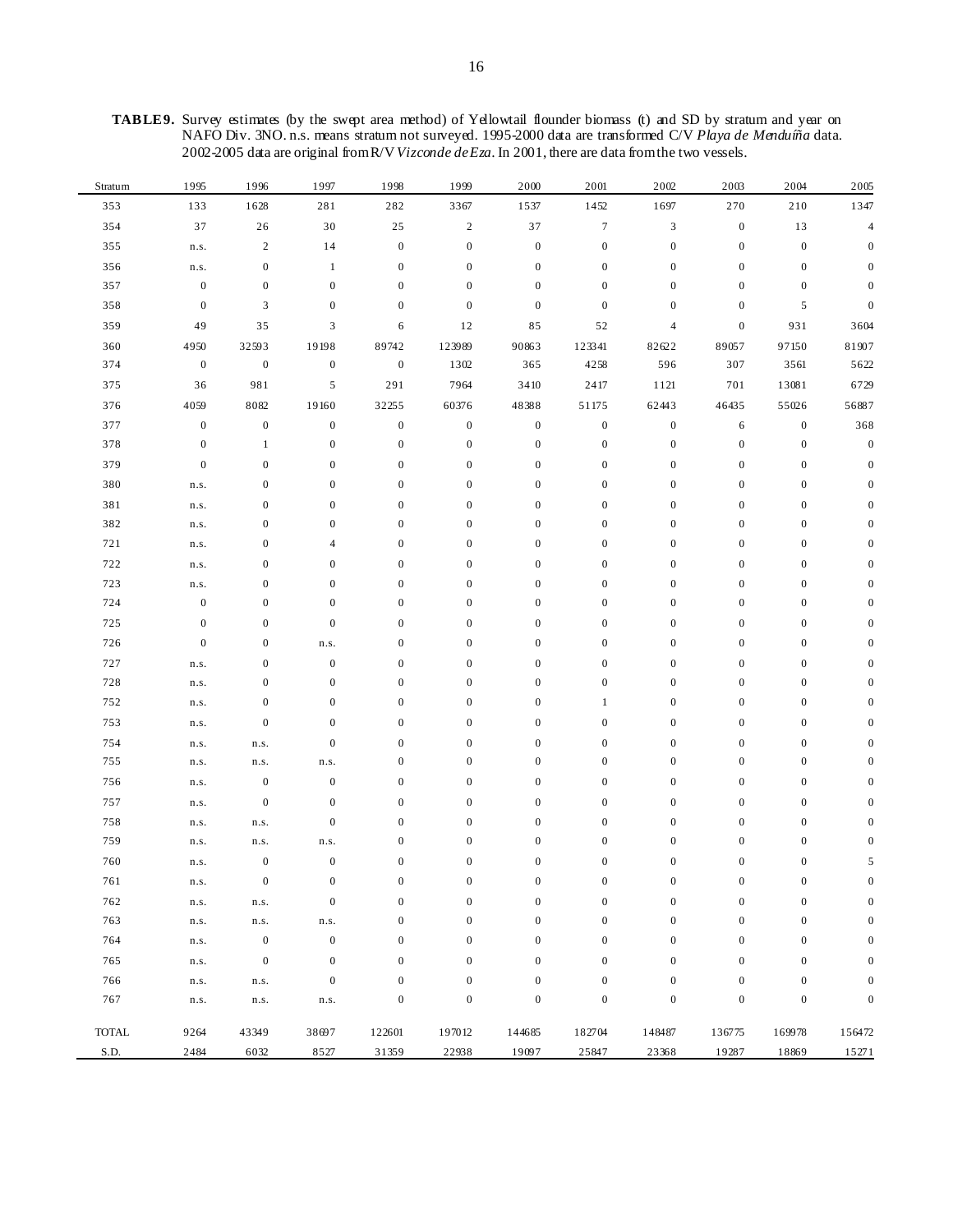**TABLE 9.** Survey estimates (by the swept area method) of Yellowtail flounder biomass (t) and SD by stratum and year on NAFO Div. 3NO. n.s. means stratum not surveyed. 1995-2000 data are transformed C/V *Playa de Menduíña* data. 2002-2005 data are original from R/V *Vizconde de Eza*. In 2001, there are data from the two vessels.

| Stratum | 1995 | 1996 | 1997 | 1998 | 1999 | 2000 | 2001 | 2002 | 2003 | 2004 | 2005 |
|---|---|---|---|---|---|---|---|---|---|---|---|
| 353 | 133 | 1628 | 281 | 282 | 3367 | 1537 | 1452 | 1697 | 270 | 210 | 1347 |
| 354 | 37 | 26 | 30 | 25 | 2 | 37 | 7 | 3 | 0 | 13 | 4 |
| 355 | n.s. | 2 | 14 | 0 | 0 | 0 | 0 | 0 | 0 | 0 | 0 |
| 356 | n.s. | 0 | 1 | 0 | 0 | 0 | 0 | 0 | 0 | 0 | 0 |
| 357 | 0 | 0 | 0 | 0 | 0 | 0 | 0 | 0 | 0 | 0 | 0 |
| 358 | 0 | 3 | 0 | 0 | 0 | 0 | 0 | 0 | 0 | 5 | 0 |
| 359 | 49 | 35 | 3 | 6 | 12 | 85 | 52 | 4 | 0 | 931 | 3604 |
| 360 | 4950 | 32593 | 19198 | 89742 | 123989 | 90863 | 123341 | 82622 | 89057 | 97150 | 81907 |
| 374 | 0 | 0 | 0 | 0 | 1302 | 365 | 4258 | 596 | 307 | 3561 | 5622 |
| 375 | 36 | 981 | 5 | 291 | 7964 | 3410 | 2417 | 1121 | 701 | 13081 | 6729 |
| 376 | 4059 | 8082 | 19160 | 32255 | 60376 | 48388 | 51175 | 62443 | 46435 | 55026 | 56887 |
| 377 | 0 | 0 | 0 | 0 | 0 | 0 | 0 | 0 | 6 | 0 | 368 |
| 378 | 0 | 1 | 0 | 0 | 0 | 0 | 0 | 0 | 0 | 0 | 0 |
| 379 | 0 | 0 | 0 | 0 | 0 | 0 | 0 | 0 | 0 | 0 | 0 |
| 380 | n.s. | 0 | 0 | 0 | 0 | 0 | 0 | 0 | 0 | 0 | 0 |
| 381 | n.s. | 0 | 0 | 0 | 0 | 0 | 0 | 0 | 0 | 0 | 0 |
| 382 | n.s. | 0 | 0 | 0 | 0 | 0 | 0 | 0 | 0 | 0 | 0 |
| 721 | n.s. | 0 | 4 | 0 | 0 | 0 | 0 | 0 | 0 | 0 | 0 |
| 722 | n.s. | 0 | 0 | 0 | 0 | 0 | 0 | 0 | 0 | 0 | 0 |
| 723 | n.s. | 0 | 0 | 0 | 0 | 0 | 0 | 0 | 0 | 0 | 0 |
| 724 | 0 | 0 | 0 | 0 | 0 | 0 | 0 | 0 | 0 | 0 | 0 |
| 725 | 0 | 0 | 0 | 0 | 0 | 0 | 0 | 0 | 0 | 0 | 0 |
| 726 | 0 | 0 | n.s. | 0 | 0 | 0 | 0 | 0 | 0 | 0 | 0 |
| 727 | n.s. | 0 | 0 | 0 | 0 | 0 | 0 | 0 | 0 | 0 | 0 |
| 728 | n.s. | 0 | 0 | 0 | 0 | 0 | 0 | 0 | 0 | 0 | 0 |
| 752 | n.s. | 0 | 0 | 0 | 0 | 0 | 1 | 0 | 0 | 0 | 0 |
| 753 | n.s. | 0 | 0 | 0 | 0 | 0 | 0 | 0 | 0 | 0 | 0 |
| 754 | n.s. | n.s. | 0 | 0 | 0 | 0 | 0 | 0 | 0 | 0 | 0 |
| 755 | n.s. | n.s. | n.s. | 0 | 0 | 0 | 0 | 0 | 0 | 0 | 0 |
| 756 | n.s. | 0 | 0 | 0 | 0 | 0 | 0 | 0 | 0 | 0 | 0 |
| 757 | n.s. | 0 | 0 | 0 | 0 | 0 | 0 | 0 | 0 | 0 | 0 |
| 758 | n.s. | n.s. | 0 | 0 | 0 | 0 | 0 | 0 | 0 | 0 | 0 |
| 759 | n.s. | n.s. | n.s. | 0 | 0 | 0 | 0 | 0 | 0 | 0 | 0 |
| 760 | n.s. | 0 | 0 | 0 | 0 | 0 | 0 | 0 | 0 | 0 | 5 |
| 761 | n.s. | 0 | 0 | 0 | 0 | 0 | 0 | 0 | 0 | 0 | 0 |
| 762 | n.s. | n.s. | 0 | 0 | 0 | 0 | 0 | 0 | 0 | 0 | 0 |
| 763 | n.s. | n.s. | n.s. | 0 | 0 | 0 | 0 | 0 | 0 | 0 | 0 |
| 764 | n.s. | 0 | 0 | 0 | 0 | 0 | 0 | 0 | 0 | 0 | 0 |
| 765 | n.s. | 0 | 0 | 0 | 0 | 0 | 0 | 0 | 0 | 0 | 0 |
| 766 | n.s. | n.s. | 0 | 0 | 0 | 0 | 0 | 0 | 0 | 0 | 0 |
| 767 | n.s. | n.s. | n.s. | 0 | 0 | 0 | 0 | 0 | 0 | 0 | 0 |
| TOTAL | 9264 | 43349 | 38697 | 122601 | 197012 | 144685 | 182704 | 148487 | 136775 | 169978 | 156472 |
| S.D. | 2484 | 6032 | 8527 | 31359 | 22938 | 19097 | 25847 | 23368 | 19287 | 18869 | 15271 |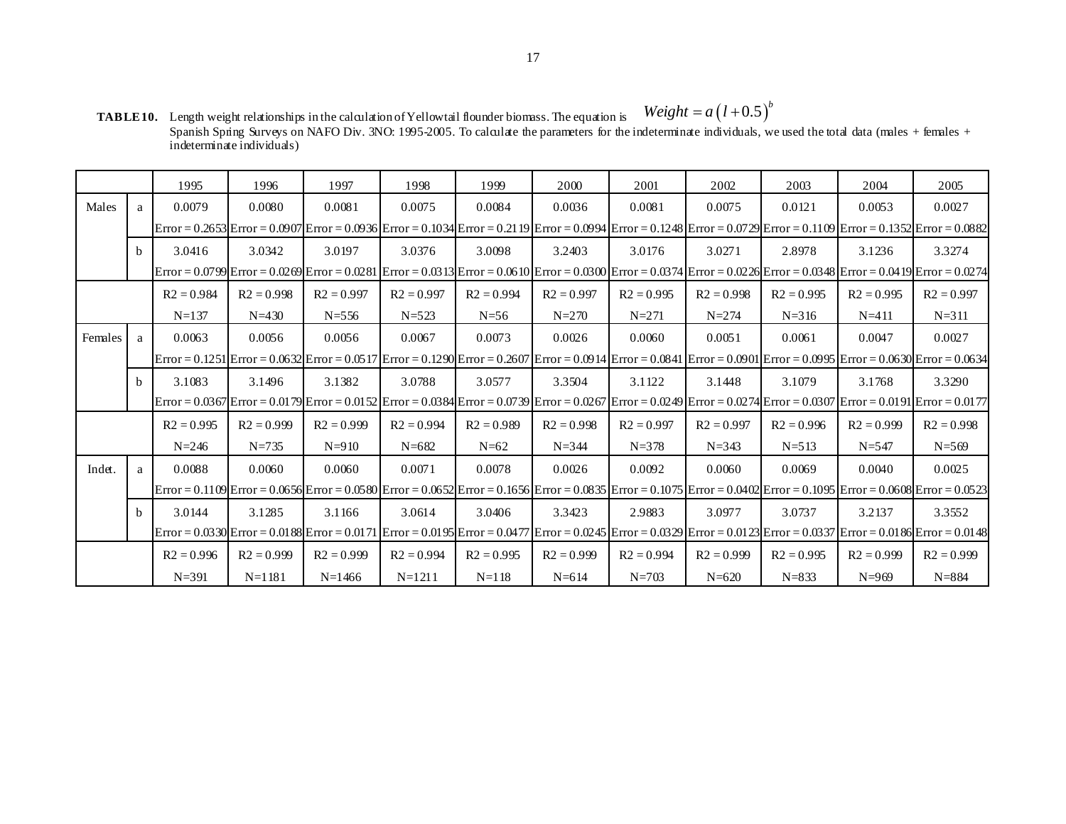**TABLE 10.** Length weight relationships in the calculation of Yellowtail flounder biomass. The equation is $Weight = a\left(l+0.5\right)^{b}$ Spanish Spring Surveys on NAFO Div. 3NO: 1995-2005. To calculate the parameters for the indeterminate individuals, we used the total data (males + females + indeterminate individuals)

| | | 1995 | 1996 | 1997 | 1998 | 1999 | 2000 | 2001 | 2002 | 2003 | 2004 | 2005 |
|---|---|---|---|---|---|---|---|---|---|---|---|---|
| Males | a | 0.0079 | 0.0080 | 0.0081 | 0.0075 | 0.0084 | 0.0036 | 0.0081 | 0.0075 | 0.0121 | 0.0053 | 0.0027 |
| | | Error = 0.2653 | Error = 0.0907 | Error = 0.0936 | Error = 0.1034 | Error = 0.2119 | Error = 0.0994 | Error = 0.1248 | Error = 0.0729 | Error = 0.1109 | Error = 0.1352 | Error = 0.0882 |
| | b | 3.0416 | 3.0342 | 3.0197 | 3.0376 | 3.0098 | 3.2403 | 3.0176 | 3.0271 | 2.8978 | 3.1236 | 3.3274 |
| | | Error = 0.0799 | Error = 0.0269 | Error = 0.0281 | Error = 0.0313 | Error = 0.0610 | Error = 0.0300 | Error = 0.0374 | Error = 0.0226 | Error = 0.0348 | Error = 0.0419 | Error = 0.0274 |
| | | $R^2$ = 0.984 | $R^2$ = 0.998 | $R^2$ = 0.997 | $R^2$ = 0.997 | $R^2$ = 0.994 | $R^2$ = 0.997 | $R^2$ = 0.995 | $R^2$ = 0.998 | $R^2$ = 0.995 | $R^2$ = 0.995 | $R^2$ = 0.997 |
| | | N=137 | N=430 | N=556 | N=523 | N=56 | N=270 | N=271 | N=274 | N=316 | N=411 | N=311 |
| Females | a | 0.0063 | 0.0056 | 0.0056 | 0.0067 | 0.0073 | 0.0026 | 0.0060 | 0.0051 | 0.0061 | 0.0047 | 0.0027 |
| | | Error = 0.1251 | Error = 0.0632 | Error = 0.0517 | Error = 0.1290 | Error = 0.2607 | Error = 0.0914 | Error = 0.0841 | Error = 0.0901 | Error = 0.0995 | Error = 0.0630 | Error = 0.0634 |
| | b | 3.1083 | 3.1496 | 3.1382 | 3.0788 | 3.0577 | 3.3504 | 3.1122 | 3.1448 | 3.1079 | 3.1768 | 3.3290 |
| | | Error = 0.0367 | Error = 0.0179 | Error = 0.0152 | Error = 0.0384 | Error = 0.0739 | Error = 0.0267 | Error = 0.0249 | Error = 0.0274 | Error = 0.0307 | Error = 0.0191 | Error = 0.0177 |
| | | $R^2$ = 0.995 | $R^2$ = 0.999 | $R^2$ = 0.999 | $R^2$ = 0.994 | $R^2$ = 0.989 | $R^2$ = 0.998 | $R^2$ = 0.997 | $R^2$ = 0.997 | $R^2$ = 0.996 | $R^2$ = 0.999 | $R^2$ = 0.998 |
| | | N=246 | N=735 | N=910 | N=682 | N=62 | N=344 | N=378 | N=343 | N=513 | N=547 | N=569 |
| Indet. | a | 0.0088 | 0.0060 | 0.0060 | 0.0071 | 0.0078 | 0.0026 | 0.0092 | 0.0060 | 0.0069 | 0.0040 | 0.0025 |
| | | Error = 0.1109 | Error = 0.0656 | Error = 0.0580 | Error = 0.0652 | Error = 0.1656 | Error = 0.0835 | Error = 0.1075 | Error = 0.0402 | Error = 0.1095 | Error = 0.0608 | Error = 0.0523 |
| | b | 3.0144 | 3.1285 | 3.1166 | 3.0614 | 3.0406 | 3.3423 | 2.9883 | 3.0977 | 3.0737 | 3.2137 | 3.3552 |
| | | Error = 0.0330 | Error = 0.0188 | Error = 0.0171 | Error = 0.0195 | Error = 0.0477 | Error = 0.0245 | Error = 0.0329 | Error = 0.0123 | Error = 0.0337 | Error = 0.0186 | Error = 0.0148 |
| | | $R^2$ = 0.996 | $R^2$ = 0.999 | $R^2$ = 0.999 | $R^2$ = 0.994 | $R^2$ = 0.995 | $R^2$ = 0.999 | $R^2$ = 0.994 | $R^2$ = 0.999 | $R^2$ = 0.995 | $R^2$ = 0.999 | $R^2$ = 0.999 |
| | | N=391 | N=1181 | N=1466 | N=1211 | N=118 | N=614 | N=703 | N=620 | N=833 | N=969 | N=884 |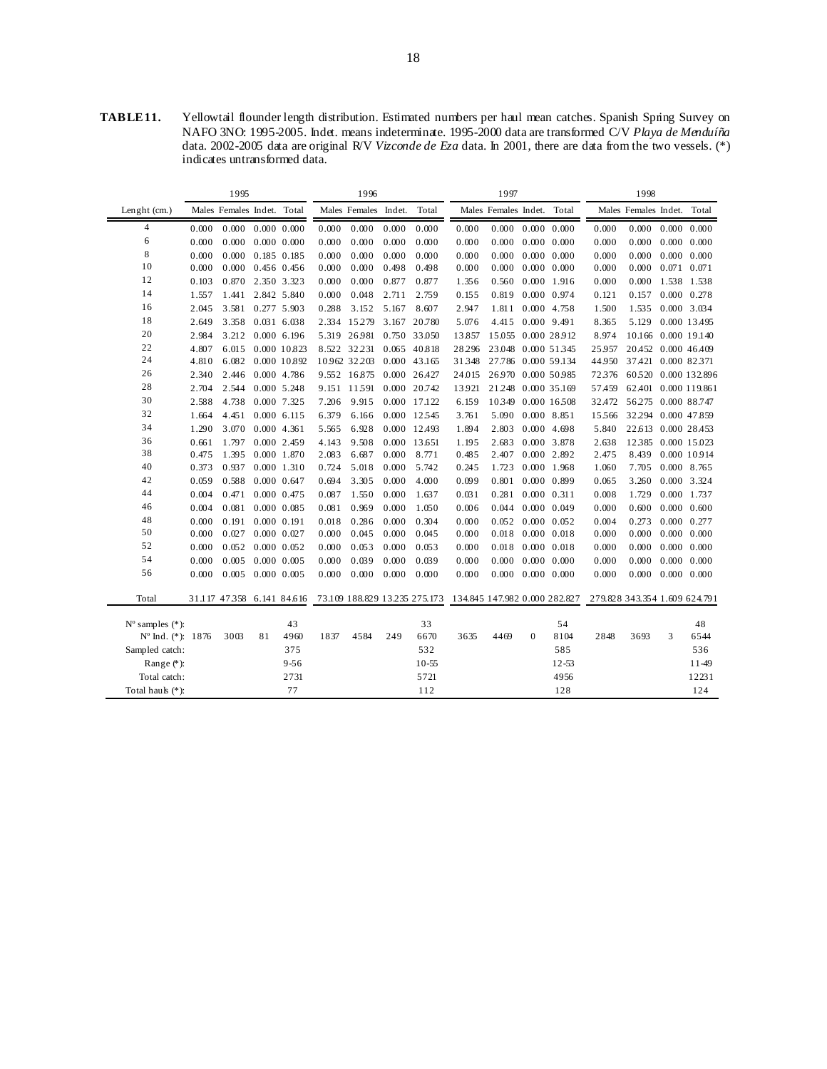**TABLE 11.** Yellowtail flounder length distribution. Estimated numbers per haul mean catches. Spanish Spring Survey on NAFO 3NO: 1995-2005. Indet. means indeterminate. 1995-2000 data are transformed C/V *Playa de Menduíña* data. 2002-2005 data are original R/V *Vizconde de Eza* data. In 2001, there are data from the two vessels. (*) indicates untransformed data.

| | 1995 | | | | 1996 | | | | 1997 | | | | 1998 | | | |
|---|---|---|---|---|---|---|---|---|---|---|---|---|---|---|---|---|
| Lenght (cm.) | Males | Females | Indet. | Total | Males | Females | Indet. | Total | Males | Females | Indet. | Total | Males | Females | Indet. | Total |
| 4 | 0.000 | 0.000 | 0.000 | 0.000 | 0.000 | 0.000 | 0.000 | 0.000 | 0.000 | 0.000 | 0.000 | 0.000 | 0.000 | 0.000 | 0.000 | 0.000 |
| 6 | 0.000 | 0.000 | 0.000 | 0.000 | 0.000 | 0.000 | 0.000 | 0.000 | 0.000 | 0.000 | 0.000 | 0.000 | 0.000 | 0.000 | 0.000 | 0.000 |
| 8 | 0.000 | 0.000 | 0.185 | 0.185 | 0.000 | 0.000 | 0.000 | 0.000 | 0.000 | 0.000 | 0.000 | 0.000 | 0.000 | 0.000 | 0.000 | 0.000 |
| 10 | 0.000 | 0.000 | 0.456 | 0.456 | 0.000 | 0.000 | 0.498 | 0.498 | 0.000 | 0.000 | 0.000 | 0.000 | 0.000 | 0.000 | 0.071 | 0.071 |
| 12 | 0.103 | 0.870 | 2.350 | 3.323 | 0.000 | 0.000 | 0.877 | 0.877 | 1.356 | 0.560 | 0.000 | 1.916 | 0.000 | 0.000 | 1.538 | 1.538 |
| 14 | 1.557 | 1.441 | 2.842 | 5.840 | 0.000 | 0.048 | 2.711 | 2.759 | 0.155 | 0.819 | 0.000 | 0.974 | 0.121 | 0.157 | 0.000 | 0.278 |
| 16 | 2.045 | 3.581 | 0.277 | 5.903 | 0.288 | 3.152 | 5.167 | 8.607 | 2.947 | 1.811 | 0.000 | 4.758 | 1.500 | 1.535 | 0.000 | 3.034 |
| 18 | 2.649 | 3.358 | 0.031 | 6.038 | 2.334 | 15.279 | 3.167 | 20.780 | 5.076 | 4.415 | 0.000 | 9.491 | 8.365 | 5.129 | 0.000 | 13.495 |
| 20 | 2.984 | 3.212 | 0.000 | 6.196 | 5.319 | 26.981 | 0.750 | 33.050 | 13.857 | 15.055 | 0.000 | 28.912 | 8.974 | 10.166 | 0.000 | 19.140 |
| 22 | 4.807 | 6.015 | 0.000 | 10.823 | 8.522 | 32.231 | 0.065 | 40.818 | 28.296 | 23.048 | 0.000 | 51.345 | 25.957 | 20.452 | 0.000 | 46.409 |
| 24 | 4.810 | 6.082 | 0.000 | 10.892 | 10.962 | 32.203 | 0.000 | 43.165 | 31.348 | 27.786 | 0.000 | 59.134 | 44.950 | 37.421 | 0.000 | 82.371 |
| 26 | 2.340 | 2.446 | 0.000 | 4.786 | 9.552 | 16.875 | 0.000 | 26.427 | 24.015 | 26.970 | 0.000 | 50.985 | 72.376 | 60.520 | 0.000 | 132.896 |
| 28 | 2.704 | 2.544 | 0.000 | 5.248 | 9.151 | 11.591 | 0.000 | 20.742 | 13.921 | 21.248 | 0.000 | 35.169 | 57.459 | 62.401 | 0.000 | 119.861 |
| 30 | 2.588 | 4.738 | 0.000 | 7.325 | 7.206 | 9.915 | 0.000 | 17.122 | 6.159 | 10.349 | 0.000 | 16.508 | 32.472 | 56.275 | 0.000 | 88.747 |
| 32 | 1.664 | 4.451 | 0.000 | 6.115 | 6.379 | 6.166 | 0.000 | 12.545 | 3.761 | 5.090 | 0.000 | 8.851 | 15.566 | 32.294 | 0.000 | 47.859 |
| 34 | 1.290 | 3.070 | 0.000 | 4.361 | 5.565 | 6.928 | 0.000 | 12.493 | 1.894 | 2.803 | 0.000 | 4.698 | 5.840 | 22.613 | 0.000 | 28.453 |
| 36 | 0.661 | 1.797 | 0.000 | 2.459 | 4.143 | 9.508 | 0.000 | 13.651 | 1.195 | 2.683 | 0.000 | 3.878 | 2.638 | 12.385 | 0.000 | 15.023 |
| 38 | 0.475 | 1.395 | 0.000 | 1.870 | 2.083 | 6.687 | 0.000 | 8.771 | 0.485 | 2.407 | 0.000 | 2.892 | 2.475 | 8.439 | 0.000 | 10.914 |
| 40 | 0.373 | 0.937 | 0.000 | 1.310 | 0.724 | 5.018 | 0.000 | 5.742 | 0.245 | 1.723 | 0.000 | 1.968 | 1.060 | 7.705 | 0.000 | 8.765 |
| 42 | 0.059 | 0.588 | 0.000 | 0.647 | 0.694 | 3.305 | 0.000 | 4.000 | 0.099 | 0.801 | 0.000 | 0.899 | 0.065 | 3.260 | 0.000 | 3.324 |
| 44 | 0.004 | 0.471 | 0.000 | 0.475 | 0.087 | 1.550 | 0.000 | 1.637 | 0.031 | 0.281 | 0.000 | 0.311 | 0.008 | 1.729 | 0.000 | 1.737 |
| 46 | 0.004 | 0.081 | 0.000 | 0.085 | 0.081 | 0.969 | 0.000 | 1.050 | 0.006 | 0.044 | 0.000 | 0.049 | 0.000 | 0.600 | 0.000 | 0.600 |
| 48 | 0.000 | 0.191 | 0.000 | 0.191 | 0.018 | 0.286 | 0.000 | 0.304 | 0.000 | 0.052 | 0.000 | 0.052 | 0.004 | 0.273 | 0.000 | 0.277 |
| 50 | 0.000 | 0.027 | 0.000 | 0.027 | 0.000 | 0.045 | 0.000 | 0.045 | 0.000 | 0.018 | 0.000 | 0.018 | 0.000 | 0.000 | 0.000 | 0.000 |
| 52 | 0.000 | 0.052 | 0.000 | 0.052 | 0.000 | 0.053 | 0.000 | 0.053 | 0.000 | 0.018 | 0.000 | 0.018 | 0.000 | 0.000 | 0.000 | 0.000 |
| 54 | 0.000 | 0.005 | 0.000 | 0.005 | 0.000 | 0.039 | 0.000 | 0.039 | 0.000 | 0.000 | 0.000 | 0.000 | 0.000 | 0.000 | 0.000 | 0.000 |
| 56 | 0.000 | 0.005 | 0.000 | 0.005 | 0.000 | 0.000 | 0.000 | 0.000 | 0.000 | 0.000 | 0.000 | 0.000 | 0.000 | 0.000 | 0.000 | 0.000 |
| Total | 31.117 | 47.358 | 6.141 | 84.616 | 73.109 | 188.829 | 13.235 | 275.173 | 134.845 | 147.982 | 0.000 | 282.827 | 279.828 | 343.354 | 1.609 | 624.791 |
| Nº samples (*): | | | | 43 | | | | 33 | | | | 54 | | | | 48 |
| Nº Ind. (*): | 1876 | 3003 | 81 | 4960 | 1837 | 4584 | 249 | 6670 | 3635 | 4469 | 0 | 8104 | 2848 | 3693 | 3 | 6544 |
| Sampled catch: | | | | 375 | | | | 532 | | | | 585 | | | | 536 |
| Range (*): | | | | 9-56 | | | | 10-55 | | | | 12-53 | | | | 11-49 |
| Total catch: | | | | 2731 | | | | 5721 | | | | 4956 | | | | 12231 |
| Total hauls (*): | | | | 77 | | | | 112 | | | | 128 | | | | 124 |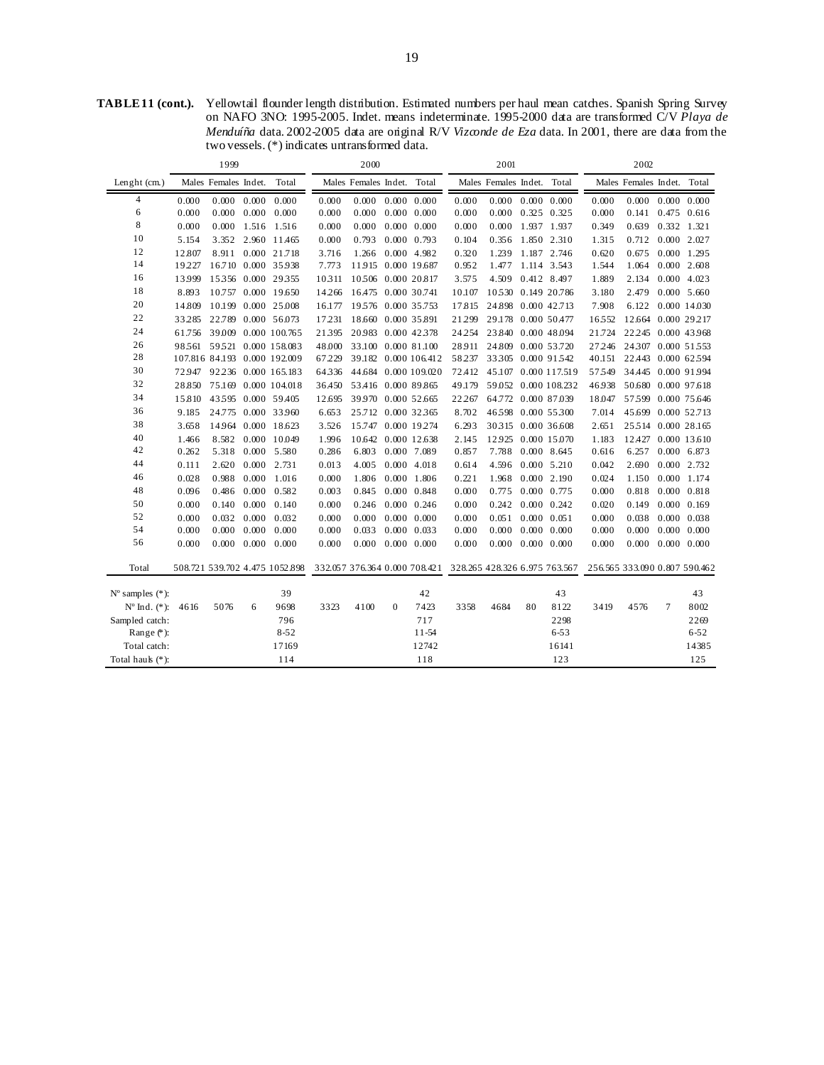**TABLE 11 (cont.).** Yellowtail flounder length distribution. Estimated numbers per haul mean catches. Spanish Spring Survey on NAFO 3NO: 1995-2005. Indet. means indeterminate. 1995-2000 data are transformed C/V *Playa de Menduíña* data. 2002-2005 data are original R/V *Vizconde de Eza* data. In 2001, there are data from the two vessels. (*) indicates untransformed data.

| | 1999 | | | | 2000 | | | | 2001 | | | | 2002 | | | |
|---|---|---|---|---|---|---|---|---|---|---|---|---|---|---|---|---|
| Lenght (cm.) | Males | Females | Indet. | Total | Males | Females | Indet. | Total | Males | Females | Indet. | Total | Males | Females | Indet. | Total |
| 4 | 0.000 | 0.000 | 0.000 | 0.000 | 0.000 | 0.000 | 0.000 | 0.000 | 0.000 | 0.000 | 0.000 | 0.000 | 0.000 | 0.000 | 0.000 | 0.000 |
| 6 | 0.000 | 0.000 | 0.000 | 0.000 | 0.000 | 0.000 | 0.000 | 0.000 | 0.000 | 0.000 | 0.325 | 0.325 | 0.000 | 0.141 | 0.475 | 0.616 |
| 8 | 0.000 | 0.000 | 1.516 | 1.516 | 0.000 | 0.000 | 0.000 | 0.000 | 0.000 | 0.000 | 1.937 | 1.937 | 0.349 | 0.639 | 0.332 | 1.321 |
| 10 | 5.154 | 3.352 | 2.960 | 11.465 | 0.000 | 0.793 | 0.000 | 0.793 | 0.104 | 0.356 | 1.850 | 2.310 | 1.315 | 0.712 | 0.000 | 2.027 |
| 12 | 12.807 | 8.911 | 0.000 | 21.718 | 3.716 | 1.266 | 0.000 | 4.982 | 0.320 | 1.239 | 1.187 | 2.746 | 0.620 | 0.675 | 0.000 | 1.295 |
| 14 | 19.227 | 16.710 | 0.000 | 35.938 | 7.773 | 11.915 | 0.000 | 19.687 | 0.952 | 1.477 | 1.114 | 3.543 | 1.544 | 1.064 | 0.000 | 2.608 |
| 16 | 13.999 | 15.356 | 0.000 | 29.355 | 10.311 | 10.506 | 0.000 | 20.817 | 3.575 | 4.509 | 0.412 | 8.497 | 1.889 | 2.134 | 0.000 | 4.023 |
| 18 | 8.893 | 10.757 | 0.000 | 19.650 | 14.266 | 16.475 | 0.000 | 30.741 | 10.107 | 10.530 | 0.149 | 20.786 | 3.180 | 2.479 | 0.000 | 5.660 |
| 20 | 14.809 | 10.199 | 0.000 | 25.008 | 16.177 | 19.576 | 0.000 | 35.753 | 17.815 | 24.898 | 0.000 | 42.713 | 7.908 | 6.122 | 0.000 | 14.030 |
| 22 | 33.285 | 22.789 | 0.000 | 56.073 | 17.231 | 18.660 | 0.000 | 35.891 | 21.299 | 29.178 | 0.000 | 50.477 | 16.552 | 12.664 | 0.000 | 29.217 |
| 24 | 61.756 | 39.009 | 0.000 | 100.765 | 21.395 | 20.983 | 0.000 | 42.378 | 24.254 | 23.840 | 0.000 | 48.094 | 21.724 | 22.245 | 0.000 | 43.968 |
| 26 | 98.561 | 59.521 | 0.000 | 158.083 | 48.000 | 33.100 | 0.000 | 81.100 | 28.911 | 24.809 | 0.000 | 53.720 | 27.246 | 24.307 | 0.000 | 51.553 |
| 28 | 107.816 | 84.193 | 0.000 | 192.009 | 67.229 | 39.182 | 0.000 | 106.412 | 58.237 | 33.305 | 0.000 | 91.542 | 40.151 | 22.443 | 0.000 | 62.594 |
| 30 | 72.947 | 92.236 | 0.000 | 165.183 | 64.336 | 44.684 | 0.000 | 109.020 | 72.412 | 45.107 | 0.000 | 117.519 | 57.549 | 34.445 | 0.000 | 91.994 |
| 32 | 28.850 | 75.169 | 0.000 | 104.018 | 36.450 | 53.416 | 0.000 | 89.865 | 49.179 | 59.052 | 0.000 | 108.232 | 46.938 | 50.680 | 0.000 | 97.618 |
| 34 | 15.810 | 43.595 | 0.000 | 59.405 | 12.695 | 39.970 | 0.000 | 52.665 | 22.267 | 64.772 | 0.000 | 87.039 | 18.047 | 57.599 | 0.000 | 75.646 |
| 36 | 9.185 | 24.775 | 0.000 | 33.960 | 6.653 | 25.712 | 0.000 | 32.365 | 8.702 | 46.598 | 0.000 | 55.300 | 7.014 | 45.699 | 0.000 | 52.713 |
| 38 | 3.658 | 14.964 | 0.000 | 18.623 | 3.526 | 15.747 | 0.000 | 19.274 | 6.293 | 30.315 | 0.000 | 36.608 | 2.651 | 25.514 | 0.000 | 28.165 |
| 40 | 1.466 | 8.582 | 0.000 | 10.049 | 1.996 | 10.642 | 0.000 | 12.638 | 2.145 | 12.925 | 0.000 | 15.070 | 1.183 | 12.427 | 0.000 | 13.610 |
| 42 | 0.262 | 5.318 | 0.000 | 5.580 | 0.286 | 6.803 | 0.000 | 7.089 | 0.857 | 7.788 | 0.000 | 8.645 | 0.616 | 6.257 | 0.000 | 6.873 |
| 44 | 0.111 | 2.620 | 0.000 | 2.731 | 0.013 | 4.005 | 0.000 | 4.018 | 0.614 | 4.596 | 0.000 | 5.210 | 0.042 | 2.690 | 0.000 | 2.732 |
| 46 | 0.028 | 0.988 | 0.000 | 1.016 | 0.000 | 1.806 | 0.000 | 1.806 | 0.221 | 1.968 | 0.000 | 2.190 | 0.024 | 1.150 | 0.000 | 1.174 |
| 48 | 0.096 | 0.486 | 0.000 | 0.582 | 0.003 | 0.845 | 0.000 | 0.848 | 0.000 | 0.775 | 0.000 | 0.775 | 0.000 | 0.818 | 0.000 | 0.818 |
| 50 | 0.000 | 0.140 | 0.000 | 0.140 | 0.000 | 0.246 | 0.000 | 0.246 | 0.000 | 0.242 | 0.000 | 0.242 | 0.020 | 0.149 | 0.000 | 0.169 |
| 52 | 0.000 | 0.032 | 0.000 | 0.032 | 0.000 | 0.000 | 0.000 | 0.000 | 0.000 | 0.051 | 0.000 | 0.051 | 0.000 | 0.038 | 0.000 | 0.038 |
| 54 | 0.000 | 0.000 | 0.000 | 0.000 | 0.000 | 0.033 | 0.000 | 0.033 | 0.000 | 0.000 | 0.000 | 0.000 | 0.000 | 0.000 | 0.000 | 0.000 |
| 56 | 0.000 | 0.000 | 0.000 | 0.000 | 0.000 | 0.000 | 0.000 | 0.000 | 0.000 | 0.000 | 0.000 | 0.000 | 0.000 | 0.000 | 0.000 | 0.000 |
| Total | 508.721 | 539.702 | 4.475 | 1052.898 | 332.057 | 376.364 | 0.000 | 708.421 | 328.265 | 428.326 | 6.975 | 763.567 | 256.565 | 333.090 | 0.807 | 590.462 |
| Nº samples (*): | | | | 39 | | | | 42 | | | | 43 | | | | 43 |
| Nº Ind. (*): | 4616 | 5076 | 6 | 9698 | 3323 | 4100 | 0 | 7423 | 3358 | 4684 | 80 | 8122 | 3419 | 4576 | 7 | 8002 |
| Sampled catch: | | | | 796 | | | | 717 | | | | 2298 | | | | 2269 |
| Range (*): | | | | 8-52 | | | | 11-54 | | | | 6-53 | | | | 6-52 |
| Total catch: | | | | 17169 | | | | 12742 | | | | 16141 | | | | 14385 |
| Total hauls (*): | | | | 114 | | | | 118 | | | | 123 | | | | 125 |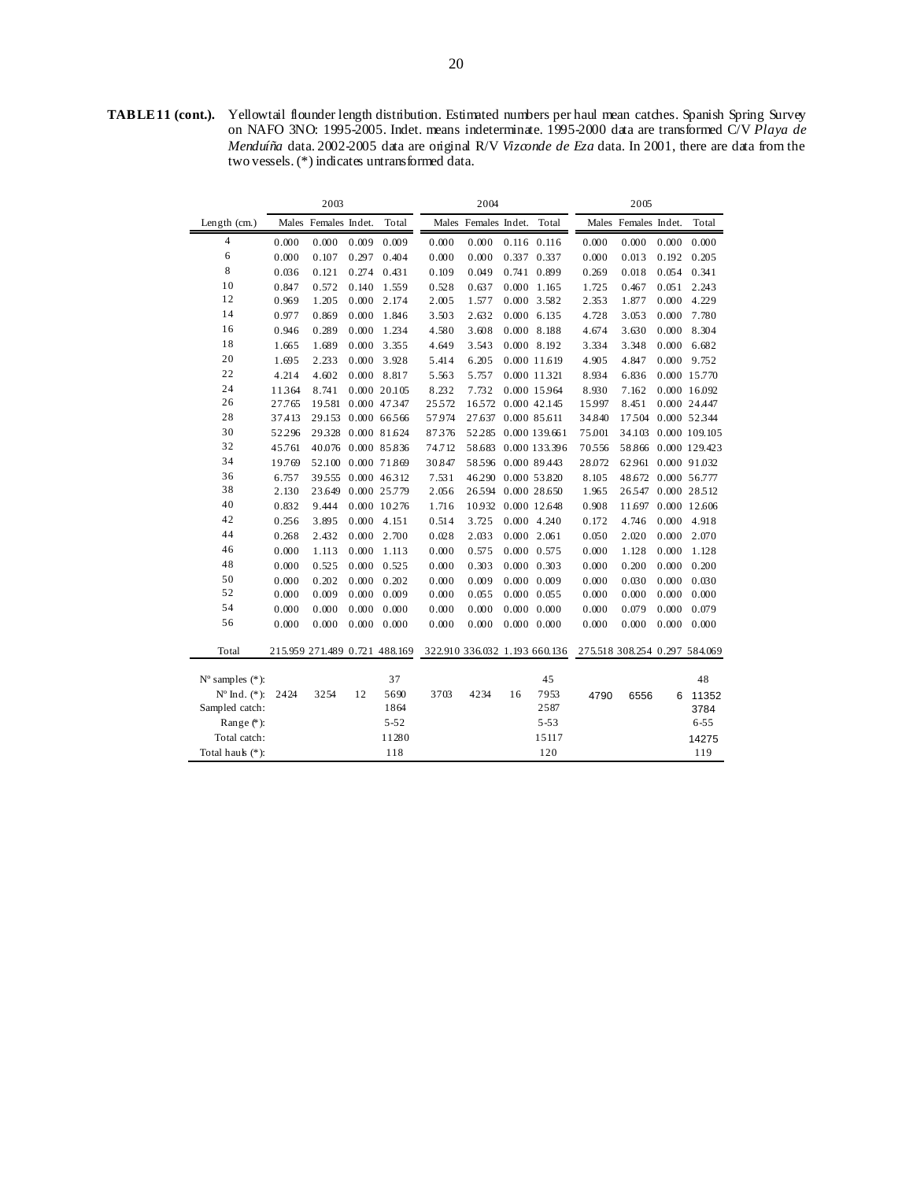**TABLE 11 (cont.).** Yellowtail flounder length distribution. Estimated numbers per haul mean catches. Spanish Spring Survey on NAFO 3NO: 1995-2005. Indet. means indeterminate. 1995-2000 data are transformed C/V *Playa de Menduíña* data. 2002-2005 data are original R/V *Vizconde de Eza* data. In 2001, there are data from the two vessels. (*) indicates untransformed data.

| | 2003 | | | | 2004 | | | | 2005 | | | |
|---|---|---|---|---|---|---|---|---|---|---|---|---|
| Length (cm.) | Males | Females | Indet. | Total | Males | Females | Indet. | Total | Males | Females | Indet. | Total |
| 4 | 0.000 | 0.000 | 0.009 | 0.009 | 0.000 | 0.000 | 0.116 | 0.116 | 0.000 | 0.000 | 0.000 | 0.000 |
| 6 | 0.000 | 0.107 | 0.297 | 0.404 | 0.000 | 0.000 | 0.337 | 0.337 | 0.000 | 0.013 | 0.192 | 0.205 |
| 8 | 0.036 | 0.121 | 0.274 | 0.431 | 0.109 | 0.049 | 0.741 | 0.899 | 0.269 | 0.018 | 0.054 | 0.341 |
| 10 | 0.847 | 0.572 | 0.140 | 1.559 | 0.528 | 0.637 | 0.000 | 1.165 | 1.725 | 0.467 | 0.051 | 2.243 |
| 12 | 0.969 | 1.205 | 0.000 | 2.174 | 2.005 | 1.577 | 0.000 | 3.582 | 2.353 | 1.877 | 0.000 | 4.229 |
| 14 | 0.977 | 0.869 | 0.000 | 1.846 | 3.503 | 2.632 | 0.000 | 6.135 | 4.728 | 3.053 | 0.000 | 7.780 |
| 16 | 0.946 | 0.289 | 0.000 | 1.234 | 4.580 | 3.608 | 0.000 | 8.188 | 4.674 | 3.630 | 0.000 | 8.304 |
| 18 | 1.665 | 1.689 | 0.000 | 3.355 | 4.649 | 3.543 | 0.000 | 8.192 | 3.334 | 3.348 | 0.000 | 6.682 |
| 20 | 1.695 | 2.233 | 0.000 | 3.928 | 5.414 | 6.205 | 0.000 | 11.619 | 4.905 | 4.847 | 0.000 | 9.752 |
| 22 | 4.214 | 4.602 | 0.000 | 8.817 | 5.563 | 5.757 | 0.000 | 11.321 | 8.934 | 6.836 | 0.000 | 15.770 |
| 24 | 11.364 | 8.741 | 0.000 | 20.105 | 8.232 | 7.732 | 0.000 | 15.964 | 8.930 | 7.162 | 0.000 | 16.092 |
| 26 | 27.765 | 19.581 | 0.000 | 47.347 | 25.572 | 16.572 | 0.000 | 42.145 | 15.997 | 8.451 | 0.000 | 24.447 |
| 28 | 37.413 | 29.153 | 0.000 | 66.566 | 57.974 | 27.637 | 0.000 | 85.611 | 34.840 | 17.504 | 0.000 | 52.344 |
| 30 | 52.296 | 29.328 | 0.000 | 81.624 | 87.376 | 52.285 | 0.000 | 139.661 | 75.001 | 34.103 | 0.000 | 109.105 |
| 32 | 45.761 | 40.076 | 0.000 | 85.836 | 74.712 | 58.683 | 0.000 | 133.396 | 70.556 | 58.866 | 0.000 | 129.423 |
| 34 | 19.769 | 52.100 | 0.000 | 71.869 | 30.847 | 58.596 | 0.000 | 89.443 | 28.072 | 62.961 | 0.000 | 91.032 |
| 36 | 6.757 | 39.555 | 0.000 | 46.312 | 7.531 | 46.290 | 0.000 | 53.820 | 8.105 | 48.672 | 0.000 | 56.777 |
| 38 | 2.130 | 23.649 | 0.000 | 25.779 | 2.056 | 26.594 | 0.000 | 28.650 | 1.965 | 26.547 | 0.000 | 28.512 |
| 40 | 0.832 | 9.444 | 0.000 | 10.276 | 1.716 | 10.932 | 0.000 | 12.648 | 0.908 | 11.697 | 0.000 | 12.606 |
| 42 | 0.256 | 3.895 | 0.000 | 4.151 | 0.514 | 3.725 | 0.000 | 4.240 | 0.172 | 4.746 | 0.000 | 4.918 |
| 44 | 0.268 | 2.432 | 0.000 | 2.700 | 0.028 | 2.033 | 0.000 | 2.061 | 0.050 | 2.020 | 0.000 | 2.070 |
| 46 | 0.000 | 1.113 | 0.000 | 1.113 | 0.000 | 0.575 | 0.000 | 0.575 | 0.000 | 1.128 | 0.000 | 1.128 |
| 48 | 0.000 | 0.525 | 0.000 | 0.525 | 0.000 | 0.303 | 0.000 | 0.303 | 0.000 | 0.200 | 0.000 | 0.200 |
| 50 | 0.000 | 0.202 | 0.000 | 0.202 | 0.000 | 0.009 | 0.000 | 0.009 | 0.000 | 0.030 | 0.000 | 0.030 |
| 52 | 0.000 | 0.009 | 0.000 | 0.009 | 0.000 | 0.055 | 0.000 | 0.055 | 0.000 | 0.000 | 0.000 | 0.000 |
| 54 | 0.000 | 0.000 | 0.000 | 0.000 | 0.000 | 0.000 | 0.000 | 0.000 | 0.000 | 0.079 | 0.000 | 0.079 |
| 56 | 0.000 | 0.000 | 0.000 | 0.000 | 0.000 | 0.000 | 0.000 | 0.000 | 0.000 | 0.000 | 0.000 | 0.000 |
| Total | 215.959 | 271.489 | 0.721 | 488.169 | 322.910 | 336.032 | 1.193 | 660.136 | 275.518 | 308.254 | 0.297 | 584.069 |
| Nº samples (*): | | | | 37 | | | | 45 | | | | 48 |
| Nº Ind. (*): | 2424 | 3254 | 12 | 5690 | 3703 | 4234 | 16 | 7953 | 4790 | 6556 | 6 | 11352 |
| Sampled catch: | | | | 1864 | | | | 2587 | | | | 3784 |
| Range (*): | | | | 5-52 | | | | 5-53 | | | | 6-55 |
| Total catch: | | | | 11280 | | | | 15117 | | | | 14275 |
| Total hauls (*): | | | | 118 | | | | 120 | | | | 119 |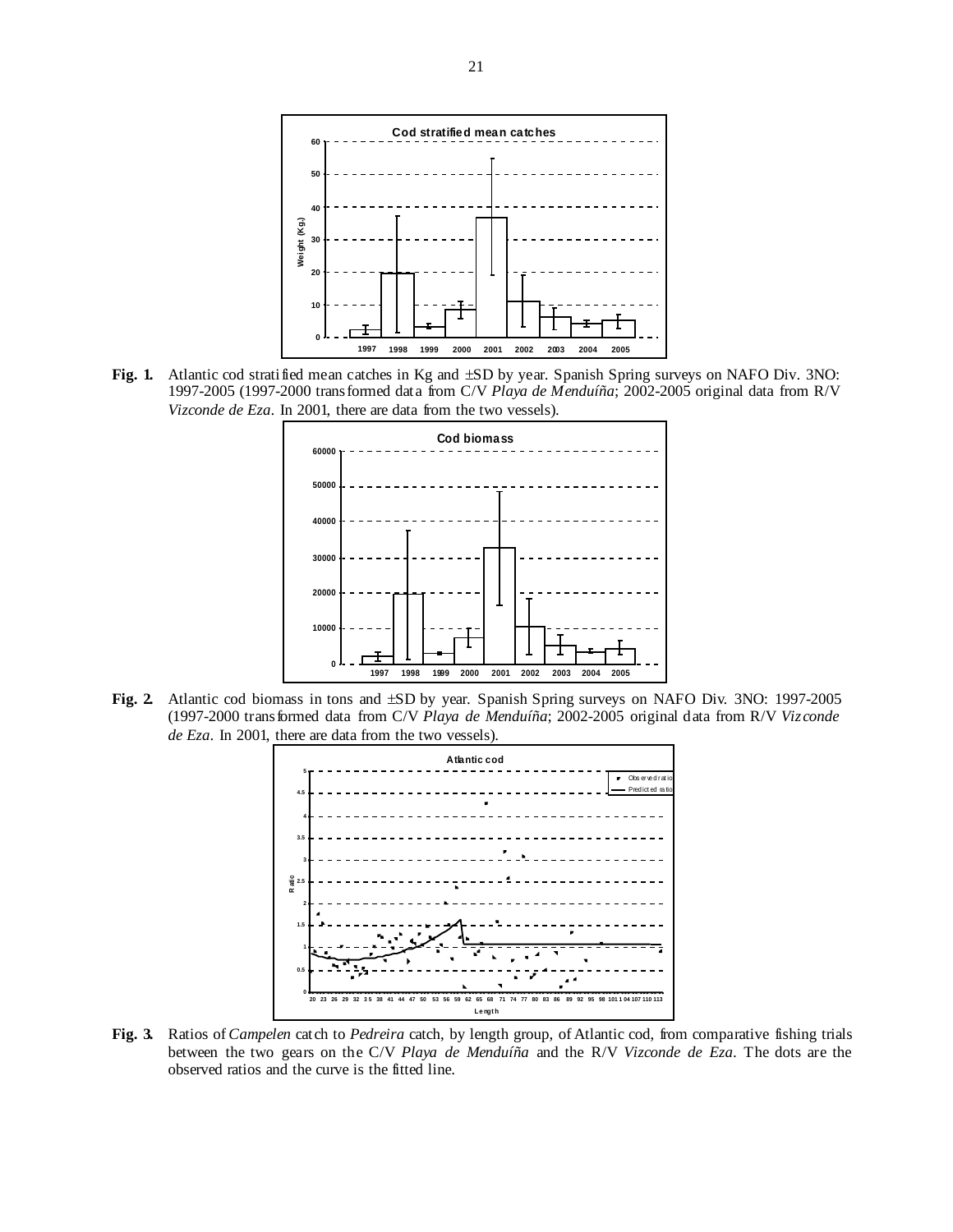**Fig. 1.** Atlantic cod stratified mean catches in Kg and ±SD by year. Spanish Spring surveys on NAFO Div. 3NO: 1997-2005 (1997-2000 transformed data from C/V *Playa de Menduíña*; 2002-2005 original data from R/V *Vizconde de Eza*. In 2001, there are data from the two vessels).

**Fig. 2.** Atlantic cod biomass in tons and ±SD by year. Spanish Spring surveys on NAFO Div. 3NO: 1997-2005 (1997-2000 transformed data from C/V *Playa de Menduíña*; 2002-2005 original data from R/V *Vizconde de Eza*. In 2001, there are data from the two vessels).

**Fig. 3.** Ratios of *Campelen* catch to *Pedreira* catch, by length group, of Atlantic cod, from comparative fishing trials between the two gears on the C/V *Playa de Menduíña* and the R/V *Vizconde de Eza*. The dots are the observed ratios and the curve is the fitted line.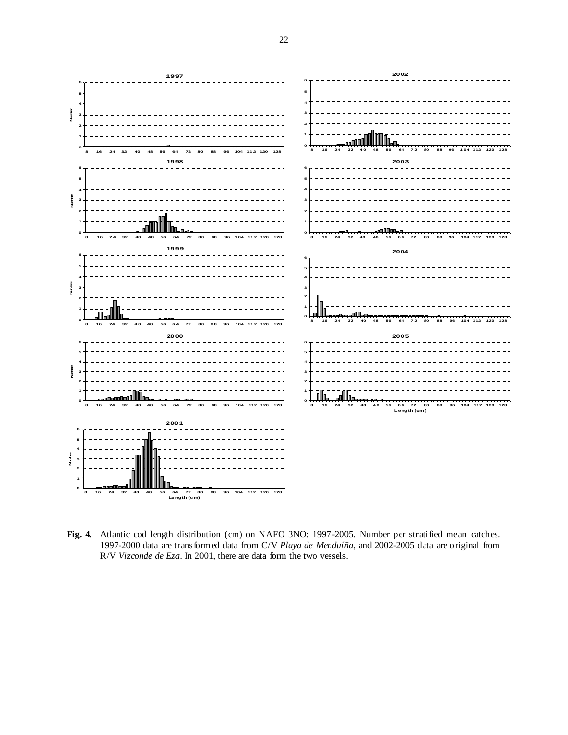**Fig. 4.** Atlantic cod length distribution (cm) on NAFO 3NO: 1997-2005. Number per stratified mean catches. 1997-2000 data are transformed data from C/V *Playa de Menduíña*, and 2002-2005 data are original from R/V *Vizconde de Eza*. In 2001, there are data form the two vessels.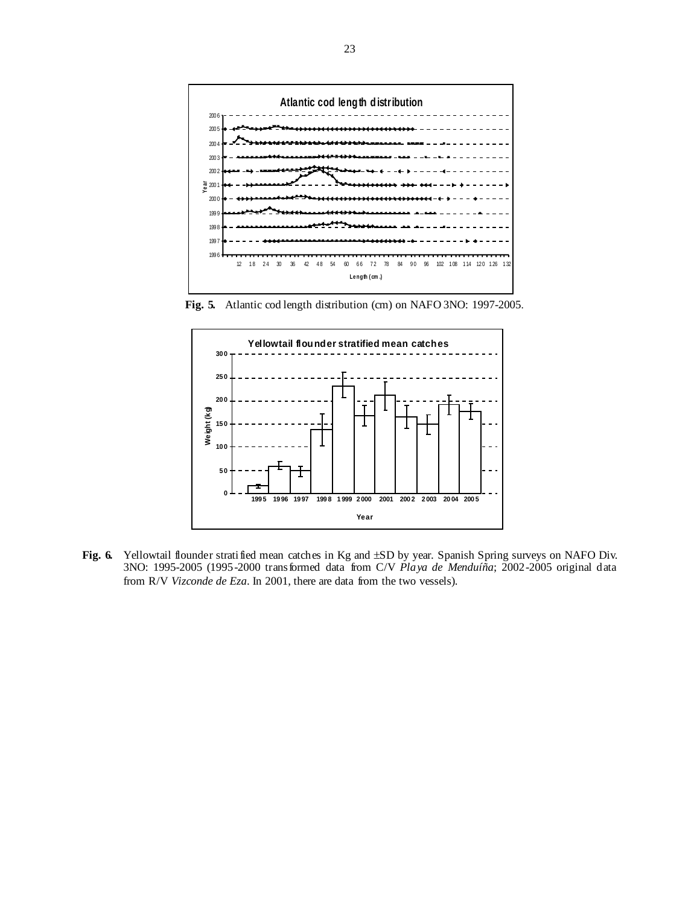**Fig. 5.** Atlantic cod length distribution (cm) on NAFO 3NO: 1997-2005.

**Fig. 6.** Yellowtail flounder stratified mean catches in Kg and ±SD by year. Spanish Spring surveys on NAFO Div. 3NO: 1995-2005 (1995-2000 transformed data from C/V *Playa de Menduíña*; 2002-2005 original data from R/V *Vizconde de Eza*. In 2001, there are data from the two vessels).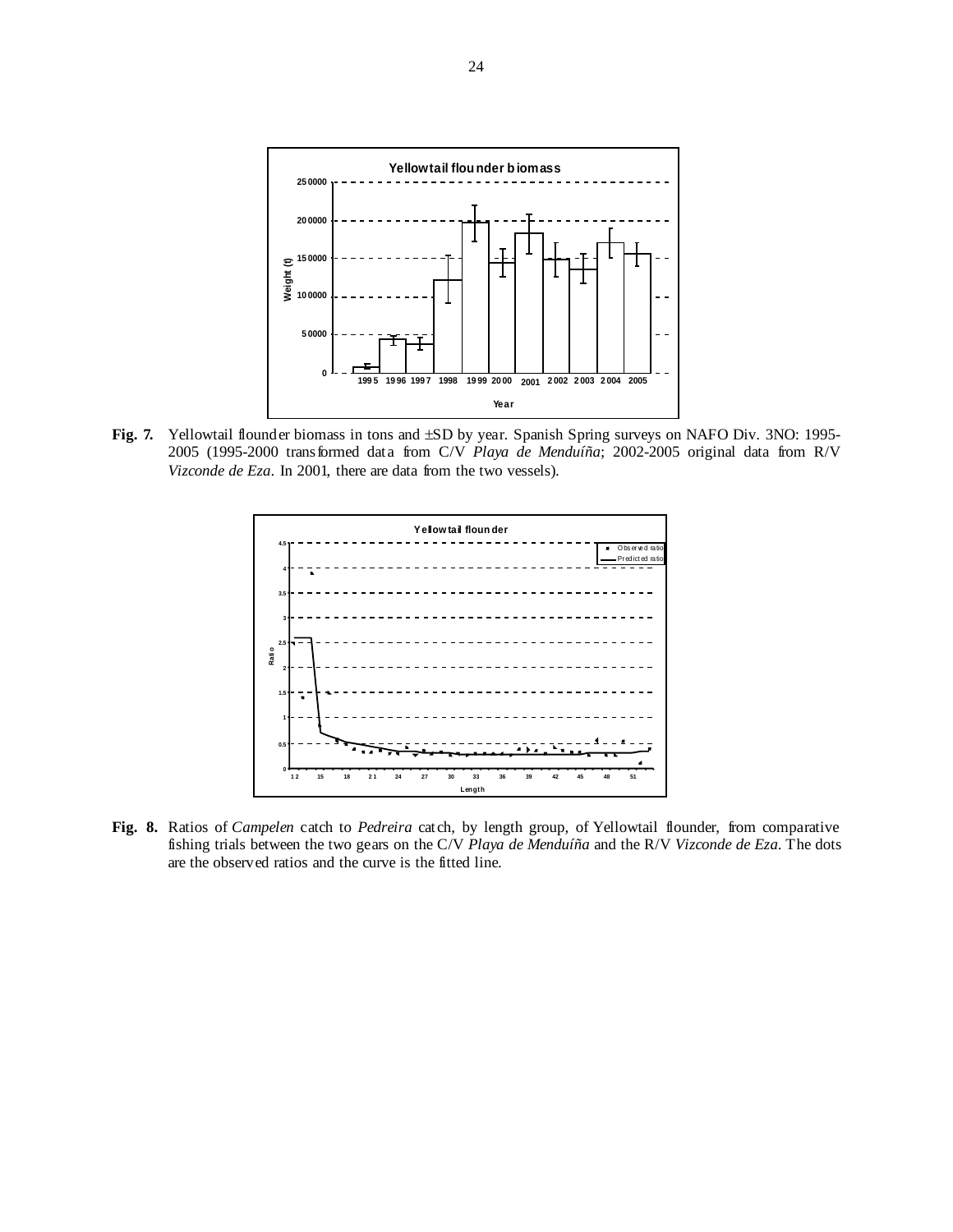**Fig. 7.** Yellowtail flounder biomass in tons and ±SD by year. Spanish Spring surveys on NAFO Div. 3NO: 1995-2005 (1995-2000 transformed data from C/V *Playa de Menduíña*; 2002-2005 original data from R/V *Vizconde de Eza*. In 2001, there are data from the two vessels).

**Fig. 8.** Ratios of *Campelen* catch to *Pedreira* catch, by length group, of Yellowtail flounder, from comparative fishing trials between the two gears on the C/V *Playa de Menduíña* and the R/V *Vizconde de Eza*. The dots are the observed ratios and the curve is the fitted line.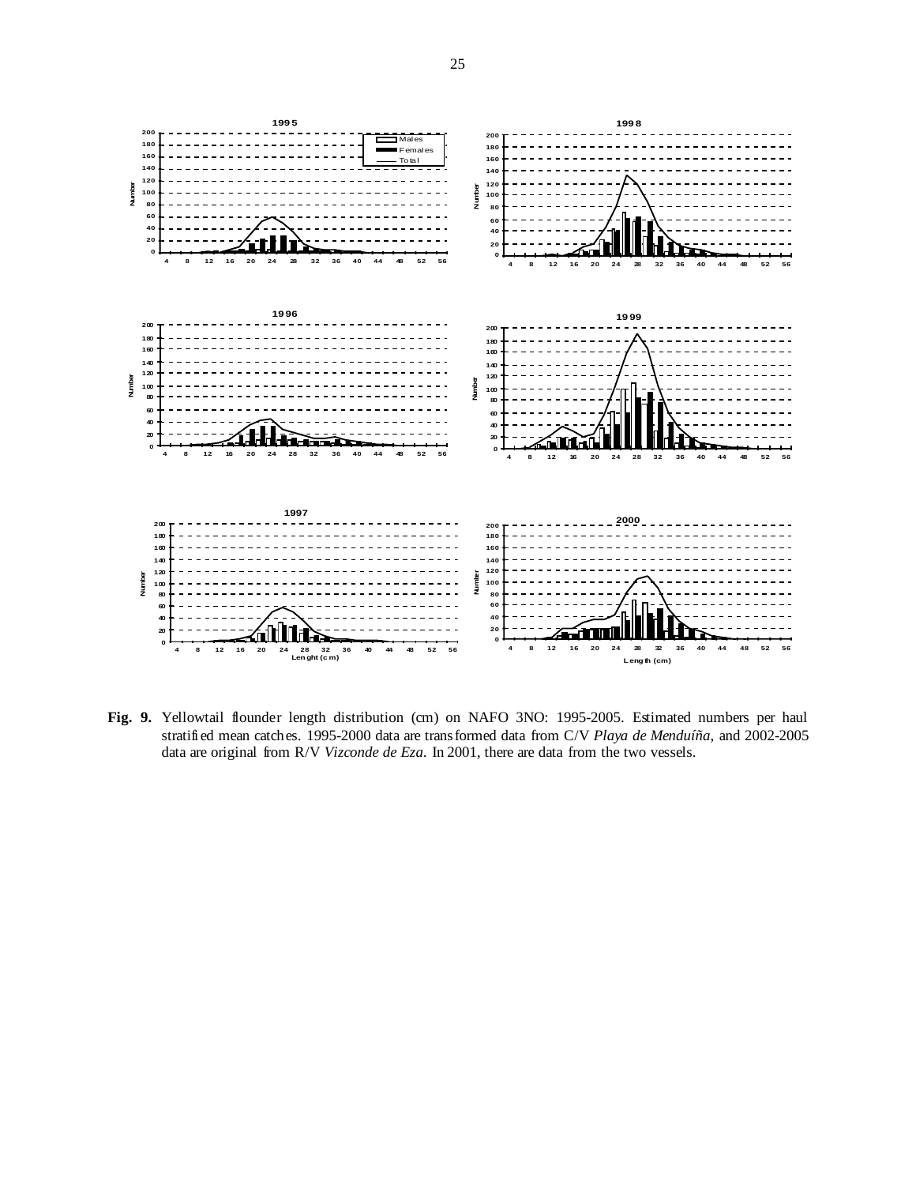**Fig. 9.** Yellowtail flounder length distribution (cm) on NAFO 3NO: 1995-2005. Estimated numbers per haul stratified mean catches. 1995-2000 data are transformed data from C/V *Playa de Menduíña*, and 2002-2005 data are original from R/V *Vizconde de Eza*. In 2001, there are data from the two vessels.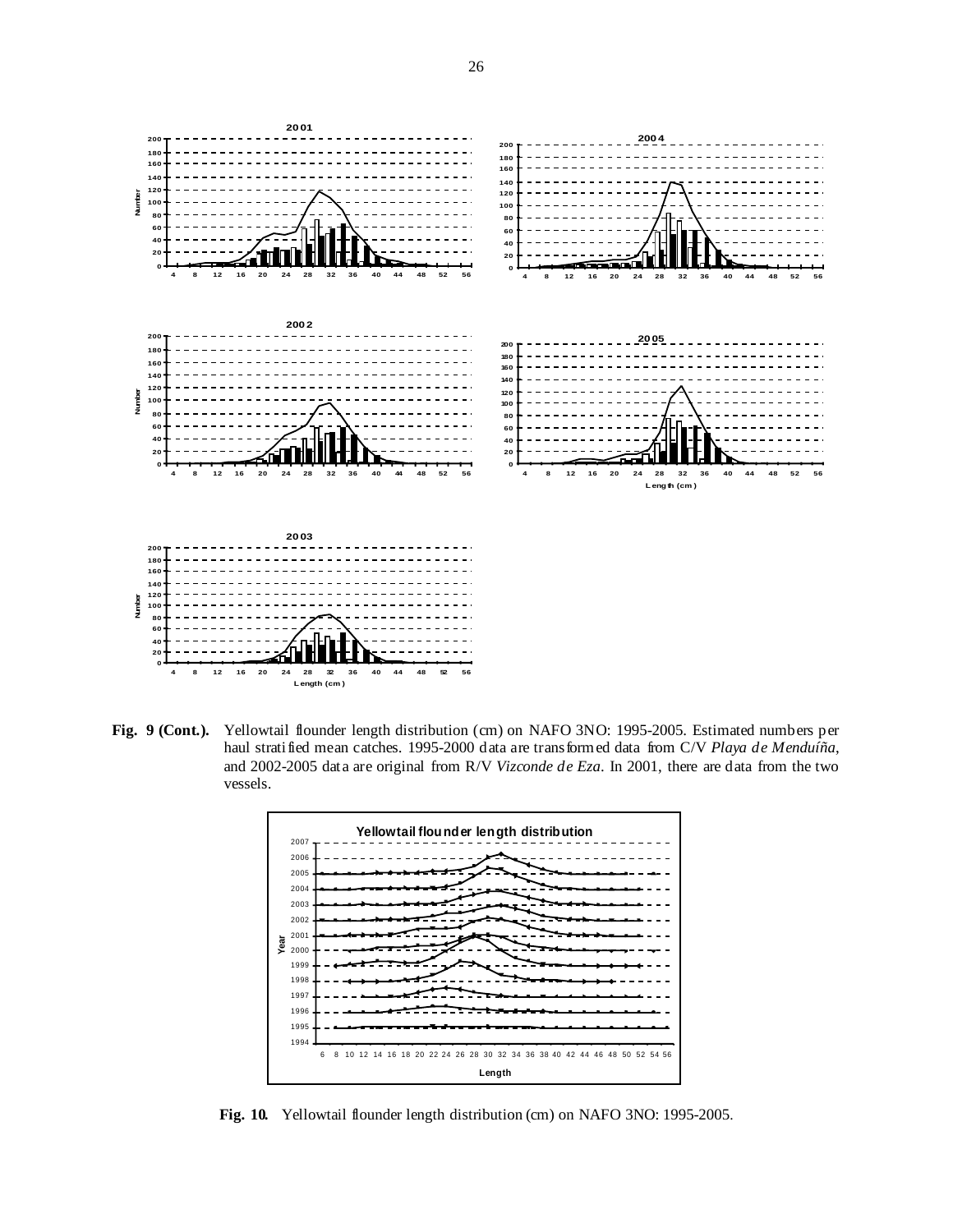2001

Number

200
180
160
140
120
100
80
60
40
20
0

4 8 12 16 20 24 28 32 36 40 44 48 52 56

2004

200
180
160
140
120
100
80
60
40
20
0

4 8 12 16 20 24 28 32 36 40 44 48 52 56

2002

Number

200
180
160
140
120
100
80
60
40
20
0

4 8 12 16 20 24 28 32 36 40 44 48 52 56

2005

200
180
160
140
120
100
80
60
40
20
0

4 8 12 16 20 24 28 32 36 40 44 48 52 56

Length (cm)

2003

Number

200
180
160
140
120
100
80
60
40
20
0

4 8 12 16 20 24 28 32 36 40 44 48 52 56

Length (cm)

**Fig. 9 (Cont.).** Yellowtail flounder length distribution (cm) on NAFO 3NO: 1995-2005. Estimated numbers per haul stratified mean catches. 1995-2000 data are transformed data from C/V *Playa de Menduíña*, and 2002-2005 data are original from R/V *Vizconde de Eza*. In 2001, there are data from the two vessels.

Yellowtail flounder length distribution

Year

2007
2006
2005
2004
2003
2002
2001
2000
1999
1998
1997
1996
1995
1994

6 8 10 12 14 16 18 20 22 24 26 28 30 32 34 36 38 40 42 44 46 48 50 52 54 56

Length

**Fig. 10.** Yellowtail flounder length distribution (cm) on NAFO 3NO: 1995-2005.